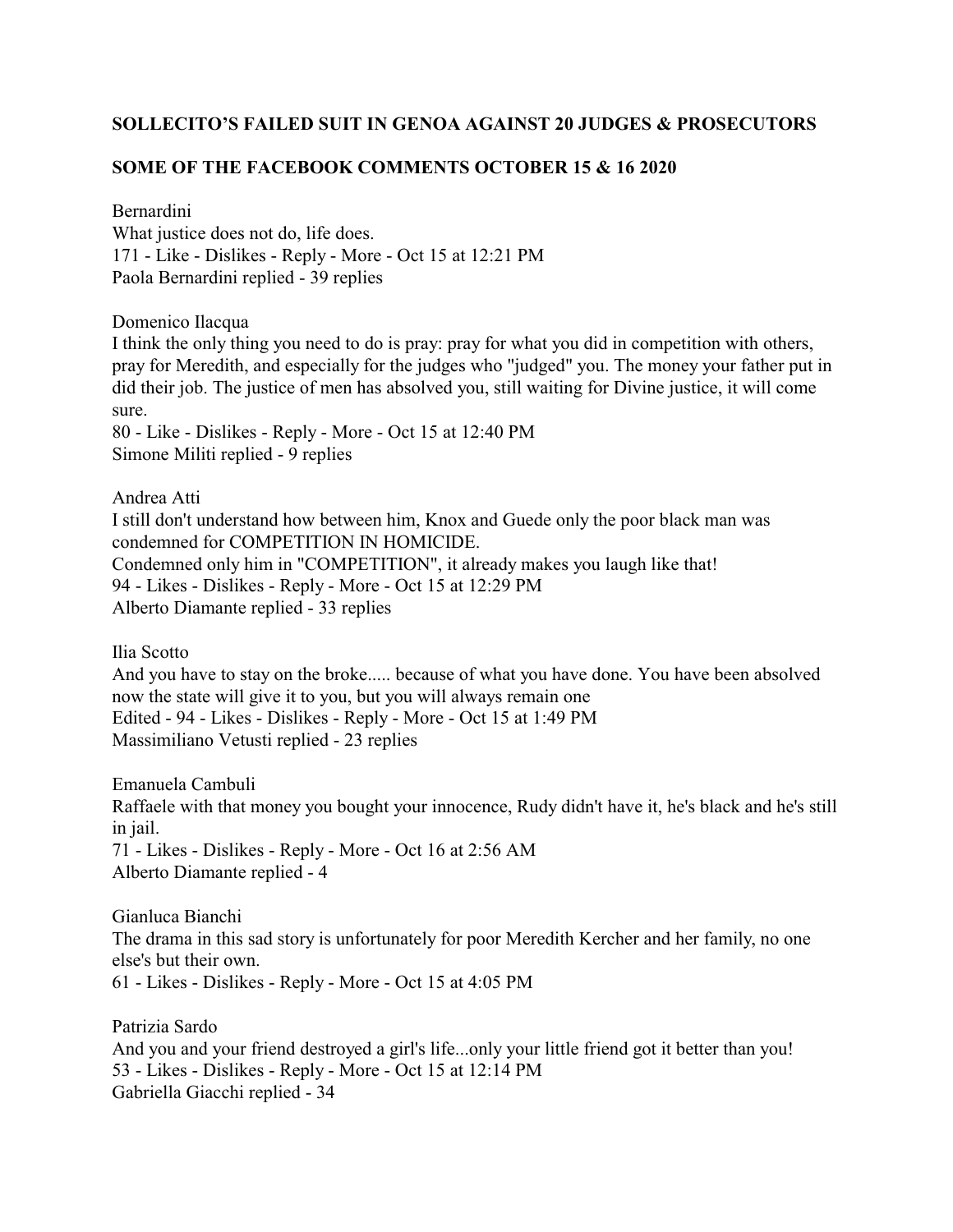**SOLLECITO'S FAILED SUIT IN GENOA AGAINST 20 JUDGES & PROSECUTORS**

**SOME OF THE FACEBOOK COMMENTS OCTOBER 15 & 16 2020**

Bernardini
What justice does not do, life does.
171 - Like - Dislikes - Reply - More - Oct 15 at 12:21 PM
Paola Bernardini replied - 39 replies

Domenico Ilacqua
I think the only thing you need to do is pray: pray for what you did in competition with others, pray for Meredith, and especially for the judges who "judged" you. The money your father put in did their job. The justice of men has absolved you, still waiting for Divine justice, it will come sure.
80 - Like - Dislikes - Reply - More - Oct 15 at 12:40 PM
Simone Militi replied - 9 replies

Andrea Atti
I still don't understand how between him, Knox and Guede only the poor black man was condemned for COMPETITION IN HOMICIDE.
Condemned only him in "COMPETITION", it already makes you laugh like that!
94 - Likes - Dislikes - Reply - More - Oct 15 at 12:29 PM
Alberto Diamante replied - 33 replies

Ilia Scotto
And you have to stay on the broke..... because of what you have done. You have been absolved now the state will give it to you, but you will always remain one
Edited - 94 - Likes - Dislikes - Reply - More - Oct 15 at 1:49 PM
Massimiliano Vetusti replied - 23 replies

Emanuela Cambuli
Raffaele with that money you bought your innocence, Rudy didn't have it, he's black and he's still in jail.
71 - Likes - Dislikes - Reply - More - Oct 16 at 2:56 AM
Alberto Diamante replied - 4

Gianluca Bianchi
The drama in this sad story is unfortunately for poor Meredith Kercher and her family, no one else's but their own.
61 - Likes - Dislikes - Reply - More - Oct 15 at 4:05 PM

Patrizia Sardo
And you and your friend destroyed a girl's life...only your little friend got it better than you!
53 - Likes - Dislikes - Reply - More - Oct 15 at 12:14 PM
Gabriella Giacchi replied - 34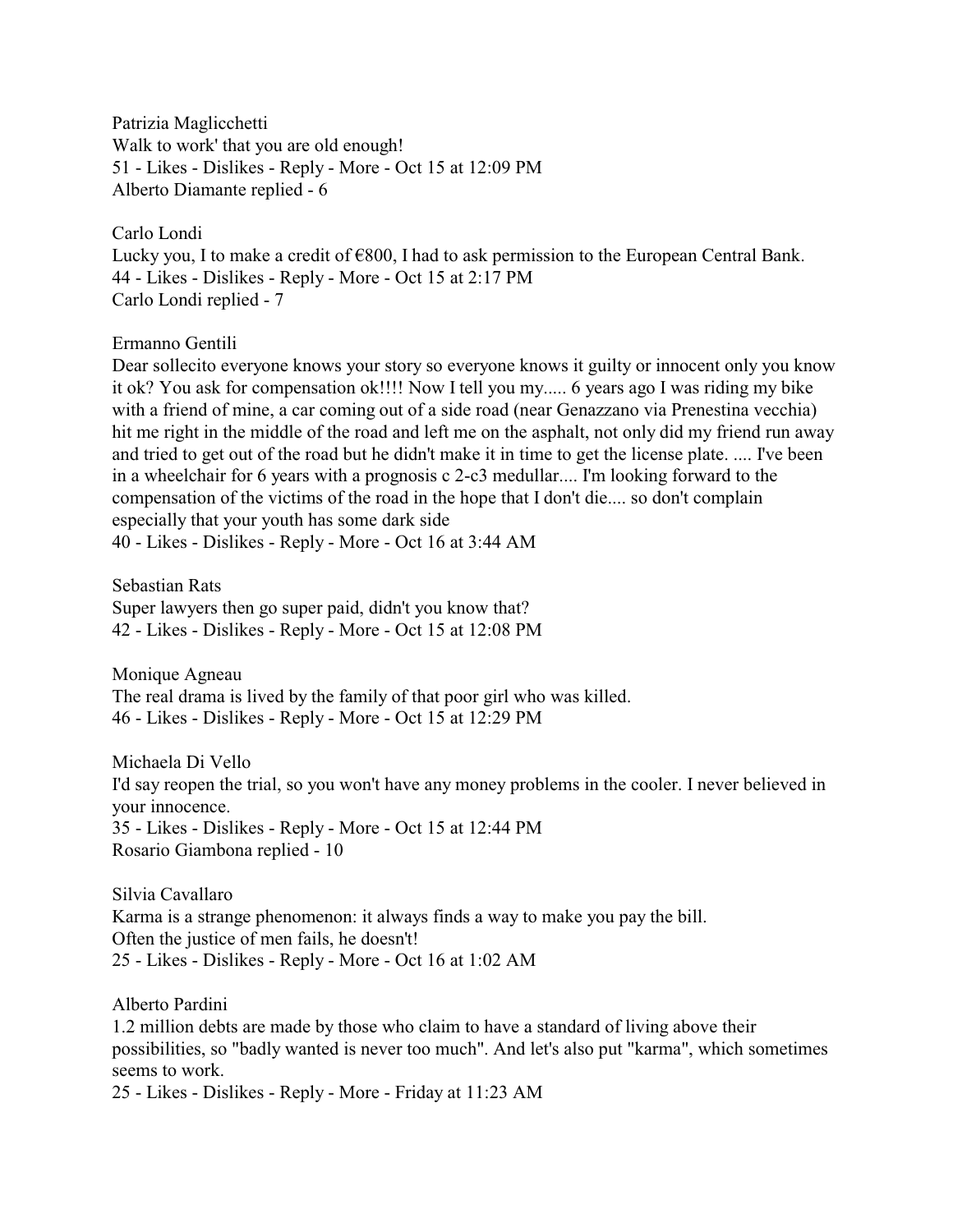Patrizia Maglicchetti
Walk to work' that you are old enough!
51 - Likes - Dislikes - Reply - More - Oct 15 at 12:09 PM
Alberto Diamante replied - 6

Carlo Londi
Lucky you, I to make a credit of €800, I had to ask permission to the European Central Bank.
44 - Likes - Dislikes - Reply - More - Oct 15 at 2:17 PM
Carlo Londi replied - 7

Ermanno Gentili
Dear sollecito everyone knows your story so everyone knows it guilty or innocent only you know it ok? You ask for compensation ok!!!! Now I tell you my..... 6 years ago I was riding my bike with a friend of mine, a car coming out of a side road (near Genazzano via Prenestina vecchia) hit me right in the middle of the road and left me on the asphalt, not only did my friend run away and tried to get out of the road but he didn't make it in time to get the license plate. .... I've been in a wheelchair for 6 years with a prognosis c 2-c3 medullar.... I'm looking forward to the compensation of the victims of the road in the hope that I don't die.... so don't complain especially that your youth has some dark side
40 - Likes - Dislikes - Reply - More - Oct 16 at 3:44 AM

Sebastian Rats
Super lawyers then go super paid, didn't you know that?
42 - Likes - Dislikes - Reply - More - Oct 15 at 12:08 PM

Monique Agneau
The real drama is lived by the family of that poor girl who was killed.
46 - Likes - Dislikes - Reply - More - Oct 15 at 12:29 PM

Michaela Di Vello
I'd say reopen the trial, so you won't have any money problems in the cooler. I never believed in your innocence.
35 - Likes - Dislikes - Reply - More - Oct 15 at 12:44 PM
Rosario Giambona replied - 10

Silvia Cavallaro
Karma is a strange phenomenon: it always finds a way to make you pay the bill.
Often the justice of men fails, he doesn't!
25 - Likes - Dislikes - Reply - More - Oct 16 at 1:02 AM

Alberto Pardini
1.2 million debts are made by those who claim to have a standard of living above their possibilities, so "badly wanted is never too much". And let's also put "karma", which sometimes seems to work.
25 - Likes - Dislikes - Reply - More - Friday at 11:23 AM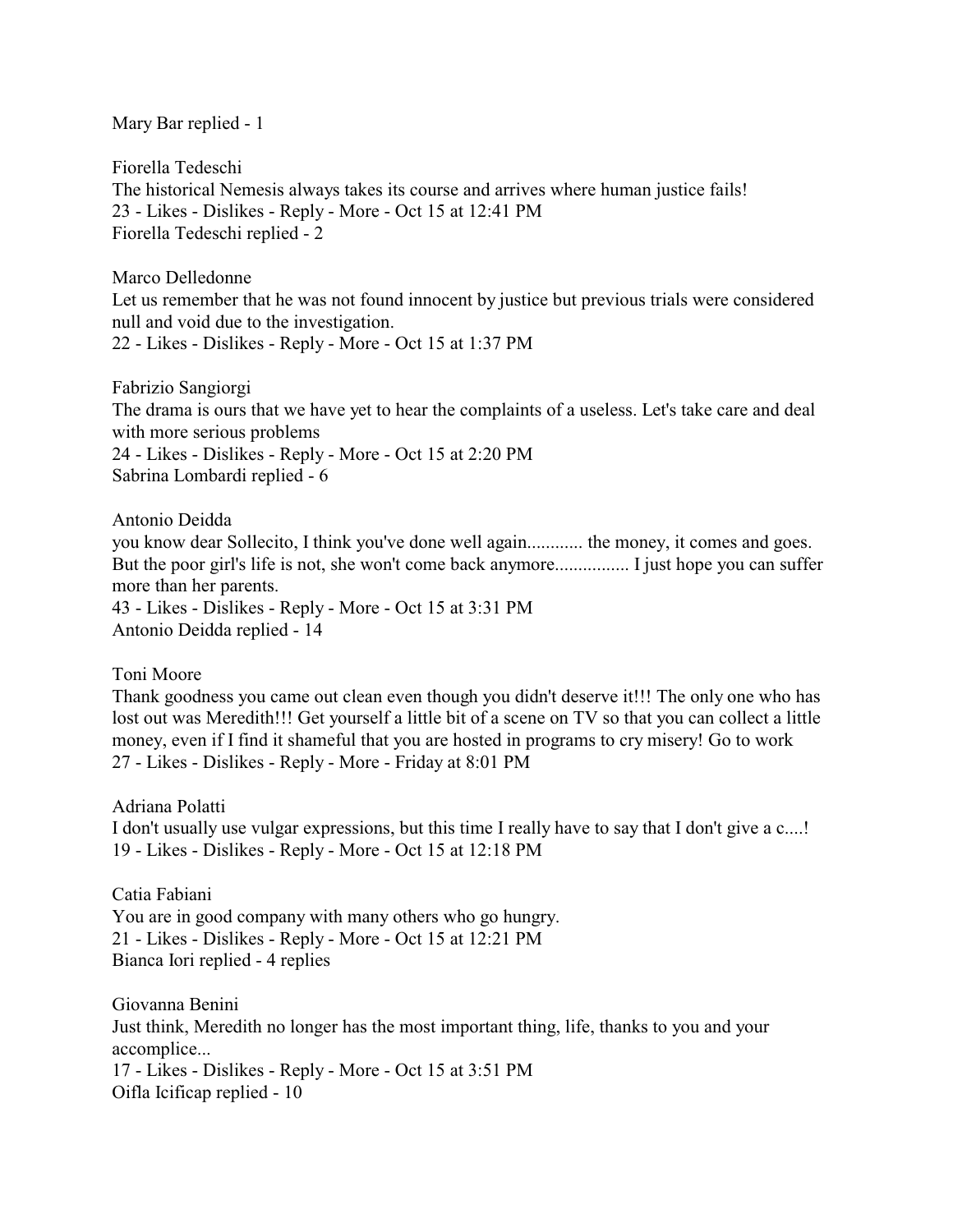Mary Bar replied - 1

Fiorella Tedeschi
The historical Nemesis always takes its course and arrives where human justice fails!
23 - Likes - Dislikes - Reply - More - Oct 15 at 12:41 PM
Fiorella Tedeschi replied - 2

Marco Delledonne
Let us remember that he was not found innocent by justice but previous trials were considered null and void due to the investigation.
22 - Likes - Dislikes - Reply - More - Oct 15 at 1:37 PM

Fabrizio Sangiorgi
The drama is ours that we have yet to hear the complaints of a useless. Let's take care and deal with more serious problems
24 - Likes - Dislikes - Reply - More - Oct 15 at 2:20 PM
Sabrina Lombardi replied - 6

Antonio Deidda
you know dear Sollecito, I think you've done well again............ the money, it comes and goes. But the poor girl's life is not, she won't come back anymore................ I just hope you can suffer more than her parents.
43 - Likes - Dislikes - Reply - More - Oct 15 at 3:31 PM
Antonio Deidda replied - 14

Toni Moore
Thank goodness you came out clean even though you didn't deserve it!!! The only one who has lost out was Meredith!!! Get yourself a little bit of a scene on TV so that you can collect a little money, even if I find it shameful that you are hosted in programs to cry misery! Go to work
27 - Likes - Dislikes - Reply - More - Friday at 8:01 PM

Adriana Polatti
I don't usually use vulgar expressions, but this time I really have to say that I don't give a c....!
19 - Likes - Dislikes - Reply - More - Oct 15 at 12:18 PM

Catia Fabiani
You are in good company with many others who go hungry.
21 - Likes - Dislikes - Reply - More - Oct 15 at 12:21 PM
Bianca Iori replied - 4 replies

Giovanna Benini
Just think, Meredith no longer has the most important thing, life, thanks to you and your accomplice...
17 - Likes - Dislikes - Reply - More - Oct 15 at 3:51 PM
Oifla Icificap replied - 10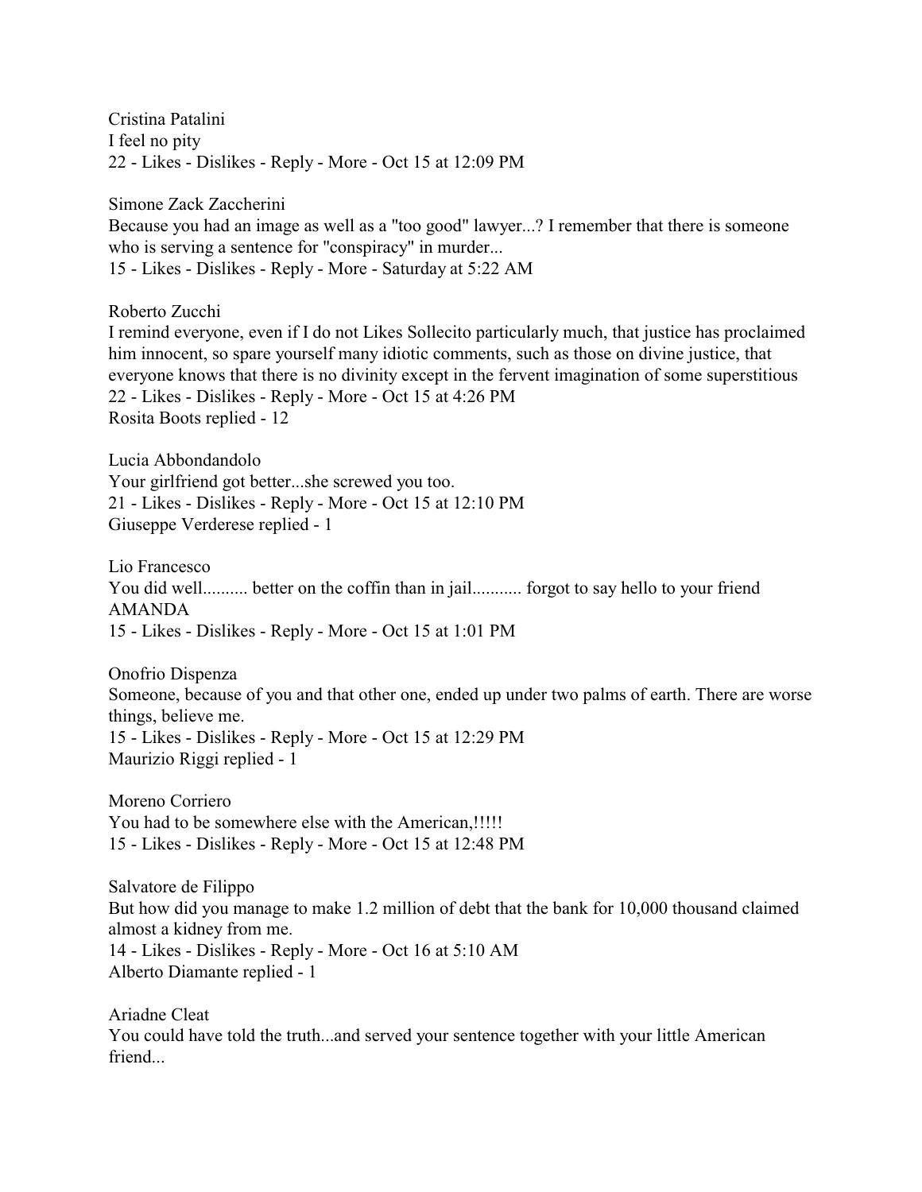Cristina Patalini
I feel no pity
22 - Likes - Dislikes - Reply - More - Oct 15 at 12:09 PM

Simone Zack Zaccherini
Because you had an image as well as a "too good" lawyer...? I remember that there is someone who is serving a sentence for "conspiracy" in murder...
15 - Likes - Dislikes - Reply - More - Saturday at 5:22 AM

Roberto Zucchi
I remind everyone, even if I do not Likes Sollecito particularly much, that justice has proclaimed him innocent, so spare yourself many idiotic comments, such as those on divine justice, that everyone knows that there is no divinity except in the fervent imagination of some superstitious
22 - Likes - Dislikes - Reply - More - Oct 15 at 4:26 PM
Rosita Boots replied - 12

Lucia Abbondandolo
Your girlfriend got better...she screwed you too.
21 - Likes - Dislikes - Reply - More - Oct 15 at 12:10 PM
Giuseppe Verderese replied - 1

Lio Francesco
You did well.......... better on the coffin than in jail........... forgot to say hello to your friend AMANDA
15 - Likes - Dislikes - Reply - More - Oct 15 at 1:01 PM

Onofrio Dispenza
Someone, because of you and that other one, ended up under two palms of earth. There are worse things, believe me.
15 - Likes - Dislikes - Reply - More - Oct 15 at 12:29 PM
Maurizio Riggi replied - 1

Moreno Corriero
You had to be somewhere else with the American,!!!!!
15 - Likes - Dislikes - Reply - More - Oct 15 at 12:48 PM

Salvatore de Filippo
But how did you manage to make 1.2 million of debt that the bank for 10,000 thousand claimed almost a kidney from me.
14 - Likes - Dislikes - Reply - More - Oct 16 at 5:10 AM
Alberto Diamante replied - 1

Ariadne Cleat
You could have told the truth...and served your sentence together with your little American friend...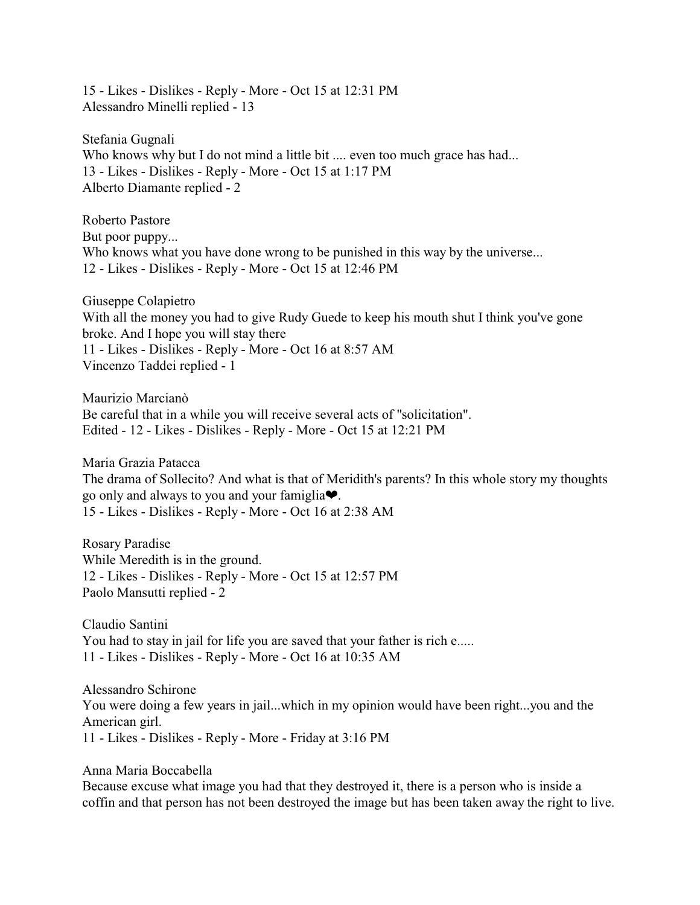15 - Likes - Dislikes - Reply - More - Oct 15 at 12:31 PM
Alessandro Minelli replied - 13

Stefania Gugnali
Who knows why but I do not mind a little bit .... even too much grace has had...
13 - Likes - Dislikes - Reply - More - Oct 15 at 1:17 PM
Alberto Diamante replied - 2

Roberto Pastore
But poor puppy...
Who knows what you have done wrong to be punished in this way by the universe...
12 - Likes - Dislikes - Reply - More - Oct 15 at 12:46 PM

Giuseppe Colapietro
With all the money you had to give Rudy Guede to keep his mouth shut I think you've gone broke. And I hope you will stay there
11 - Likes - Dislikes - Reply - More - Oct 16 at 8:57 AM
Vincenzo Taddei replied - 1

Maurizio Marcianò
Be careful that in a while you will receive several acts of "solicitation".
Edited - 12 - Likes - Dislikes - Reply - More - Oct 15 at 12:21 PM

Maria Grazia Patacca
The drama of Sollecito? And what is that of Meridith's parents? In this whole story my thoughts go only and always to you and your famiglia❤.
15 - Likes - Dislikes - Reply - More - Oct 16 at 2:38 AM

Rosary Paradise
While Meredith is in the ground.
12 - Likes - Dislikes - Reply - More - Oct 15 at 12:57 PM
Paolo Mansutti replied - 2

Claudio Santini
You had to stay in jail for life you are saved that your father is rich e.....
11 - Likes - Dislikes - Reply - More - Oct 16 at 10:35 AM

Alessandro Schirone
You were doing a few years in jail...which in my opinion would have been right...you and the American girl.
11 - Likes - Dislikes - Reply - More - Friday at 3:16 PM

Anna Maria Boccabella
Because excuse what image you had that they destroyed it, there is a person who is inside a coffin and that person has not been destroyed the image but has been taken away the right to live.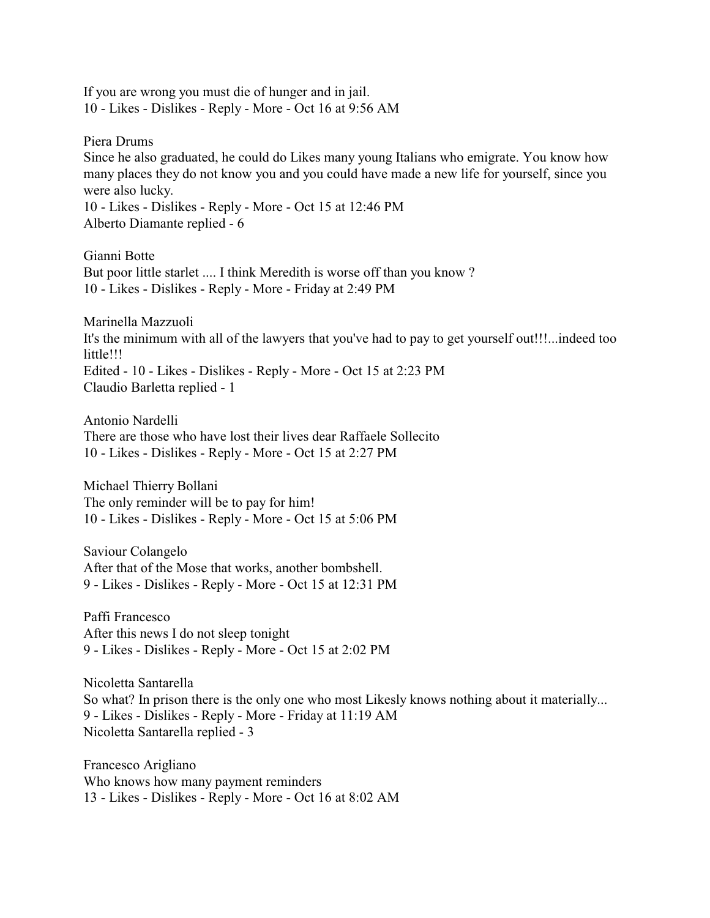If you are wrong you must die of hunger and in jail.
10 - Likes - Dislikes - Reply - More - Oct 16 at 9:56 AM

Piera Drums
Since he also graduated, he could do Likes many young Italians who emigrate. You know how many places they do not know you and you could have made a new life for yourself, since you were also lucky.
10 - Likes - Dislikes - Reply - More - Oct 15 at 12:46 PM
Alberto Diamante replied - 6

Gianni Botte
But poor little starlet .... I think Meredith is worse off than you know ?
10 - Likes - Dislikes - Reply - More - Friday at 2:49 PM

Marinella Mazzuoli
It's the minimum with all of the lawyers that you've had to pay to get yourself out!!!...indeed too little!!!
Edited - 10 - Likes - Dislikes - Reply - More - Oct 15 at 2:23 PM
Claudio Barletta replied - 1

Antonio Nardelli
There are those who have lost their lives dear Raffaele Sollecito
10 - Likes - Dislikes - Reply - More - Oct 15 at 2:27 PM

Michael Thierry Bollani
The only reminder will be to pay for him!
10 - Likes - Dislikes - Reply - More - Oct 15 at 5:06 PM

Saviour Colangelo
After that of the Mose that works, another bombshell.
9 - Likes - Dislikes - Reply - More - Oct 15 at 12:31 PM

Paffi Francesco
After this news I do not sleep tonight
9 - Likes - Dislikes - Reply - More - Oct 15 at 2:02 PM

Nicoletta Santarella
So what? In prison there is the only one who most Likesly knows nothing about it materially...
9 - Likes - Dislikes - Reply - More - Friday at 11:19 AM
Nicoletta Santarella replied - 3

Francesco Arigliano
Who knows how many payment reminders
13 - Likes - Dislikes - Reply - More - Oct 16 at 8:02 AM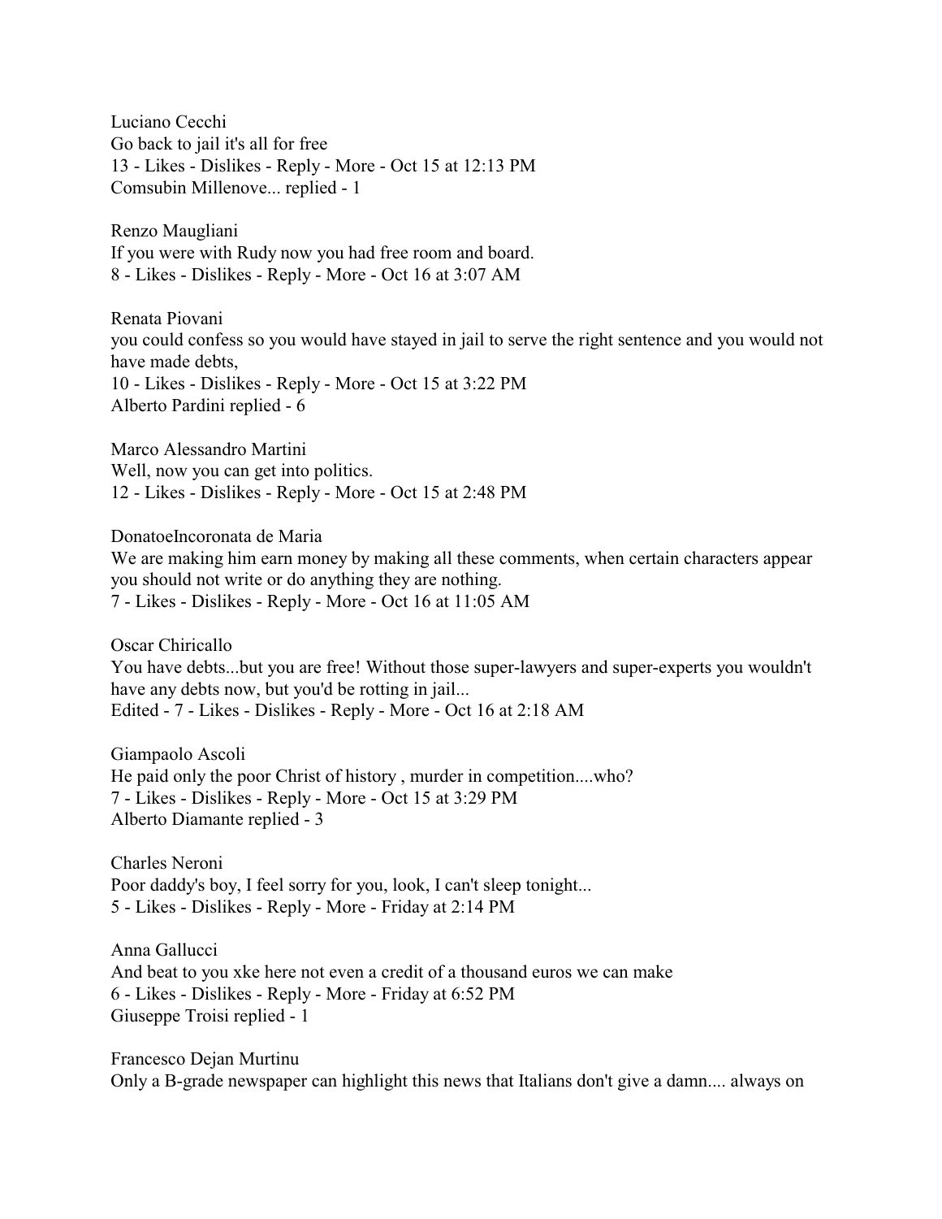Luciano Cecchi
Go back to jail it's all for free
13 - Likes - Dislikes - Reply - More - Oct 15 at 12:13 PM
Comsubin Millenove... replied - 1

Renzo Maugliani
If you were with Rudy now you had free room and board.
8 - Likes - Dislikes - Reply - More - Oct 16 at 3:07 AM

Renata Piovani
you could confess so you would have stayed in jail to serve the right sentence and you would not have made debts,
10 - Likes - Dislikes - Reply - More - Oct 15 at 3:22 PM
Alberto Pardini replied - 6

Marco Alessandro Martini
Well, now you can get into politics.
12 - Likes - Dislikes - Reply - More - Oct 15 at 2:48 PM

DonatoeIncoronata de Maria
We are making him earn money by making all these comments, when certain characters appear you should not write or do anything they are nothing.
7 - Likes - Dislikes - Reply - More - Oct 16 at 11:05 AM

Oscar Chiricallo
You have debts...but you are free! Without those super-lawyers and super-experts you wouldn't have any debts now, but you'd be rotting in jail...
Edited - 7 - Likes - Dislikes - Reply - More - Oct 16 at 2:18 AM

Giampaolo Ascoli
He paid only the poor Christ of history , murder in competition....who?
7 - Likes - Dislikes - Reply - More - Oct 15 at 3:29 PM
Alberto Diamante replied - 3

Charles Neroni
Poor daddy's boy, I feel sorry for you, look, I can't sleep tonight...
5 - Likes - Dislikes - Reply - More - Friday at 2:14 PM

Anna Gallucci
And beat to you xke here not even a credit of a thousand euros we can make
6 - Likes - Dislikes - Reply - More - Friday at 6:52 PM
Giuseppe Troisi replied - 1

Francesco Dejan Murtinu
Only a B-grade newspaper can highlight this news that Italians don't give a damn.... always on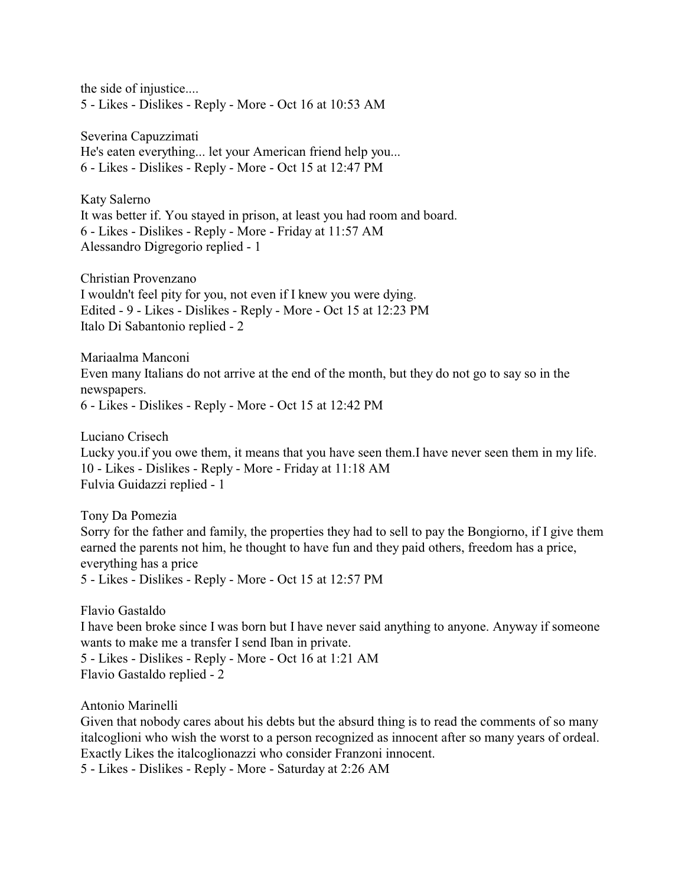the side of injustice....
5 - Likes - Dislikes - Reply - More - Oct 16 at 10:53 AM

Severina Capuzzimati
He's eaten everything... let your American friend help you...
6 - Likes - Dislikes - Reply - More - Oct 15 at 12:47 PM

Katy Salerno
It was better if. You stayed in prison, at least you had room and board.
6 - Likes - Dislikes - Reply - More - Friday at 11:57 AM
Alessandro Digregorio replied - 1

Christian Provenzano
I wouldn't feel pity for you, not even if I knew you were dying.
Edited - 9 - Likes - Dislikes - Reply - More - Oct 15 at 12:23 PM
Italo Di Sabantonio replied - 2

Mariaalma Manconi
Even many Italians do not arrive at the end of the month, but they do not go to say so in the newspapers.
6 - Likes - Dislikes - Reply - More - Oct 15 at 12:42 PM

Luciano Crisech
Lucky you.if you owe them, it means that you have seen them.I have never seen them in my life.
10 - Likes - Dislikes - Reply - More - Friday at 11:18 AM
Fulvia Guidazzi replied - 1

Tony Da Pomezia
Sorry for the father and family, the properties they had to sell to pay the Bongiorno, if I give them earned the parents not him, he thought to have fun and they paid others, freedom has a price, everything has a price
5 - Likes - Dislikes - Reply - More - Oct 15 at 12:57 PM

Flavio Gastaldo
I have been broke since I was born but I have never said anything to anyone. Anyway if someone wants to make me a transfer I send Iban in private.
5 - Likes - Dislikes - Reply - More - Oct 16 at 1:21 AM
Flavio Gastaldo replied - 2

Antonio Marinelli
Given that nobody cares about his debts but the absurd thing is to read the comments of so many italcoglioni who wish the worst to a person recognized as innocent after so many years of ordeal. Exactly Likes the italcoglionazzi who consider Franzoni innocent.
5 - Likes - Dislikes - Reply - More - Saturday at 2:26 AM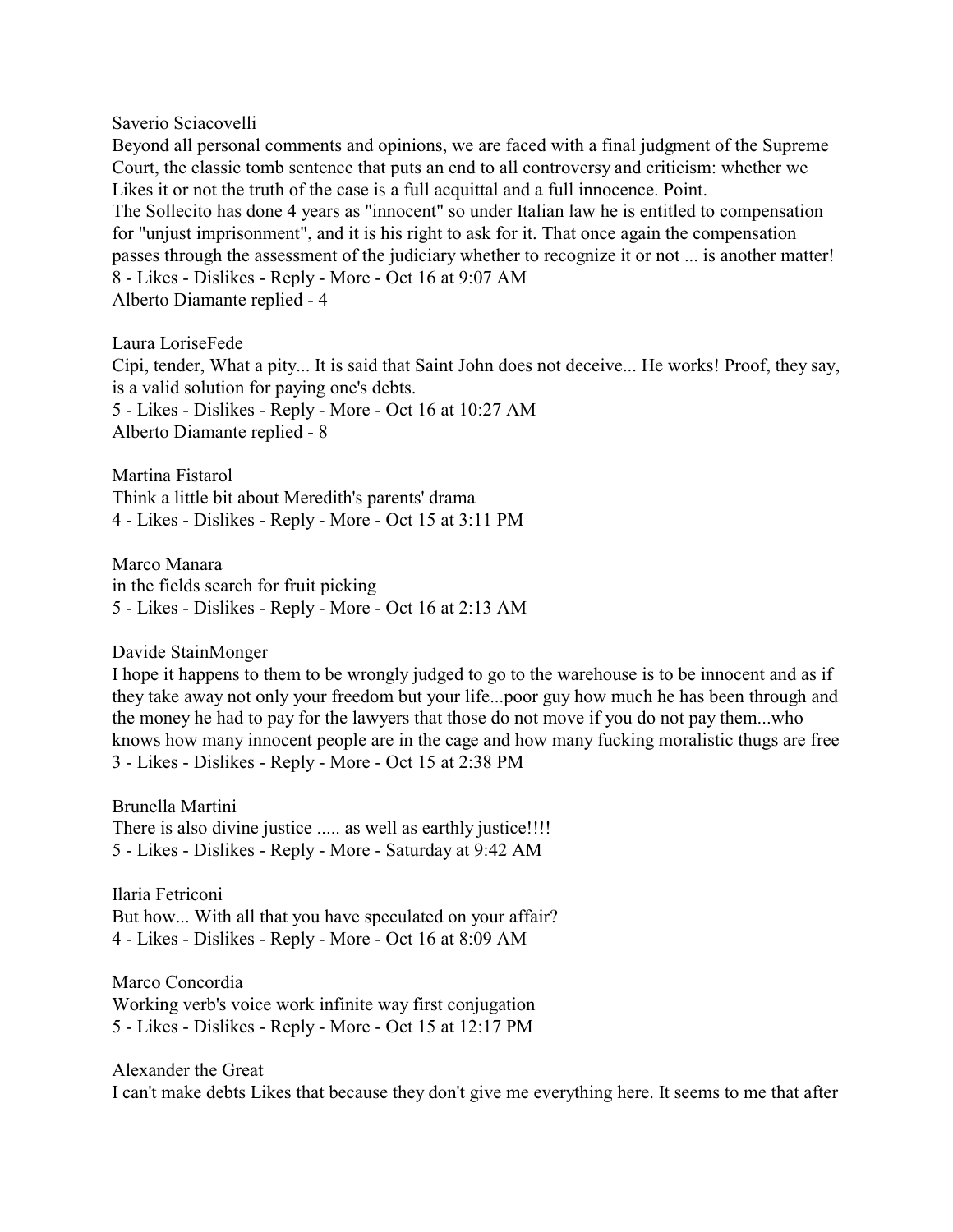Saverio Sciacovelli

Beyond all personal comments and opinions, we are faced with a final judgment of the Supreme Court, the classic tomb sentence that puts an end to all controversy and criticism: whether we Likes it or not the truth of the case is a full acquittal and a full innocence. Point.

The Sollecito has done 4 years as "innocent" so under Italian law he is entitled to compensation for "unjust imprisonment", and it is his right to ask for it. That once again the compensation passes through the assessment of the judiciary whether to recognize it or not ... is another matter!

8 - Likes - Dislikes - Reply - More - Oct 16 at 9:07 AM

Alberto Diamante replied - 4

Laura LoriseFede

Cipi, tender, What a pity... It is said that Saint John does not deceive... He works! Proof, they say, is a valid solution for paying one's debts.

5 - Likes - Dislikes - Reply - More - Oct 16 at 10:27 AM

Alberto Diamante replied - 8

Martina Fistarol

Think a little bit about Meredith's parents' drama

4 - Likes - Dislikes - Reply - More - Oct 15 at 3:11 PM

Marco Manara

in the fields search for fruit picking

5 - Likes - Dislikes - Reply - More - Oct 16 at 2:13 AM

Davide StainMonger

I hope it happens to them to be wrongly judged to go to the warehouse is to be innocent and as if they take away not only your freedom but your life...poor guy how much he has been through and the money he had to pay for the lawyers that those do not move if you do not pay them...who knows how many innocent people are in the cage and how many fucking moralistic thugs are free

3 - Likes - Dislikes - Reply - More - Oct 15 at 2:38 PM

Brunella Martini

There is also divine justice ..... as well as earthly justice!!!!

5 - Likes - Dislikes - Reply - More - Saturday at 9:42 AM

Ilaria Fetriconi

But how... With all that you have speculated on your affair?

4 - Likes - Dislikes - Reply - More - Oct 16 at 8:09 AM

Marco Concordia

Working verb's voice work infinite way first conjugation

5 - Likes - Dislikes - Reply - More - Oct 15 at 12:17 PM

Alexander the Great

I can't make debts Likes that because they don't give me everything here. It seems to me that after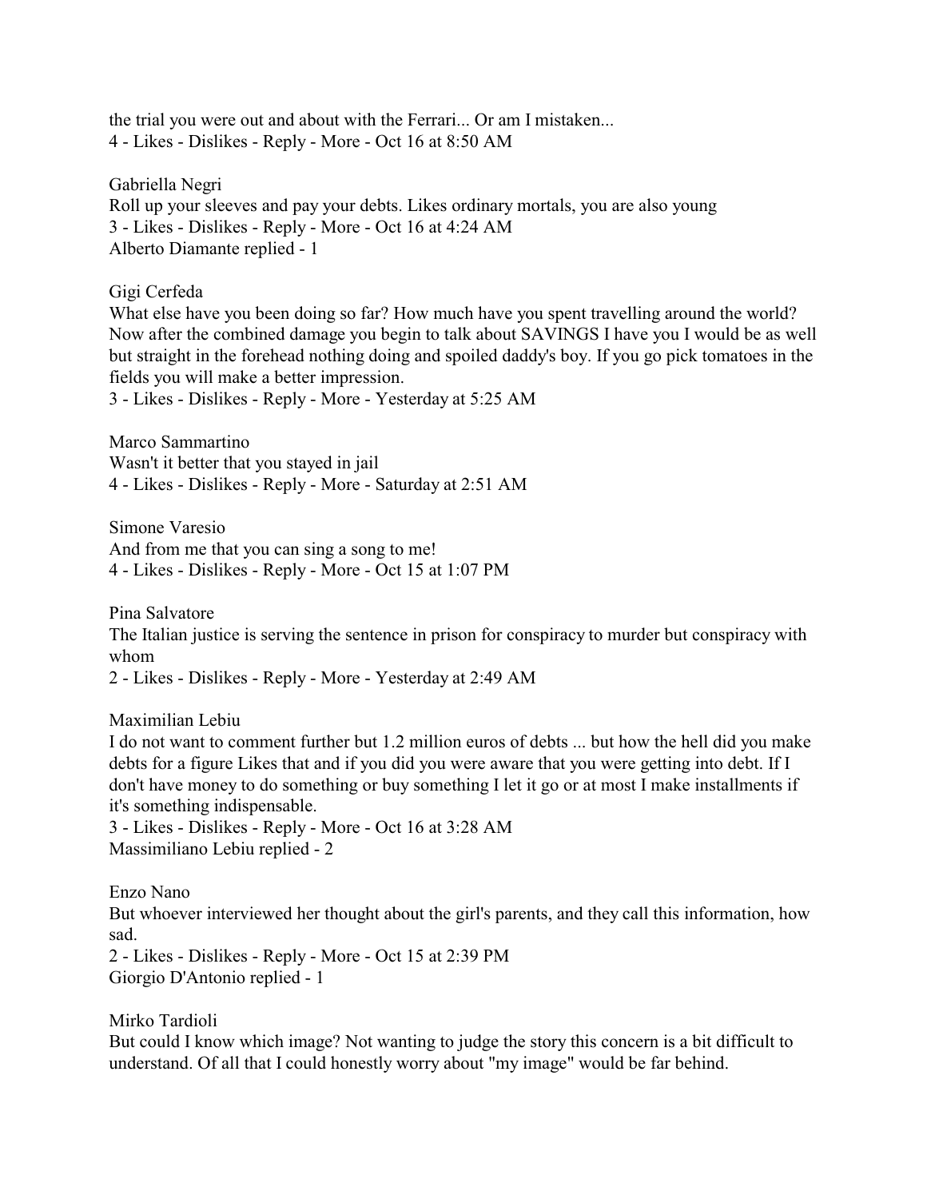the trial you were out and about with the Ferrari... Or am I mistaken...
4 - Likes - Dislikes - Reply - More - Oct 16 at 8:50 AM

Gabriella Negri
Roll up your sleeves and pay your debts. Likes ordinary mortals, you are also young
3 - Likes - Dislikes - Reply - More - Oct 16 at 4:24 AM
Alberto Diamante replied - 1

Gigi Cerfeda
What else have you been doing so far? How much have you spent travelling around the world? Now after the combined damage you begin to talk about SAVINGS I have you I would be as well but straight in the forehead nothing doing and spoiled daddy's boy. If you go pick tomatoes in the fields you will make a better impression.
3 - Likes - Dislikes - Reply - More - Yesterday at 5:25 AM

Marco Sammartino
Wasn't it better that you stayed in jail
4 - Likes - Dislikes - Reply - More - Saturday at 2:51 AM

Simone Varesio
And from me that you can sing a song to me!
4 - Likes - Dislikes - Reply - More - Oct 15 at 1:07 PM

Pina Salvatore
The Italian justice is serving the sentence in prison for conspiracy to murder but conspiracy with whom
2 - Likes - Dislikes - Reply - More - Yesterday at 2:49 AM

Maximilian Lebiu
I do not want to comment further but 1.2 million euros of debts ... but how the hell did you make debts for a figure Likes that and if you did you were aware that you were getting into debt. If I don't have money to do something or buy something I let it go or at most I make installments if it's something indispensable.
3 - Likes - Dislikes - Reply - More - Oct 16 at 3:28 AM
Massimiliano Lebiu replied - 2

Enzo Nano
But whoever interviewed her thought about the girl's parents, and they call this information, how sad.
2 - Likes - Dislikes - Reply - More - Oct 15 at 2:39 PM
Giorgio D'Antonio replied - 1

Mirko Tardioli
But could I know which image? Not wanting to judge the story this concern is a bit difficult to understand. Of all that I could honestly worry about "my image" would be far behind.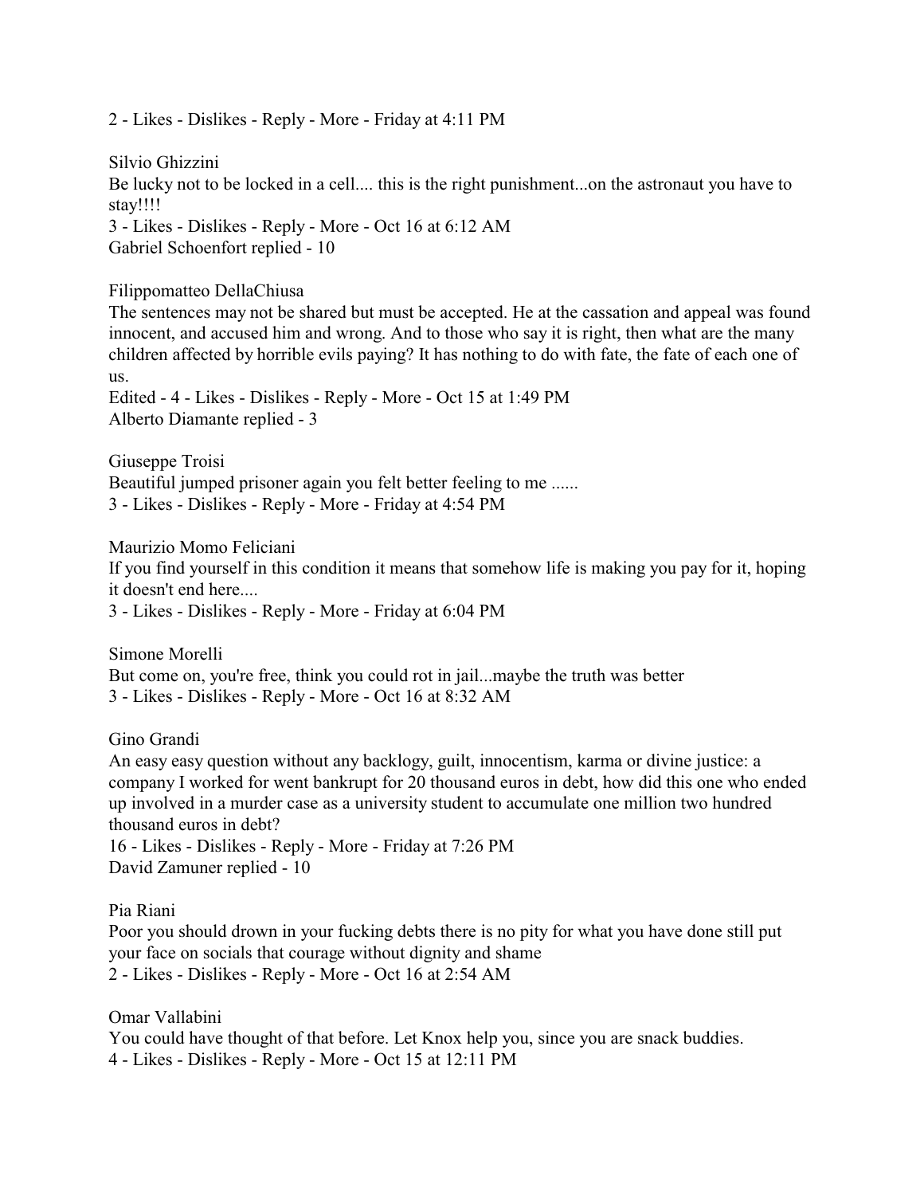2 - Likes - Dislikes - Reply - More - Friday at 4:11 PM

Silvio Ghizzini
Be lucky not to be locked in a cell.... this is the right punishment...on the astronaut you have to stay!!!!
3 - Likes - Dislikes - Reply - More - Oct 16 at 6:12 AM
Gabriel Schoenfort replied - 10

Filippomatteo DellaChiusa
The sentences may not be shared but must be accepted. He at the cassation and appeal was found innocent, and accused him and wrong. And to those who say it is right, then what are the many children affected by horrible evils paying? It has nothing to do with fate, the fate of each one of us.
Edited - 4 - Likes - Dislikes - Reply - More - Oct 15 at 1:49 PM
Alberto Diamante replied - 3

Giuseppe Troisi
Beautiful jumped prisoner again you felt better feeling to me ......
3 - Likes - Dislikes - Reply - More - Friday at 4:54 PM

Maurizio Momo Feliciani
If you find yourself in this condition it means that somehow life is making you pay for it, hoping it doesn't end here....
3 - Likes - Dislikes - Reply - More - Friday at 6:04 PM

Simone Morelli
But come on, you're free, think you could rot in jail...maybe the truth was better
3 - Likes - Dislikes - Reply - More - Oct 16 at 8:32 AM

Gino Grandi
An easy easy question without any backlogy, guilt, innocentism, karma or divine justice: a company I worked for went bankrupt for 20 thousand euros in debt, how did this one who ended up involved in a murder case as a university student to accumulate one million two hundred thousand euros in debt?
16 - Likes - Dislikes - Reply - More - Friday at 7:26 PM
David Zamuner replied - 10

Pia Riani
Poor you should drown in your fucking debts there is no pity for what you have done still put your face on socials that courage without dignity and shame
2 - Likes - Dislikes - Reply - More - Oct 16 at 2:54 AM

Omar Vallabini
You could have thought of that before. Let Knox help you, since you are snack buddies.
4 - Likes - Dislikes - Reply - More - Oct 15 at 12:11 PM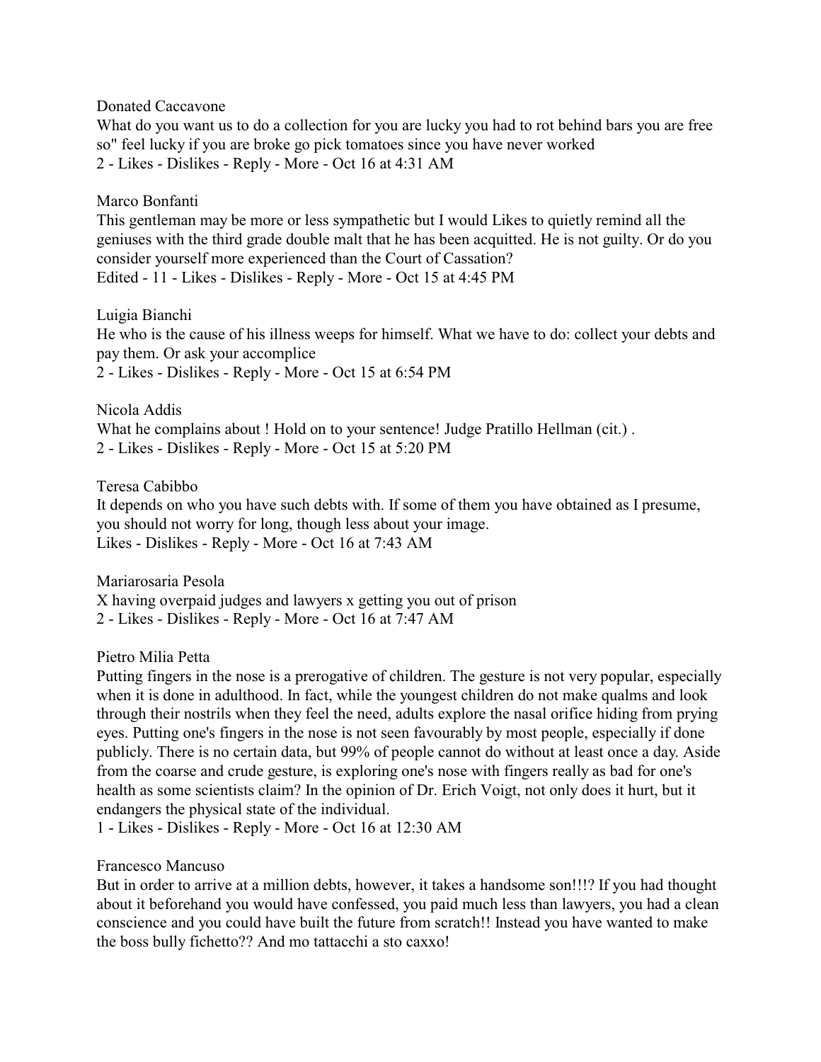Donated Caccavone

What do you want us to do a collection for you are lucky you had to rot behind bars you are free so" feel lucky if you are broke go pick tomatoes since you have never worked

2 - Likes - Dislikes - Reply - More - Oct 16 at 4:31 AM

Marco Bonfanti

This gentleman may be more or less sympathetic but I would Likes to quietly remind all the geniuses with the third grade double malt that he has been acquitted. He is not guilty. Or do you consider yourself more experienced than the Court of Cassation?

Edited - 11 - Likes - Dislikes - Reply - More - Oct 15 at 4:45 PM

Luigia Bianchi

He who is the cause of his illness weeps for himself. What we have to do: collect your debts and pay them. Or ask your accomplice

2 - Likes - Dislikes - Reply - More - Oct 15 at 6:54 PM

Nicola Addis

What he complains about ! Hold on to your sentence! Judge Pratillo Hellman (cit.) .

2 - Likes - Dislikes - Reply - More - Oct 15 at 5:20 PM

Teresa Cabibbo

It depends on who you have such debts with. If some of them you have obtained as I presume, you should not worry for long, though less about your image.

Likes - Dislikes - Reply - More - Oct 16 at 7:43 AM

Mariarosaria Pesola

X having overpaid judges and lawyers x getting you out of prison

2 - Likes - Dislikes - Reply - More - Oct 16 at 7:47 AM

Pietro Milia Petta

Putting fingers in the nose is a prerogative of children. The gesture is not very popular, especially when it is done in adulthood. In fact, while the youngest children do not make qualms and look through their nostrils when they feel the need, adults explore the nasal orifice hiding from prying eyes. Putting one's fingers in the nose is not seen favourably by most people, especially if done publicly. There is no certain data, but 99% of people cannot do without at least once a day. Aside from the coarse and crude gesture, is exploring one's nose with fingers really as bad for one's health as some scientists claim? In the opinion of Dr. Erich Voigt, not only does it hurt, but it endangers the physical state of the individual.

1 - Likes - Dislikes - Reply - More - Oct 16 at 12:30 AM

Francesco Mancuso

But in order to arrive at a million debts, however, it takes a handsome son!!!? If you had thought about it beforehand you would have confessed, you paid much less than lawyers, you had a clean conscience and you could have built the future from scratch!! Instead you have wanted to make the boss bully fichetto?? And mo tattacchi a sto caxxo!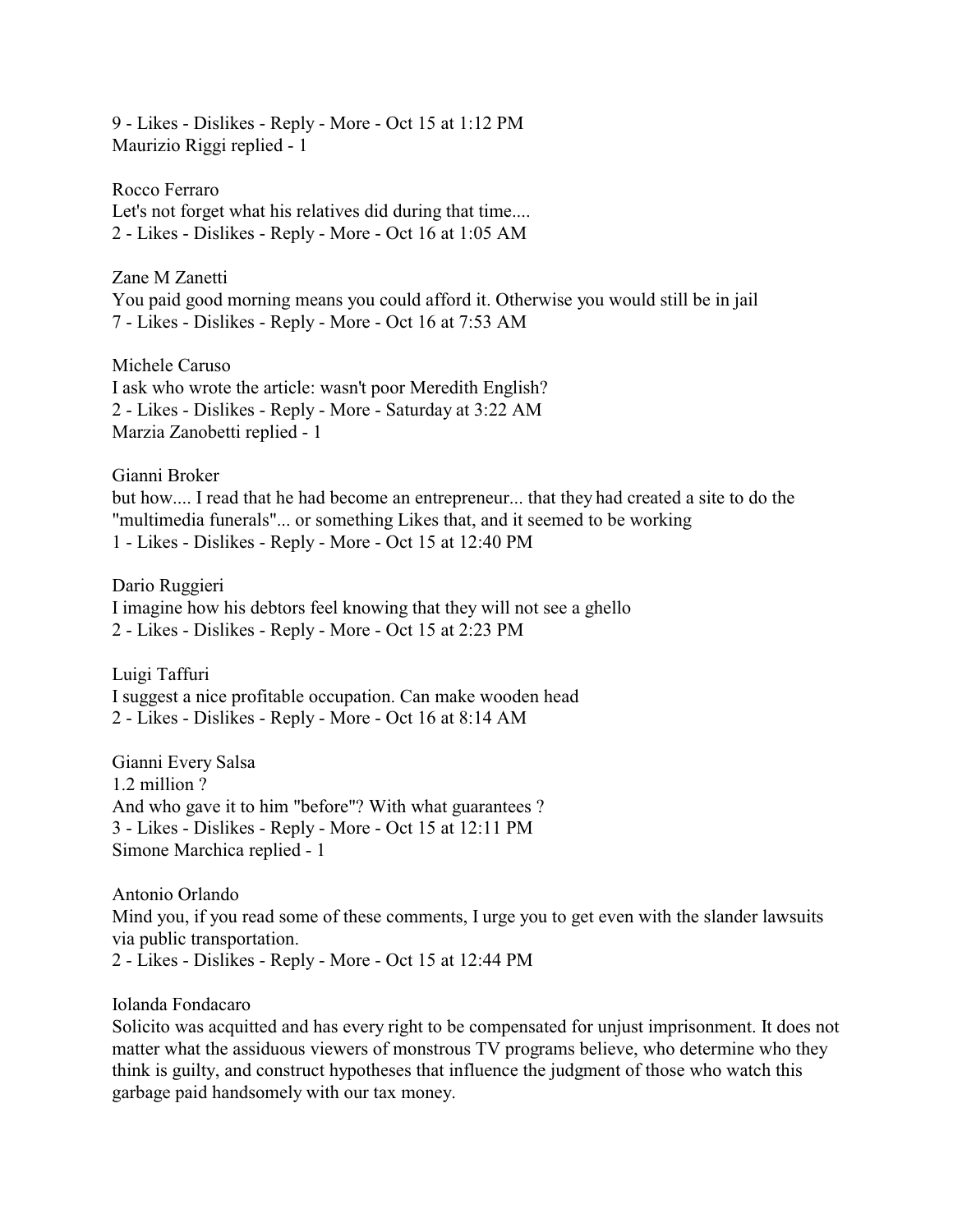9 - Likes - Dislikes - Reply - More - Oct 15 at 1:12 PM
Maurizio Riggi replied - 1

Rocco Ferraro
Let's not forget what his relatives did during that time....
2 - Likes - Dislikes - Reply - More - Oct 16 at 1:05 AM

Zane M Zanetti
You paid good morning means you could afford it. Otherwise you would still be in jail
7 - Likes - Dislikes - Reply - More - Oct 16 at 7:53 AM

Michele Caruso
I ask who wrote the article: wasn't poor Meredith English?
2 - Likes - Dislikes - Reply - More - Saturday at 3:22 AM
Marzia Zanobetti replied - 1

Gianni Broker
but how.... I read that he had become an entrepreneur... that they had created a site to do the "multimedia funerals"... or something Likes that, and it seemed to be working
1 - Likes - Dislikes - Reply - More - Oct 15 at 12:40 PM

Dario Ruggieri
I imagine how his debtors feel knowing that they will not see a ghello
2 - Likes - Dislikes - Reply - More - Oct 15 at 2:23 PM

Luigi Taffuri
I suggest a nice profitable occupation. Can make wooden head
2 - Likes - Dislikes - Reply - More - Oct 16 at 8:14 AM

Gianni Every Salsa
1.2 million ?
And who gave it to him "before"? With what guarantees ?
3 - Likes - Dislikes - Reply - More - Oct 15 at 12:11 PM
Simone Marchica replied - 1

Antonio Orlando
Mind you, if you read some of these comments, I urge you to get even with the slander lawsuits via public transportation.
2 - Likes - Dislikes - Reply - More - Oct 15 at 12:44 PM

Iolanda Fondacaro
Solicito was acquitted and has every right to be compensated for unjust imprisonment. It does not matter what the assiduous viewers of monstrous TV programs believe, who determine who they think is guilty, and construct hypotheses that influence the judgment of those who watch this garbage paid handsomely with our tax money.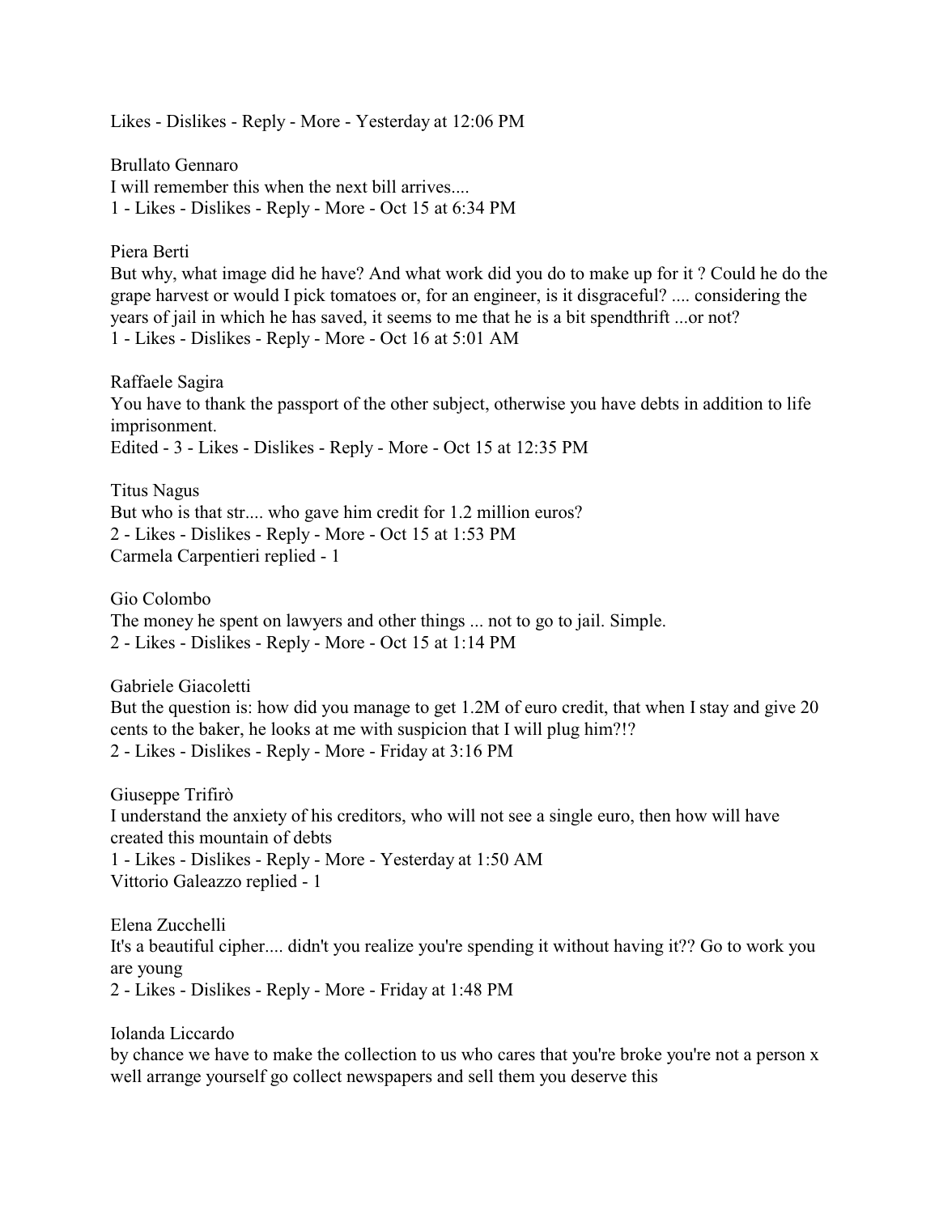Likes - Dislikes - Reply - More - Yesterday at 12:06 PM

Brullato Gennaro
I will remember this when the next bill arrives....
1 - Likes - Dislikes - Reply - More - Oct 15 at 6:34 PM

Piera Berti
But why, what image did he have? And what work did you do to make up for it ? Could he do the grape harvest or would I pick tomatoes or, for an engineer, is it disgraceful? .... considering the years of jail in which he has saved, it seems to me that he is a bit spendthrift ...or not?
1 - Likes - Dislikes - Reply - More - Oct 16 at 5:01 AM

Raffaele Sagira
You have to thank the passport of the other subject, otherwise you have debts in addition to life imprisonment.
Edited - 3 - Likes - Dislikes - Reply - More - Oct 15 at 12:35 PM

Titus Nagus
But who is that str.... who gave him credit for 1.2 million euros?
2 - Likes - Dislikes - Reply - More - Oct 15 at 1:53 PM
Carmela Carpentieri replied - 1

Gio Colombo
The money he spent on lawyers and other things ... not to go to jail. Simple.
2 - Likes - Dislikes - Reply - More - Oct 15 at 1:14 PM

Gabriele Giacoletti
But the question is: how did you manage to get 1.2M of euro credit, that when I stay and give 20 cents to the baker, he looks at me with suspicion that I will plug him?!?
2 - Likes - Dislikes - Reply - More - Friday at 3:16 PM

Giuseppe Trifirò
I understand the anxiety of his creditors, who will not see a single euro, then how will have created this mountain of debts
1 - Likes - Dislikes - Reply - More - Yesterday at 1:50 AM
Vittorio Galeazzo replied - 1

Elena Zucchelli
It's a beautiful cipher.... didn't you realize you're spending it without having it?? Go to work you are young
2 - Likes - Dislikes - Reply - More - Friday at 1:48 PM

Iolanda Liccardo
by chance we have to make the collection to us who cares that you're broke you're not a person x well arrange yourself go collect newspapers and sell them you deserve this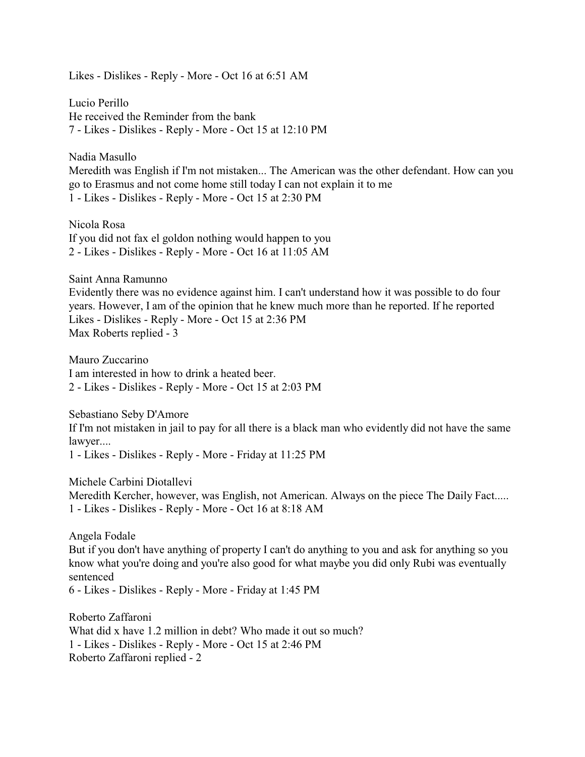Likes - Dislikes - Reply - More - Oct 16 at 6:51 AM

Lucio Perillo
He received the Reminder from the bank
7 - Likes - Dislikes - Reply - More - Oct 15 at 12:10 PM

Nadia Masullo
Meredith was English if I'm not mistaken... The American was the other defendant. How can you go to Erasmus and not come home still today I can not explain it to me
1 - Likes - Dislikes - Reply - More - Oct 15 at 2:30 PM

Nicola Rosa
If you did not fax el goldon nothing would happen to you
2 - Likes - Dislikes - Reply - More - Oct 16 at 11:05 AM

Saint Anna Ramunno
Evidently there was no evidence against him. I can't understand how it was possible to do four years. However, I am of the opinion that he knew much more than he reported. If he reported
Likes - Dislikes - Reply - More - Oct 15 at 2:36 PM
Max Roberts replied - 3

Mauro Zuccarino
I am interested in how to drink a heated beer.
2 - Likes - Dislikes - Reply - More - Oct 15 at 2:03 PM

Sebastiano Seby D'Amore
If I'm not mistaken in jail to pay for all there is a black man who evidently did not have the same lawyer....
1 - Likes - Dislikes - Reply - More - Friday at 11:25 PM

Michele Carbini Diotallevi
Meredith Kercher, however, was English, not American. Always on the piece The Daily Fact.....
1 - Likes - Dislikes - Reply - More - Oct 16 at 8:18 AM

Angela Fodale
But if you don't have anything of property I can't do anything to you and ask for anything so you know what you're doing and you're also good for what maybe you did only Rubi was eventually sentenced
6 - Likes - Dislikes - Reply - More - Friday at 1:45 PM

Roberto Zaffaroni
What did x have 1.2 million in debt? Who made it out so much?
1 - Likes - Dislikes - Reply - More - Oct 15 at 2:46 PM
Roberto Zaffaroni replied - 2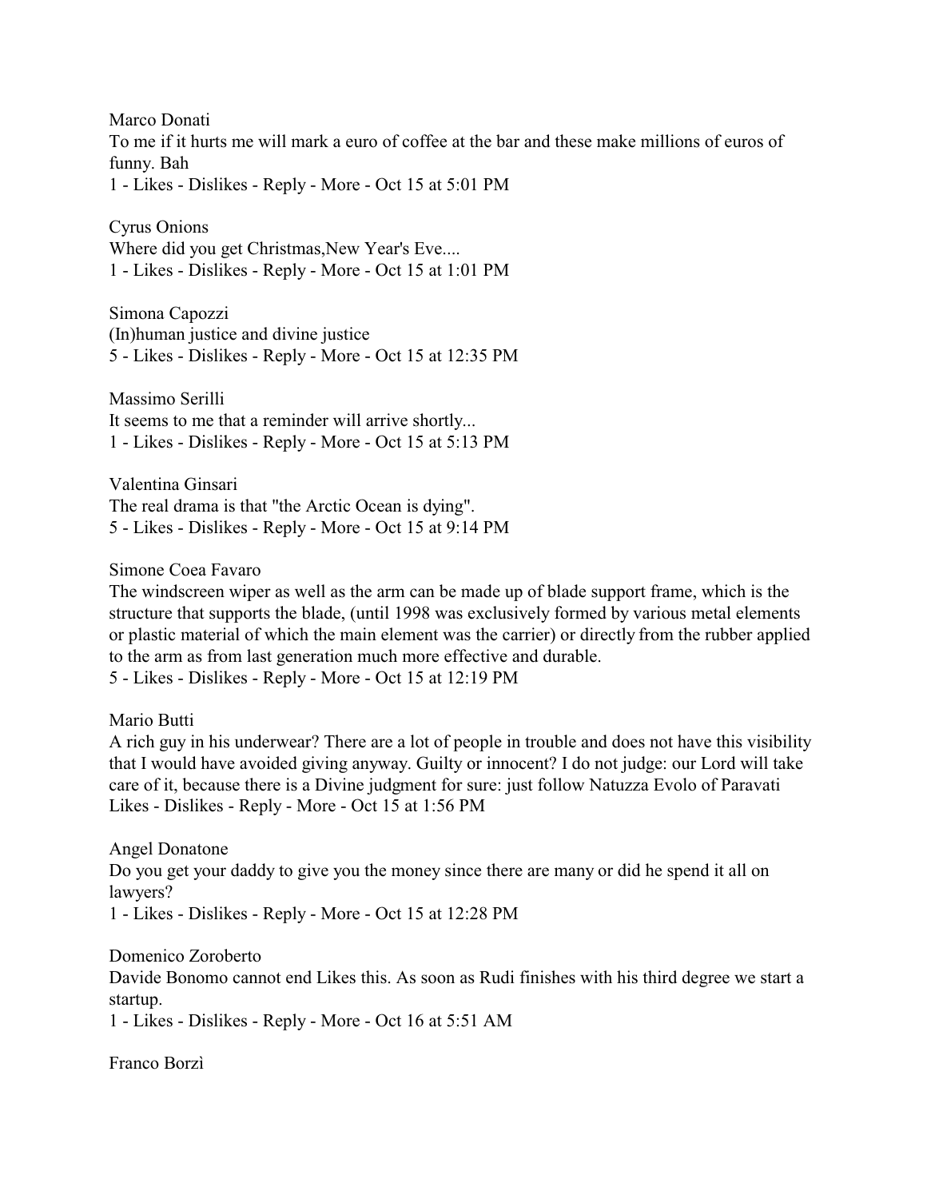Marco Donati
To me if it hurts me will mark a euro of coffee at the bar and these make millions of euros of funny. Bah
1 - Likes - Dislikes - Reply - More - Oct 15 at 5:01 PM

Cyrus Onions
Where did you get Christmas,New Year's Eve....
1 - Likes - Dislikes - Reply - More - Oct 15 at 1:01 PM

Simona Capozzi
(In)human justice and divine justice
5 - Likes - Dislikes - Reply - More - Oct 15 at 12:35 PM

Massimo Serilli
It seems to me that a reminder will arrive shortly...
1 - Likes - Dislikes - Reply - More - Oct 15 at 5:13 PM

Valentina Ginsari
The real drama is that "the Arctic Ocean is dying".
5 - Likes - Dislikes - Reply - More - Oct 15 at 9:14 PM

Simone Coea Favaro
The windscreen wiper as well as the arm can be made up of blade support frame, which is the structure that supports the blade, (until 1998 was exclusively formed by various metal elements or plastic material of which the main element was the carrier) or directly from the rubber applied to the arm as from last generation much more effective and durable.
5 - Likes - Dislikes - Reply - More - Oct 15 at 12:19 PM

Mario Butti
A rich guy in his underwear? There are a lot of people in trouble and does not have this visibility that I would have avoided giving anyway. Guilty or innocent? I do not judge: our Lord will take care of it, because there is a Divine judgment for sure: just follow Natuzza Evolo of Paravati
Likes - Dislikes - Reply - More - Oct 15 at 1:56 PM

Angel Donatone
Do you get your daddy to give you the money since there are many or did he spend it all on lawyers?
1 - Likes - Dislikes - Reply - More - Oct 15 at 12:28 PM

Domenico Zoroberto
Davide Bonomo cannot end Likes this. As soon as Rudi finishes with his third degree we start a startup.
1 - Likes - Dislikes - Reply - More - Oct 16 at 5:51 AM

Franco Borzì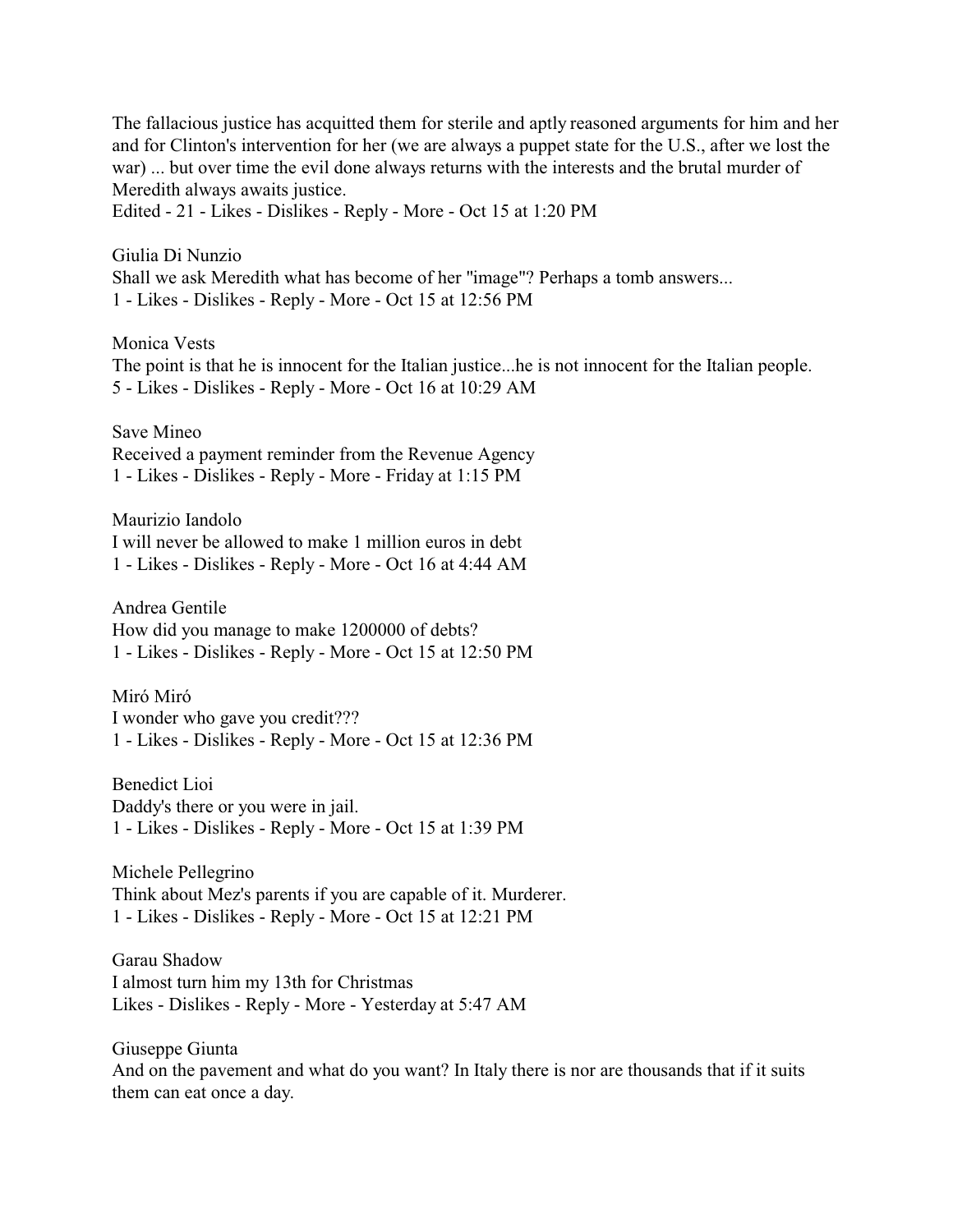The fallacious justice has acquitted them for sterile and aptly reasoned arguments for him and her and for Clinton's intervention for her (we are always a puppet state for the U.S., after we lost the war) ... but over time the evil done always returns with the interests and the brutal murder of Meredith always awaits justice.
Edited - 21 - Likes - Dislikes - Reply - More - Oct 15 at 1:20 PM

Giulia Di Nunzio
Shall we ask Meredith what has become of her "image"? Perhaps a tomb answers...
1 - Likes - Dislikes - Reply - More - Oct 15 at 12:56 PM

Monica Vests
The point is that he is innocent for the Italian justice...he is not innocent for the Italian people.
5 - Likes - Dislikes - Reply - More - Oct 16 at 10:29 AM

Save Mineo
Received a payment reminder from the Revenue Agency
1 - Likes - Dislikes - Reply - More - Friday at 1:15 PM

Maurizio Iandolo
I will never be allowed to make 1 million euros in debt
1 - Likes - Dislikes - Reply - More - Oct 16 at 4:44 AM

Andrea Gentile
How did you manage to make 1200000 of debts?
1 - Likes - Dislikes - Reply - More - Oct 15 at 12:50 PM

Miró Miró
I wonder who gave you credit???
1 - Likes - Dislikes - Reply - More - Oct 15 at 12:36 PM

Benedict Lioi
Daddy's there or you were in jail.
1 - Likes - Dislikes - Reply - More - Oct 15 at 1:39 PM

Michele Pellegrino
Think about Mez's parents if you are capable of it. Murderer.
1 - Likes - Dislikes - Reply - More - Oct 15 at 12:21 PM

Garau Shadow
I almost turn him my 13th for Christmas
Likes - Dislikes - Reply - More - Yesterday at 5:47 AM

Giuseppe Giunta
And on the pavement and what do you want? In Italy there is nor are thousands that if it suits them can eat once a day.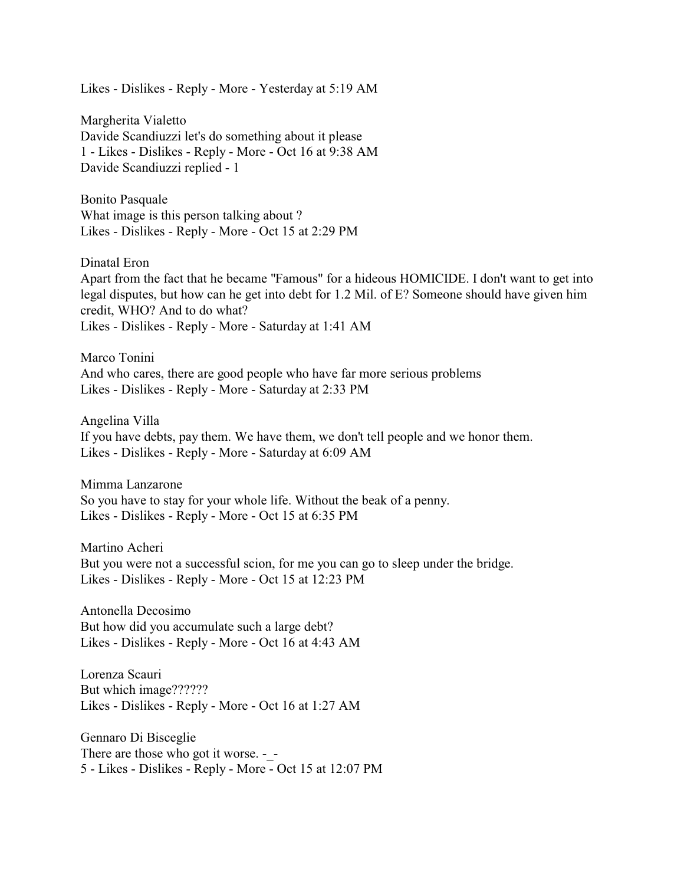Likes - Dislikes - Reply - More - Yesterday at 5:19 AM

Margherita Vialetto
Davide Scandiuzzi let's do something about it please
1 - Likes - Dislikes - Reply - More - Oct 16 at 9:38 AM
Davide Scandiuzzi replied - 1

Bonito Pasquale
What image is this person talking about ?
Likes - Dislikes - Reply - More - Oct 15 at 2:29 PM

Dinatal Eron
Apart from the fact that he became "Famous" for a hideous HOMICIDE. I don't want to get into legal disputes, but how can he get into debt for 1.2 Mil. of E? Someone should have given him credit, WHO? And to do what?
Likes - Dislikes - Reply - More - Saturday at 1:41 AM

Marco Tonini
And who cares, there are good people who have far more serious problems
Likes - Dislikes - Reply - More - Saturday at 2:33 PM

Angelina Villa
If you have debts, pay them. We have them, we don't tell people and we honor them.
Likes - Dislikes - Reply - More - Saturday at 6:09 AM

Mimma Lanzarone
So you have to stay for your whole life. Without the beak of a penny.
Likes - Dislikes - Reply - More - Oct 15 at 6:35 PM

Martino Acheri
But you were not a successful scion, for me you can go to sleep under the bridge.
Likes - Dislikes - Reply - More - Oct 15 at 12:23 PM

Antonella Decosimo
But how did you accumulate such a large debt?
Likes - Dislikes - Reply - More - Oct 16 at 4:43 AM

Lorenza Scauri
But which image??????
Likes - Dislikes - Reply - More - Oct 16 at 1:27 AM

Gennaro Di Bisceglie
There are those who got it worse. -_-
5 - Likes - Dislikes - Reply - More - Oct 15 at 12:07 PM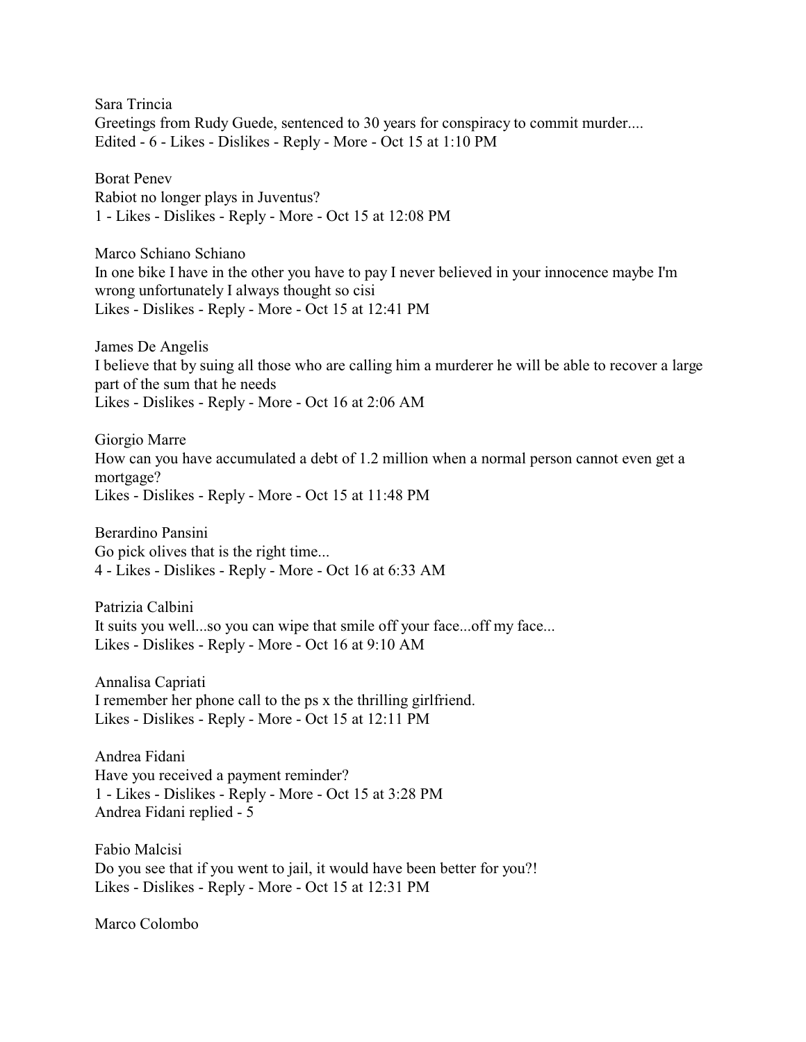Sara Trincia
Greetings from Rudy Guede, sentenced to 30 years for conspiracy to commit murder....
Edited - 6 - Likes - Dislikes - Reply - More - Oct 15 at 1:10 PM

Borat Penev
Rabiot no longer plays in Juventus?
1 - Likes - Dislikes - Reply - More - Oct 15 at 12:08 PM

Marco Schiano Schiano
In one bike I have in the other you have to pay I never believed in your innocence maybe I'm wrong unfortunately I always thought so cisi
Likes - Dislikes - Reply - More - Oct 15 at 12:41 PM

James De Angelis
I believe that by suing all those who are calling him a murderer he will be able to recover a large part of the sum that he needs
Likes - Dislikes - Reply - More - Oct 16 at 2:06 AM

Giorgio Marre
How can you have accumulated a debt of 1.2 million when a normal person cannot even get a mortgage?
Likes - Dislikes - Reply - More - Oct 15 at 11:48 PM

Berardino Pansini
Go pick olives that is the right time...
4 - Likes - Dislikes - Reply - More - Oct 16 at 6:33 AM

Patrizia Calbini
It suits you well...so you can wipe that smile off your face...off my face...
Likes - Dislikes - Reply - More - Oct 16 at 9:10 AM

Annalisa Capriati
I remember her phone call to the ps x the thrilling girlfriend.
Likes - Dislikes - Reply - More - Oct 15 at 12:11 PM

Andrea Fidani
Have you received a payment reminder?
1 - Likes - Dislikes - Reply - More - Oct 15 at 3:28 PM
Andrea Fidani replied - 5

Fabio Malcisi
Do you see that if you went to jail, it would have been better for you?!
Likes - Dislikes - Reply - More - Oct 15 at 12:31 PM

Marco Colombo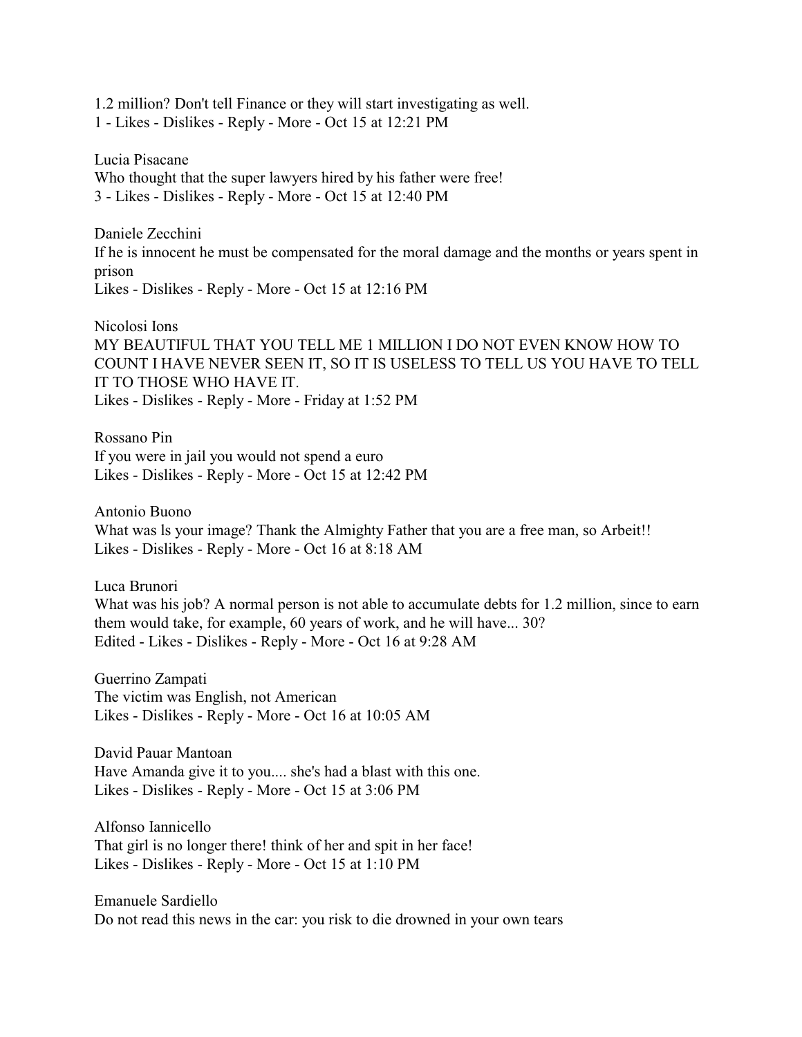1.2 million? Don't tell Finance or they will start investigating as well.
1 - Likes - Dislikes - Reply - More - Oct 15 at 12:21 PM

Lucia Pisacane
Who thought that the super lawyers hired by his father were free!
3 - Likes - Dislikes - Reply - More - Oct 15 at 12:40 PM

Daniele Zecchini
If he is innocent he must be compensated for the moral damage and the months or years spent in prison
Likes - Dislikes - Reply - More - Oct 15 at 12:16 PM

Nicolosi Ions
MY BEAUTIFUL THAT YOU TELL ME 1 MILLION I DO NOT EVEN KNOW HOW TO COUNT I HAVE NEVER SEEN IT, SO IT IS USELESS TO TELL US YOU HAVE TO TELL IT TO THOSE WHO HAVE IT.
Likes - Dislikes - Reply - More - Friday at 1:52 PM

Rossano Pin
If you were in jail you would not spend a euro
Likes - Dislikes - Reply - More - Oct 15 at 12:42 PM

Antonio Buono
What was ls your image? Thank the Almighty Father that you are a free man, so Arbeit!!
Likes - Dislikes - Reply - More - Oct 16 at 8:18 AM

Luca Brunori
What was his job? A normal person is not able to accumulate debts for 1.2 million, since to earn them would take, for example, 60 years of work, and he will have... 30?
Edited - Likes - Dislikes - Reply - More - Oct 16 at 9:28 AM

Guerrino Zampati
The victim was English, not American
Likes - Dislikes - Reply - More - Oct 16 at 10:05 AM

David Pauar Mantoan
Have Amanda give it to you.... she's had a blast with this one.
Likes - Dislikes - Reply - More - Oct 15 at 3:06 PM

Alfonso Iannicello
That girl is no longer there! think of her and spit in her face!
Likes - Dislikes - Reply - More - Oct 15 at 1:10 PM

Emanuele Sardiello
Do not read this news in the car: you risk to die drowned in your own tears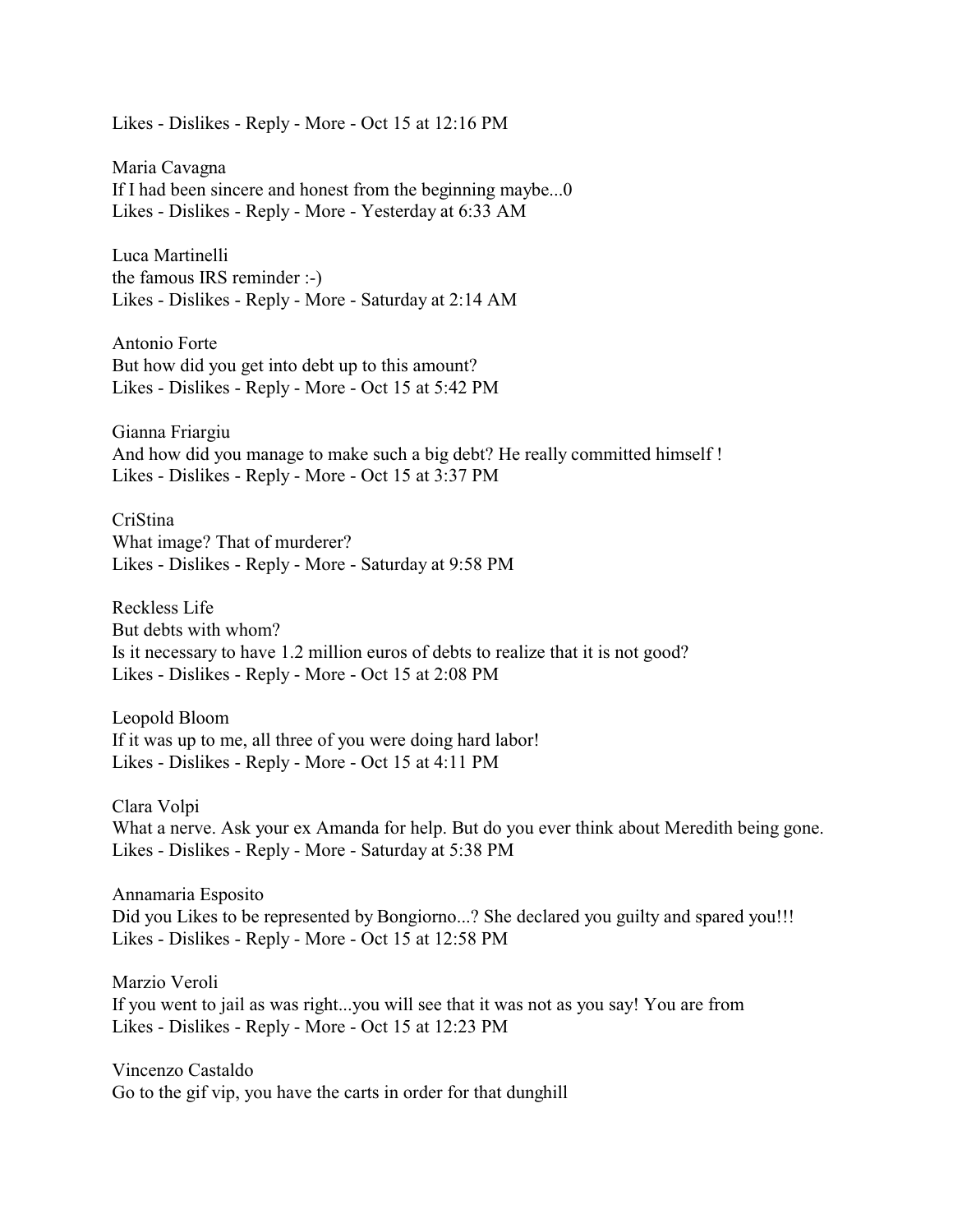Likes - Dislikes - Reply - More - Oct 15 at 12:16 PM

Maria Cavagna
If I had been sincere and honest from the beginning maybe...0
Likes - Dislikes - Reply - More - Yesterday at 6:33 AM

Luca Martinelli
the famous IRS reminder :-)
Likes - Dislikes - Reply - More - Saturday at 2:14 AM

Antonio Forte
But how did you get into debt up to this amount?
Likes - Dislikes - Reply - More - Oct 15 at 5:42 PM

Gianna Friargiu
And how did you manage to make such a big debt? He really committed himself !
Likes - Dislikes - Reply - More - Oct 15 at 3:37 PM

CriStina
What image? That of murderer?
Likes - Dislikes - Reply - More - Saturday at 9:58 PM

Reckless Life
But debts with whom?
Is it necessary to have 1.2 million euros of debts to realize that it is not good?
Likes - Dislikes - Reply - More - Oct 15 at 2:08 PM

Leopold Bloom
If it was up to me, all three of you were doing hard labor!
Likes - Dislikes - Reply - More - Oct 15 at 4:11 PM

Clara Volpi
What a nerve. Ask your ex Amanda for help. But do you ever think about Meredith being gone.
Likes - Dislikes - Reply - More - Saturday at 5:38 PM

Annamaria Esposito
Did you Likes to be represented by Bongiorno...? She declared you guilty and spared you!!!
Likes - Dislikes - Reply - More - Oct 15 at 12:58 PM

Marzio Veroli
If you went to jail as was right...you will see that it was not as you say! You are from
Likes - Dislikes - Reply - More - Oct 15 at 12:23 PM

Vincenzo Castaldo
Go to the gif vip, you have the carts in order for that dunghill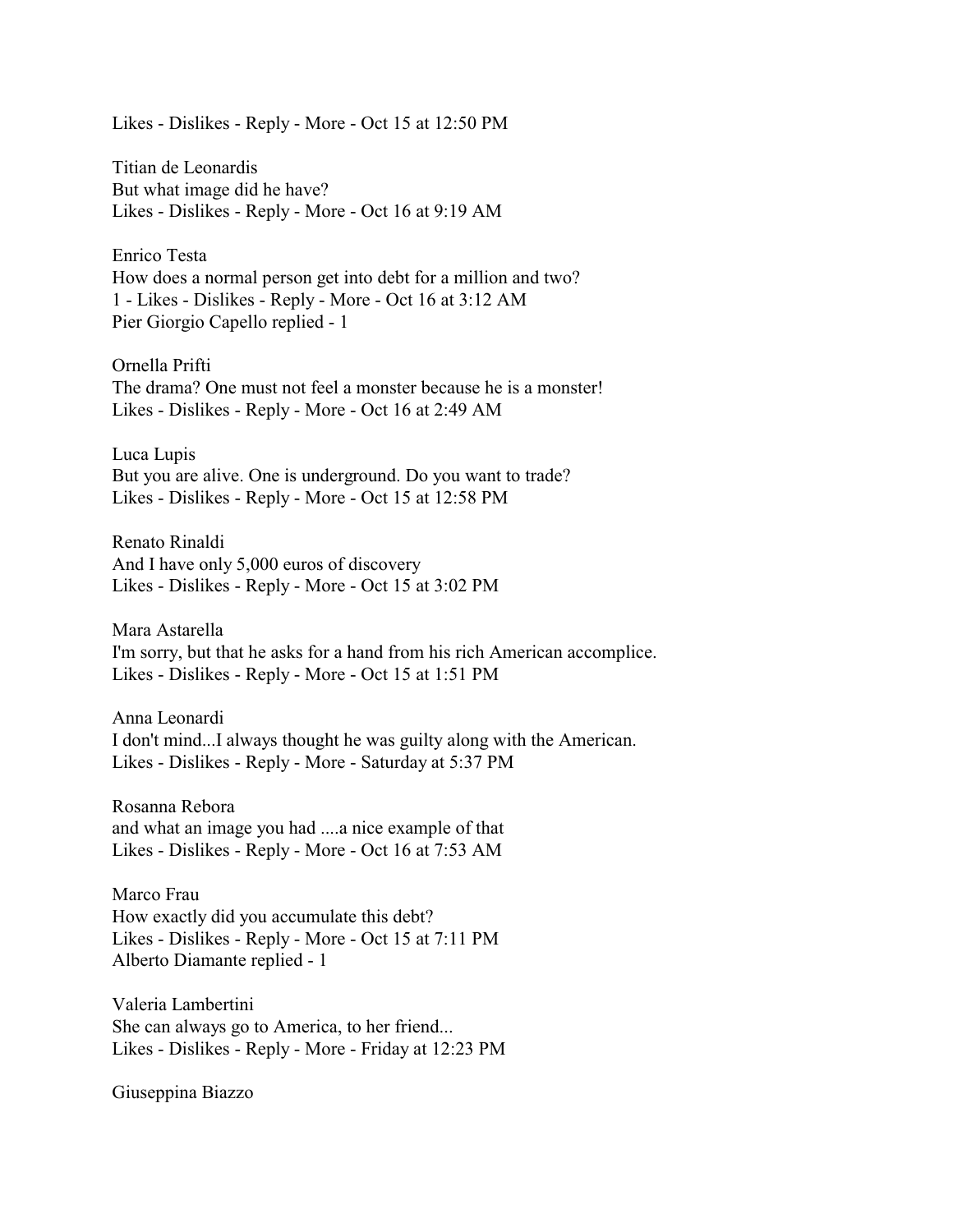Likes - Dislikes - Reply - More - Oct 15 at 12:50 PM

Titian de Leonardis
But what image did he have?
Likes - Dislikes - Reply - More - Oct 16 at 9:19 AM

Enrico Testa
How does a normal person get into debt for a million and two?
1 - Likes - Dislikes - Reply - More - Oct 16 at 3:12 AM
Pier Giorgio Capello replied - 1

Ornella Prifti
The drama? One must not feel a monster because he is a monster!
Likes - Dislikes - Reply - More - Oct 16 at 2:49 AM

Luca Lupis
But you are alive. One is underground. Do you want to trade?
Likes - Dislikes - Reply - More - Oct 15 at 12:58 PM

Renato Rinaldi
And I have only 5,000 euros of discovery
Likes - Dislikes - Reply - More - Oct 15 at 3:02 PM

Mara Astarella
I'm sorry, but that he asks for a hand from his rich American accomplice.
Likes - Dislikes - Reply - More - Oct 15 at 1:51 PM

Anna Leonardi
I don't mind...I always thought he was guilty along with the American.
Likes - Dislikes - Reply - More - Saturday at 5:37 PM

Rosanna Rebora
and what an image you had ....a nice example of that
Likes - Dislikes - Reply - More - Oct 16 at 7:53 AM

Marco Frau
How exactly did you accumulate this debt?
Likes - Dislikes - Reply - More - Oct 15 at 7:11 PM
Alberto Diamante replied - 1

Valeria Lambertini
She can always go to America, to her friend...
Likes - Dislikes - Reply - More - Friday at 12:23 PM

Giuseppina Biazzo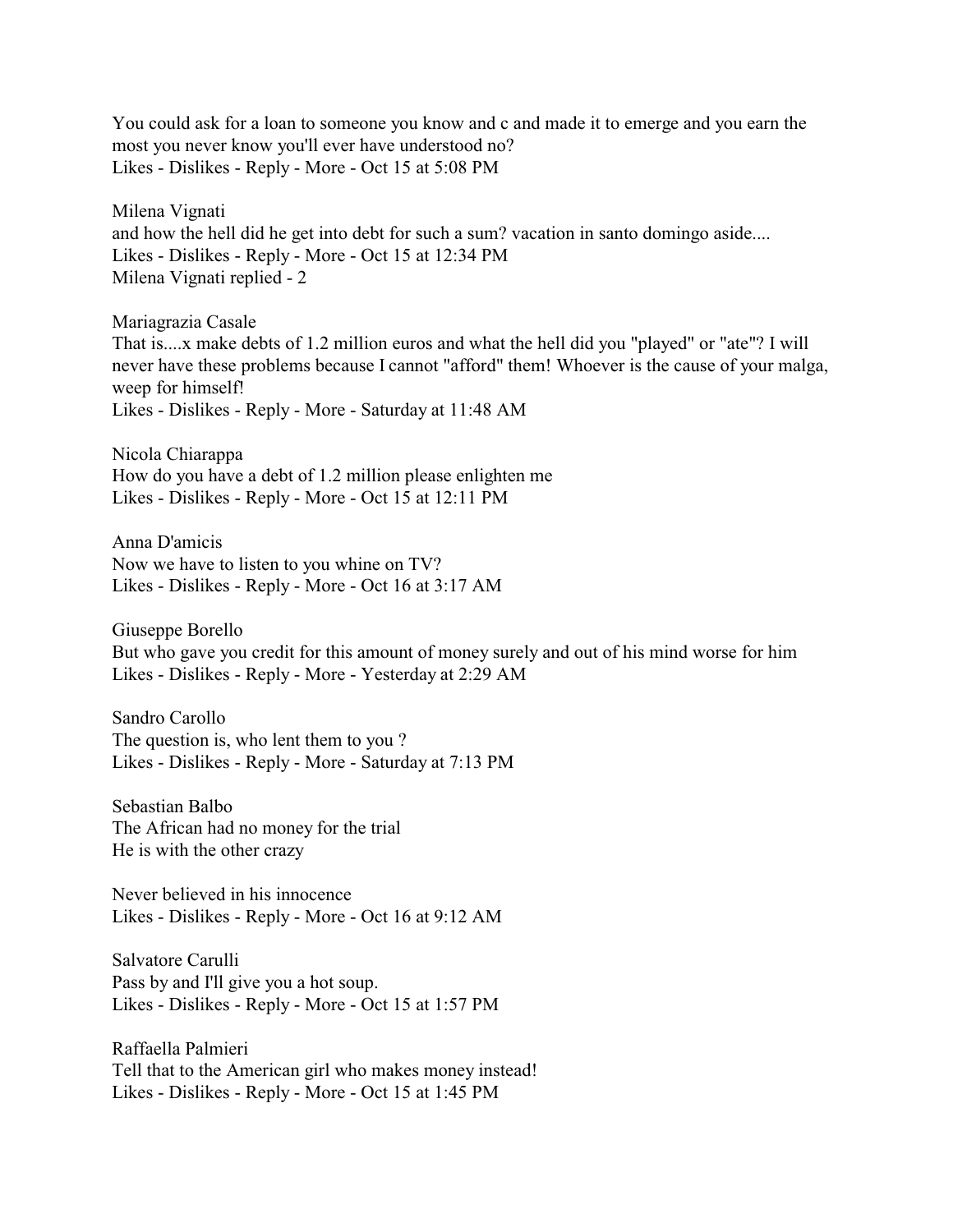You could ask for a loan to someone you know and c and made it to emerge and you earn the most you never know you'll ever have understood no?
Likes - Dislikes - Reply - More - Oct 15 at 5:08 PM

Milena Vignati
and how the hell did he get into debt for such a sum? vacation in santo domingo aside....
Likes - Dislikes - Reply - More - Oct 15 at 12:34 PM
Milena Vignati replied - 2

Mariagrazia Casale
That is....x make debts of 1.2 million euros and what the hell did you "played" or "ate"? I will never have these problems because I cannot "afford" them! Whoever is the cause of your malga, weep for himself!
Likes - Dislikes - Reply - More - Saturday at 11:48 AM

Nicola Chiarappa
How do you have a debt of 1.2 million please enlighten me
Likes - Dislikes - Reply - More - Oct 15 at 12:11 PM

Anna D'amicis
Now we have to listen to you whine on TV?
Likes - Dislikes - Reply - More - Oct 16 at 3:17 AM

Giuseppe Borello
But who gave you credit for this amount of money surely and out of his mind worse for him
Likes - Dislikes - Reply - More - Yesterday at 2:29 AM

Sandro Carollo
The question is, who lent them to you ?
Likes - Dislikes - Reply - More - Saturday at 7:13 PM

Sebastian Balbo
The African had no money for the trial
He is with the other crazy

Never believed in his innocence
Likes - Dislikes - Reply - More - Oct 16 at 9:12 AM

Salvatore Carulli
Pass by and I'll give you a hot soup.
Likes - Dislikes - Reply - More - Oct 15 at 1:57 PM

Raffaella Palmieri
Tell that to the American girl who makes money instead!
Likes - Dislikes - Reply - More - Oct 15 at 1:45 PM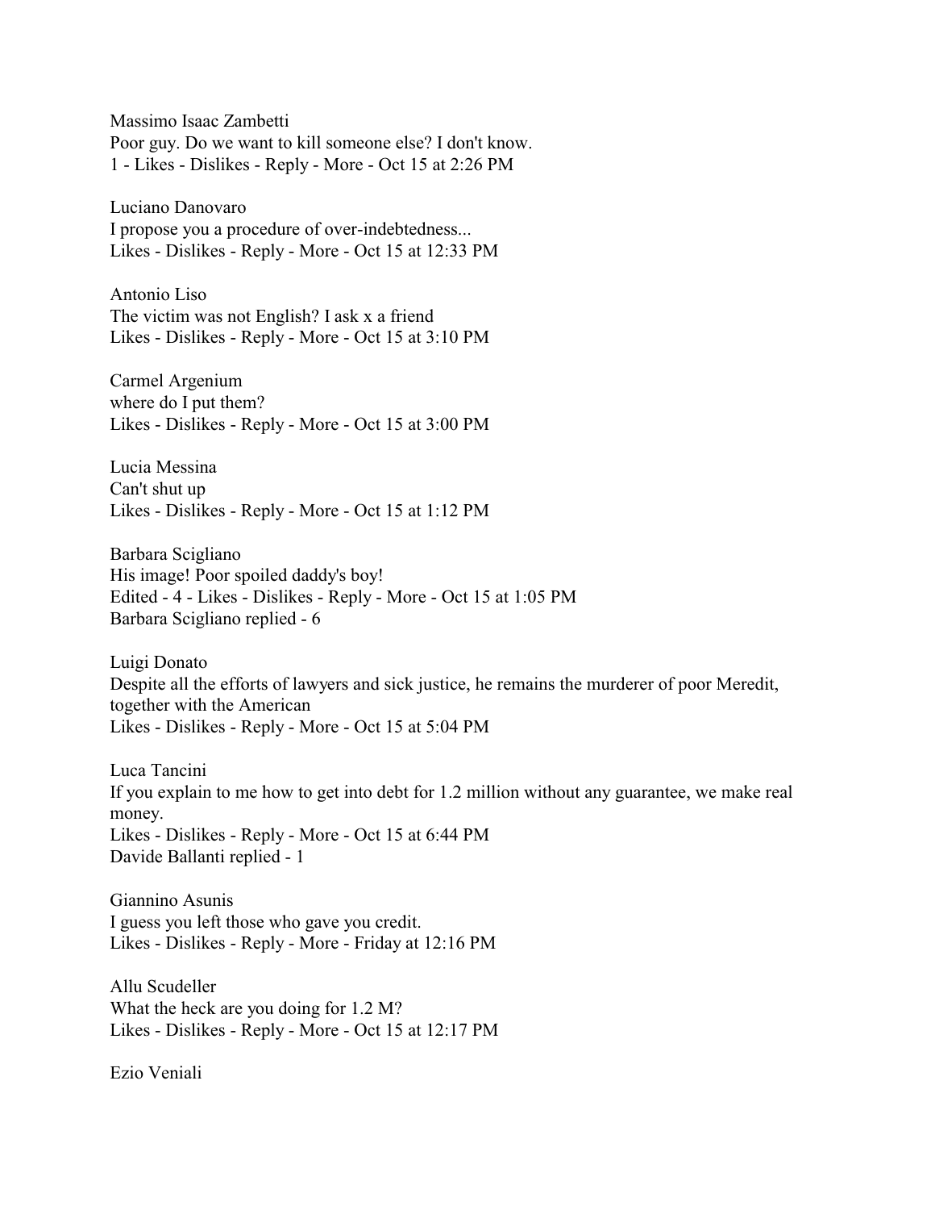Massimo Isaac Zambetti
Poor guy. Do we want to kill someone else? I don't know.
1 - Likes - Dislikes - Reply - More - Oct 15 at 2:26 PM

Luciano Danovaro
I propose you a procedure of over-indebtedness...
Likes - Dislikes - Reply - More - Oct 15 at 12:33 PM

Antonio Liso
The victim was not English? I ask x a friend
Likes - Dislikes - Reply - More - Oct 15 at 3:10 PM

Carmel Argenium
where do I put them?
Likes - Dislikes - Reply - More - Oct 15 at 3:00 PM

Lucia Messina
Can't shut up
Likes - Dislikes - Reply - More - Oct 15 at 1:12 PM

Barbara Scigliano
His image! Poor spoiled daddy's boy!
Edited - 4 - Likes - Dislikes - Reply - More - Oct 15 at 1:05 PM
Barbara Scigliano replied - 6

Luigi Donato
Despite all the efforts of lawyers and sick justice, he remains the murderer of poor Meredit, together with the American
Likes - Dislikes - Reply - More - Oct 15 at 5:04 PM

Luca Tancini
If you explain to me how to get into debt for 1.2 million without any guarantee, we make real money.
Likes - Dislikes - Reply - More - Oct 15 at 6:44 PM
Davide Ballanti replied - 1

Giannino Asunis
I guess you left those who gave you credit.
Likes - Dislikes - Reply - More - Friday at 12:16 PM

Allu Scudeller
What the heck are you doing for 1.2 M?
Likes - Dislikes - Reply - More - Oct 15 at 12:17 PM

Ezio Veniali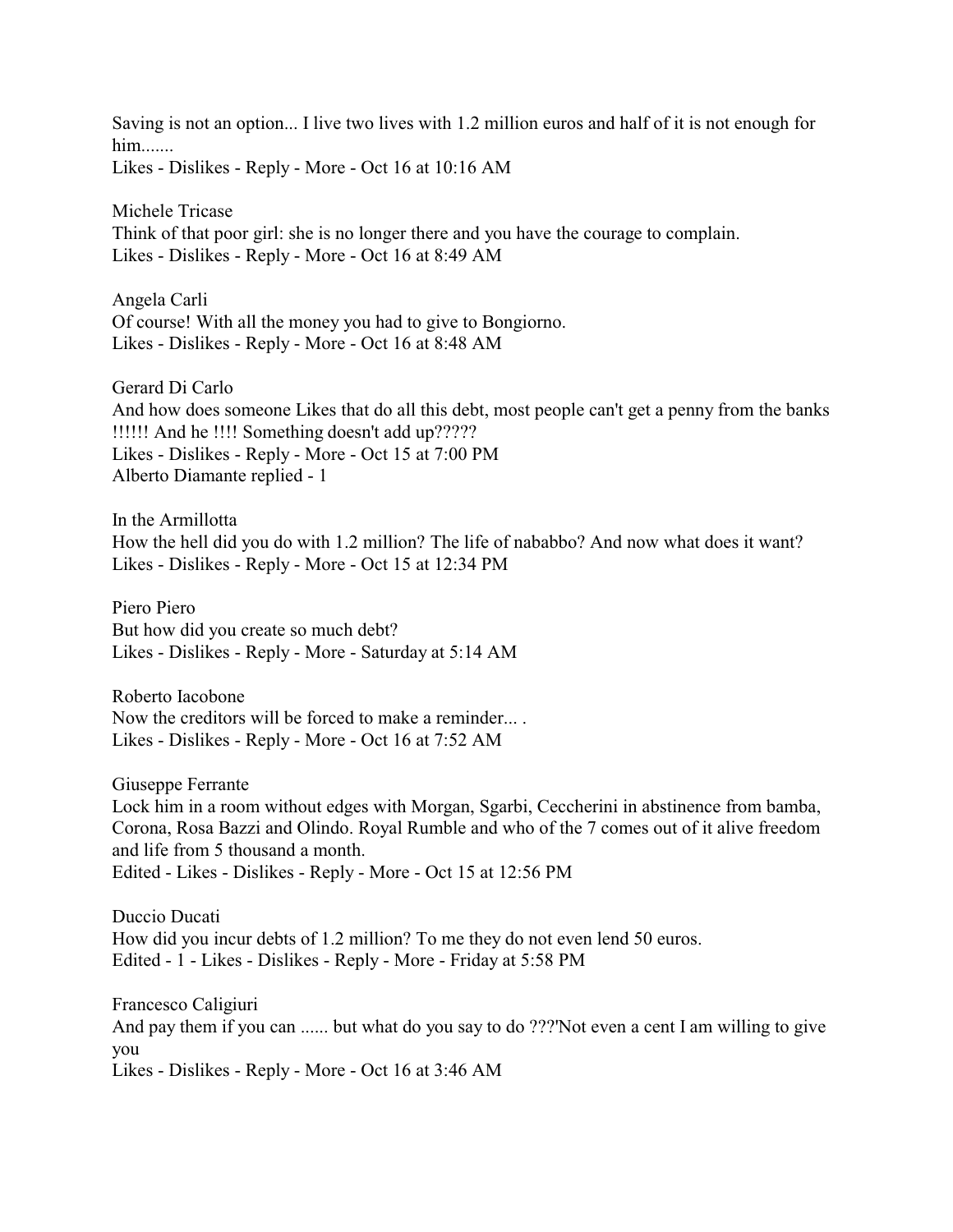Saving is not an option... I live two lives with 1.2 million euros and half of it is not enough for him.......
Likes - Dislikes - Reply - More - Oct 16 at 10:16 AM

Michele Tricase
Think of that poor girl: she is no longer there and you have the courage to complain.
Likes - Dislikes - Reply - More - Oct 16 at 8:49 AM

Angela Carli
Of course! With all the money you had to give to Bongiorno.
Likes - Dislikes - Reply - More - Oct 16 at 8:48 AM

Gerard Di Carlo
And how does someone Likes that do all this debt, most people can't get a penny from the banks !!!!!! And he !!!! Something doesn't add up?????
Likes - Dislikes - Reply - More - Oct 15 at 7:00 PM
Alberto Diamante replied - 1

In the Armillotta
How the hell did you do with 1.2 million? The life of nababbo? And now what does it want?
Likes - Dislikes - Reply - More - Oct 15 at 12:34 PM

Piero Piero
But how did you create so much debt?
Likes - Dislikes - Reply - More - Saturday at 5:14 AM

Roberto Iacobone
Now the creditors will be forced to make a reminder... .
Likes - Dislikes - Reply - More - Oct 16 at 7:52 AM

Giuseppe Ferrante
Lock him in a room without edges with Morgan, Sgarbi, Ceccherini in abstinence from bamba, Corona, Rosa Bazzi and Olindo. Royal Rumble and who of the 7 comes out of it alive freedom and life from 5 thousand a month.
Edited - Likes - Dislikes - Reply - More - Oct 15 at 12:56 PM

Duccio Ducati
How did you incur debts of 1.2 million? To me they do not even lend 50 euros.
Edited - 1 - Likes - Dislikes - Reply - More - Friday at 5:58 PM

Francesco Caligiuri
And pay them if you can ...... but what do you say to do ???'Not even a cent I am willing to give you
Likes - Dislikes - Reply - More - Oct 16 at 3:46 AM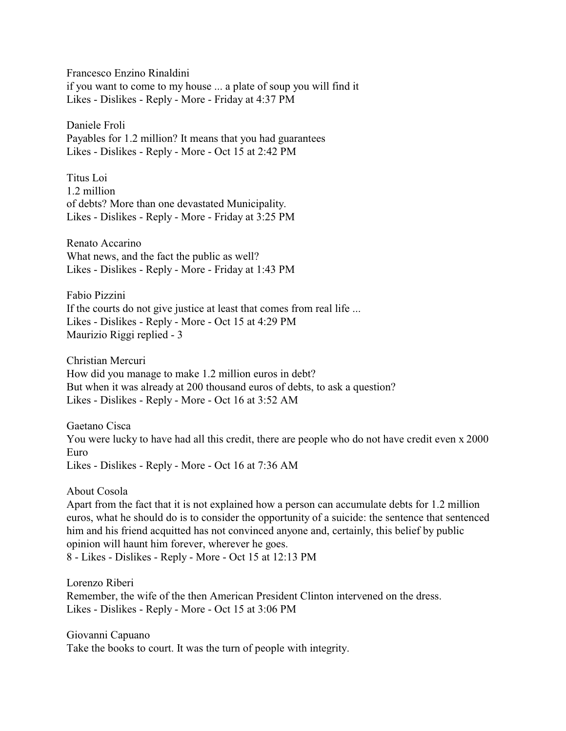Francesco Enzino Rinaldini
if you want to come to my house ... a plate of soup you will find it
Likes - Dislikes - Reply - More - Friday at 4:37 PM

Daniele Froli
Payables for 1.2 million? It means that you had guarantees
Likes - Dislikes - Reply - More - Oct 15 at 2:42 PM

Titus Loi
1.2 million
of debts? More than one devastated Municipality.
Likes - Dislikes - Reply - More - Friday at 3:25 PM

Renato Accarino
What news, and the fact the public as well?
Likes - Dislikes - Reply - More - Friday at 1:43 PM

Fabio Pizzini
If the courts do not give justice at least that comes from real life ...
Likes - Dislikes - Reply - More - Oct 15 at 4:29 PM
Maurizio Riggi replied - 3

Christian Mercuri
How did you manage to make 1.2 million euros in debt?
But when it was already at 200 thousand euros of debts, to ask a question?
Likes - Dislikes - Reply - More - Oct 16 at 3:52 AM

Gaetano Cisca
You were lucky to have had all this credit, there are people who do not have credit even x 2000 Euro
Likes - Dislikes - Reply - More - Oct 16 at 7:36 AM

About Cosola
Apart from the fact that it is not explained how a person can accumulate debts for 1.2 million euros, what he should do is to consider the opportunity of a suicide: the sentence that sentenced him and his friend acquitted has not convinced anyone and, certainly, this belief by public opinion will haunt him forever, wherever he goes.
8 - Likes - Dislikes - Reply - More - Oct 15 at 12:13 PM

Lorenzo Riberi
Remember, the wife of the then American President Clinton intervened on the dress.
Likes - Dislikes - Reply - More - Oct 15 at 3:06 PM

Giovanni Capuano
Take the books to court. It was the turn of people with integrity.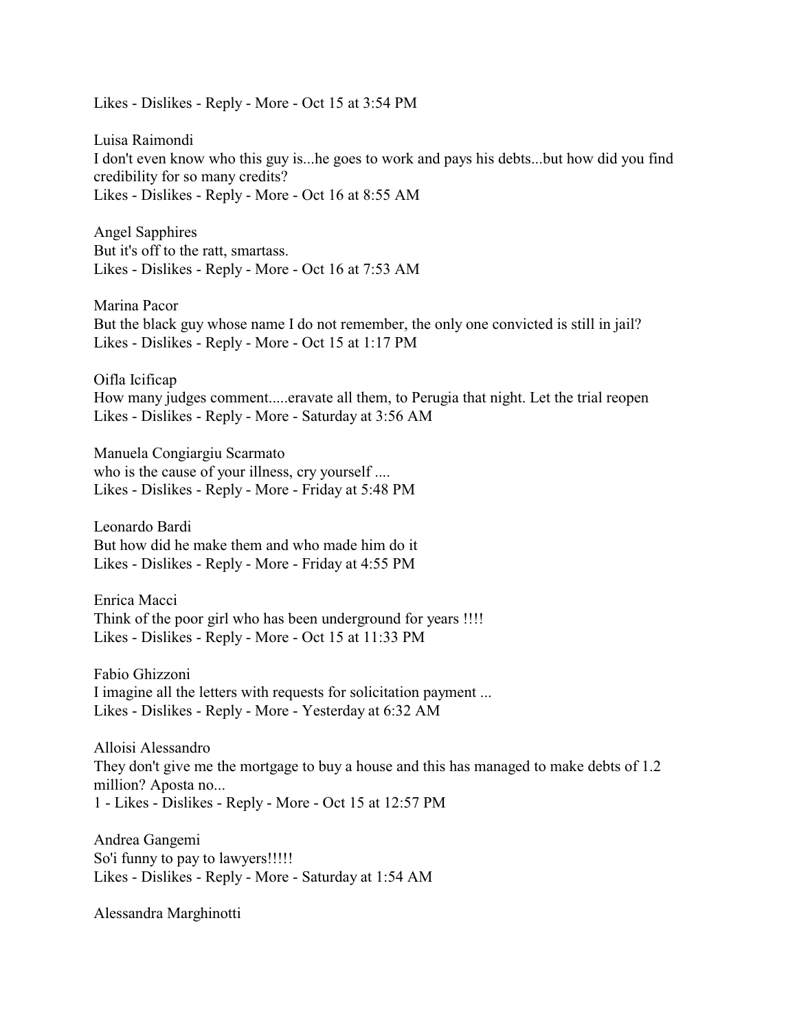Likes - Dislikes - Reply - More - Oct 15 at 3:54 PM

Luisa Raimondi
I don't even know who this guy is...he goes to work and pays his debts...but how did you find credibility for so many credits?
Likes - Dislikes - Reply - More - Oct 16 at 8:55 AM

Angel Sapphires
But it's off to the ratt, smartass.
Likes - Dislikes - Reply - More - Oct 16 at 7:53 AM

Marina Pacor
But the black guy whose name I do not remember, the only one convicted is still in jail?
Likes - Dislikes - Reply - More - Oct 15 at 1:17 PM

Oifla Icificap
How many judges comment.....eravate all them, to Perugia that night. Let the trial reopen
Likes - Dislikes - Reply - More - Saturday at 3:56 AM

Manuela Congiargiu Scarmato
who is the cause of your illness, cry yourself ....
Likes - Dislikes - Reply - More - Friday at 5:48 PM

Leonardo Bardi
But how did he make them and who made him do it
Likes - Dislikes - Reply - More - Friday at 4:55 PM

Enrica Macci
Think of the poor girl who has been underground for years !!!!
Likes - Dislikes - Reply - More - Oct 15 at 11:33 PM

Fabio Ghizzoni
I imagine all the letters with requests for solicitation payment ...
Likes - Dislikes - Reply - More - Yesterday at 6:32 AM

Alloisi Alessandro
They don't give me the mortgage to buy a house and this has managed to make debts of 1.2 million? Aposta no...
1 - Likes - Dislikes - Reply - More - Oct 15 at 12:57 PM

Andrea Gangemi
So'i funny to pay to lawyers!!!!!
Likes - Dislikes - Reply - More - Saturday at 1:54 AM

Alessandra Marghinotti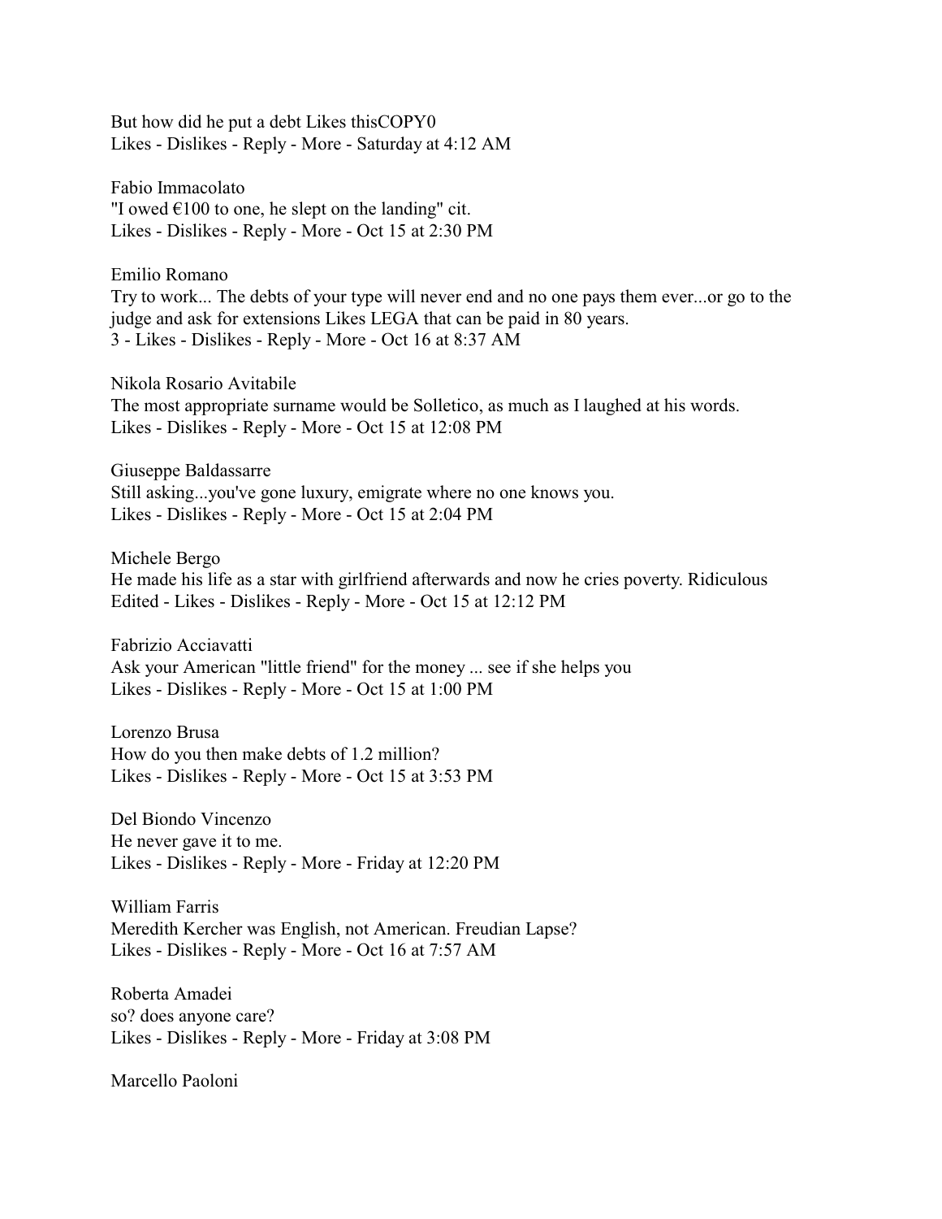But how did he put a debt Likes thisCOPY0
Likes - Dislikes - Reply - More - Saturday at 4:12 AM

Fabio Immacolato
"I owed €100 to one, he slept on the landing" cit.
Likes - Dislikes - Reply - More - Oct 15 at 2:30 PM

Emilio Romano
Try to work... The debts of your type will never end and no one pays them ever...or go to the judge and ask for extensions Likes LEGA that can be paid in 80 years.
3 - Likes - Dislikes - Reply - More - Oct 16 at 8:37 AM

Nikola Rosario Avitabile
The most appropriate surname would be Solletico, as much as I laughed at his words.
Likes - Dislikes - Reply - More - Oct 15 at 12:08 PM

Giuseppe Baldassarre
Still asking...you've gone luxury, emigrate where no one knows you.
Likes - Dislikes - Reply - More - Oct 15 at 2:04 PM

Michele Bergo
He made his life as a star with girlfriend afterwards and now he cries poverty. Ridiculous
Edited - Likes - Dislikes - Reply - More - Oct 15 at 12:12 PM

Fabrizio Acciavatti
Ask your American "little friend" for the money ... see if she helps you
Likes - Dislikes - Reply - More - Oct 15 at 1:00 PM

Lorenzo Brusa
How do you then make debts of 1.2 million?
Likes - Dislikes - Reply - More - Oct 15 at 3:53 PM

Del Biondo Vincenzo
He never gave it to me.
Likes - Dislikes - Reply - More - Friday at 12:20 PM

William Farris
Meredith Kercher was English, not American. Freudian Lapse?
Likes - Dislikes - Reply - More - Oct 16 at 7:57 AM

Roberta Amadei
so? does anyone care?
Likes - Dislikes - Reply - More - Friday at 3:08 PM

Marcello Paoloni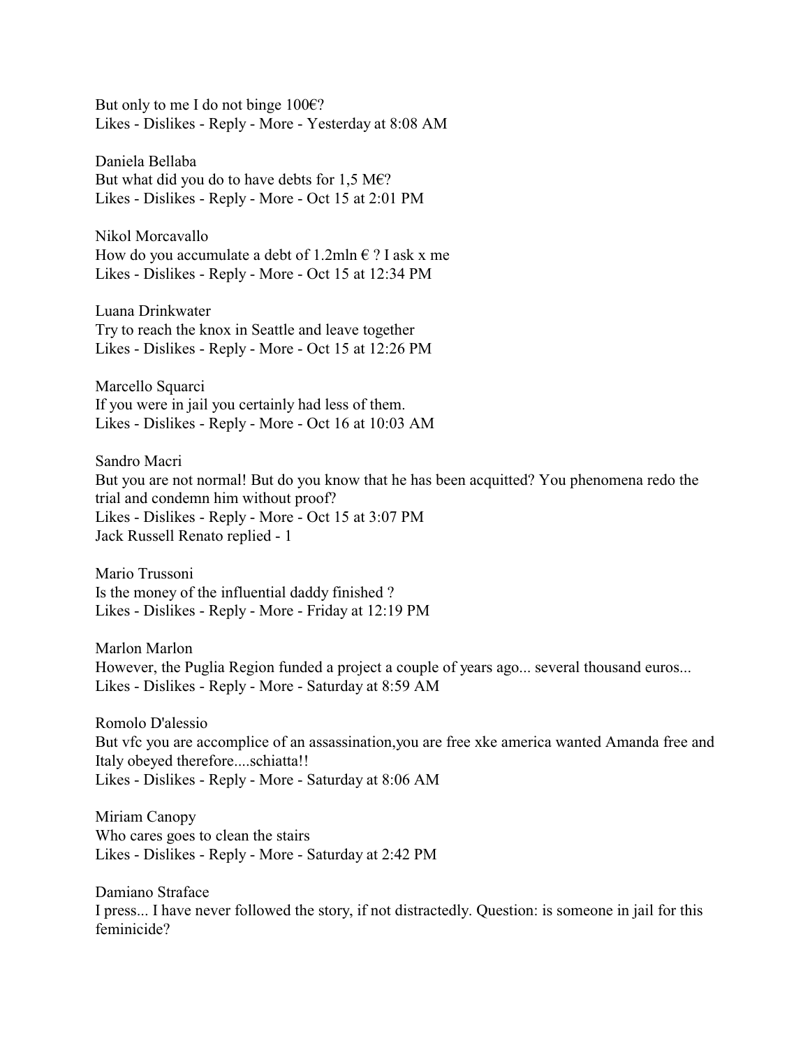But only to me I do not binge 100€?
Likes - Dislikes - Reply - More - Yesterday at 8:08 AM

Daniela Bellaba
But what did you do to have debts for 1,5 M€?
Likes - Dislikes - Reply - More - Oct 15 at 2:01 PM

Nikol Morcavallo
How do you accumulate a debt of 1.2mln € ? I ask x me
Likes - Dislikes - Reply - More - Oct 15 at 12:34 PM

Luana Drinkwater
Try to reach the knox in Seattle and leave together
Likes - Dislikes - Reply - More - Oct 15 at 12:26 PM

Marcello Squarci
If you were in jail you certainly had less of them.
Likes - Dislikes - Reply - More - Oct 16 at 10:03 AM

Sandro Macri
But you are not normal! But do you know that he has been acquitted? You phenomena redo the trial and condemn him without proof?
Likes - Dislikes - Reply - More - Oct 15 at 3:07 PM
Jack Russell Renato replied - 1

Mario Trussoni
Is the money of the influential daddy finished ?
Likes - Dislikes - Reply - More - Friday at 12:19 PM

Marlon Marlon
However, the Puglia Region funded a project a couple of years ago... several thousand euros...
Likes - Dislikes - Reply - More - Saturday at 8:59 AM

Romolo D'alessio
But vfc you are accomplice of an assassination,you are free xke america wanted Amanda free and Italy obeyed therefore....schiatta!!
Likes - Dislikes - Reply - More - Saturday at 8:06 AM

Miriam Canopy
Who cares goes to clean the stairs
Likes - Dislikes - Reply - More - Saturday at 2:42 PM

Damiano Straface
I press... I have never followed the story, if not distractedly. Question: is someone in jail for this feminicide?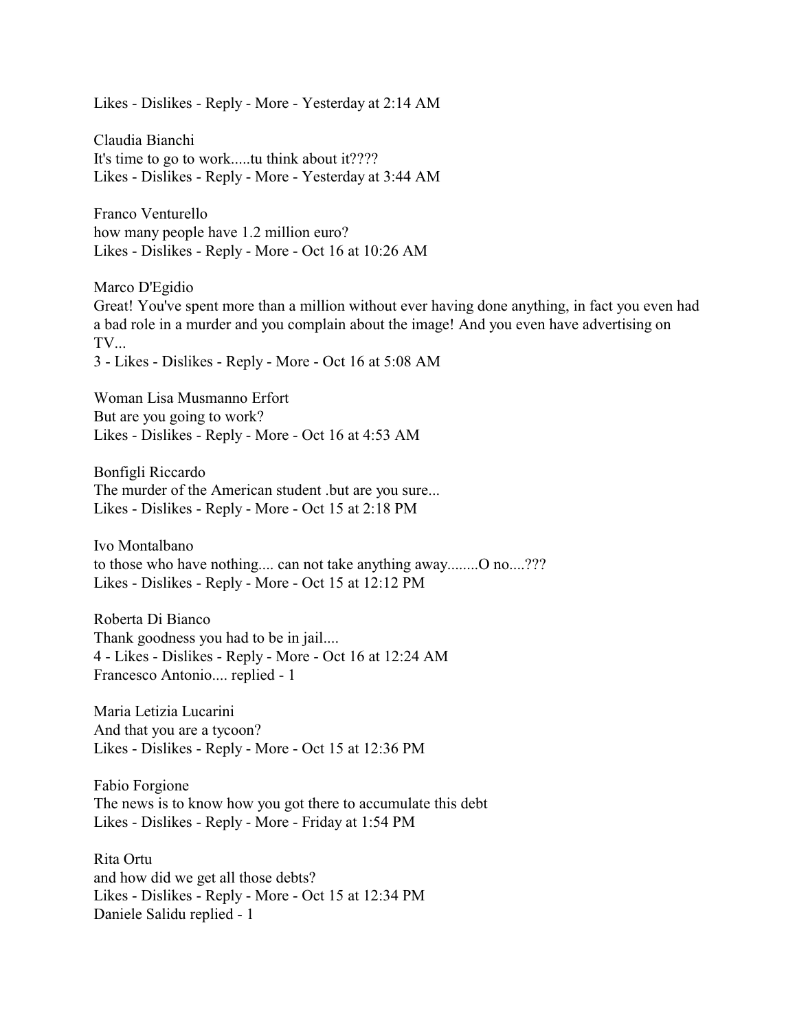Likes - Dislikes - Reply - More - Yesterday at 2:14 AM

Claudia Bianchi
It's time to go to work.....tu think about it????
Likes - Dislikes - Reply - More - Yesterday at 3:44 AM

Franco Venturello
how many people have 1.2 million euro?
Likes - Dislikes - Reply - More - Oct 16 at 10:26 AM

Marco D'Egidio
Great! You've spent more than a million without ever having done anything, in fact you even had a bad role in a murder and you complain about the image! And you even have advertising on TV...
3 - Likes - Dislikes - Reply - More - Oct 16 at 5:08 AM

Woman Lisa Musmanno Erfort
But are you going to work?
Likes - Dislikes - Reply - More - Oct 16 at 4:53 AM

Bonfigli Riccardo
The murder of the American student .but are you sure...
Likes - Dislikes - Reply - More - Oct 15 at 2:18 PM

Ivo Montalbano
to those who have nothing.... can not take anything away........O no....???
Likes - Dislikes - Reply - More - Oct 15 at 12:12 PM

Roberta Di Bianco
Thank goodness you had to be in jail....
4 - Likes - Dislikes - Reply - More - Oct 16 at 12:24 AM
Francesco Antonio.... replied - 1

Maria Letizia Lucarini
And that you are a tycoon?
Likes - Dislikes - Reply - More - Oct 15 at 12:36 PM

Fabio Forgione
The news is to know how you got there to accumulate this debt
Likes - Dislikes - Reply - More - Friday at 1:54 PM

Rita Ortu
and how did we get all those debts?
Likes - Dislikes - Reply - More - Oct 15 at 12:34 PM
Daniele Salidu replied - 1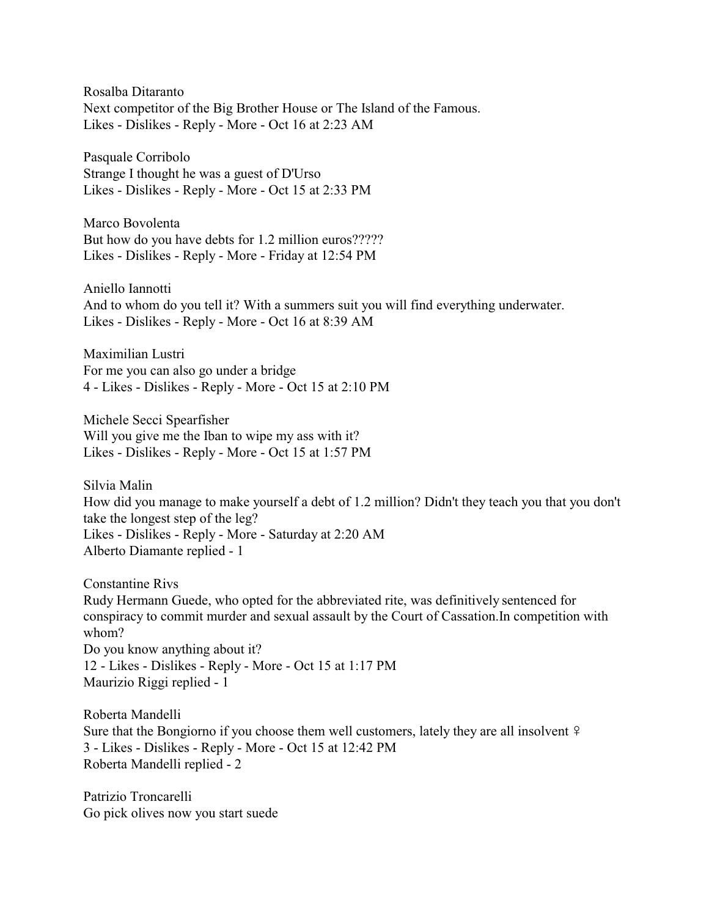Rosalba Ditaranto
Next competitor of the Big Brother House or The Island of the Famous.
Likes - Dislikes - Reply - More - Oct 16 at 2:23 AM

Pasquale Corribolo
Strange I thought he was a guest of D'Urso
Likes - Dislikes - Reply - More - Oct 15 at 2:33 PM

Marco Bovolenta
But how do you have debts for 1.2 million euros?????
Likes - Dislikes - Reply - More - Friday at 12:54 PM

Aniello Iannotti
And to whom do you tell it? With a summers suit you will find everything underwater.
Likes - Dislikes - Reply - More - Oct 16 at 8:39 AM

Maximilian Lustri
For me you can also go under a bridge
4 - Likes - Dislikes - Reply - More - Oct 15 at 2:10 PM

Michele Secci Spearfisher
Will you give me the Iban to wipe my ass with it?
Likes - Dislikes - Reply - More - Oct 15 at 1:57 PM

Silvia Malin
How did you manage to make yourself a debt of 1.2 million? Didn't they teach you that you don't take the longest step of the leg?
Likes - Dislikes - Reply - More - Saturday at 2:20 AM
Alberto Diamante replied - 1

Constantine Rivs
Rudy Hermann Guede, who opted for the abbreviated rite, was definitively sentenced for conspiracy to commit murder and sexual assault by the Court of Cassation.In competition with whom?
Do you know anything about it?
12 - Likes - Dislikes - Reply - More - Oct 15 at 1:17 PM
Maurizio Riggi replied - 1

Roberta Mandelli
Sure that the Bongiorno if you choose them well customers, lately they are all insolvent ♀
3 - Likes - Dislikes - Reply - More - Oct 15 at 12:42 PM
Roberta Mandelli replied - 2

Patrizio Troncarelli
Go pick olives now you start suede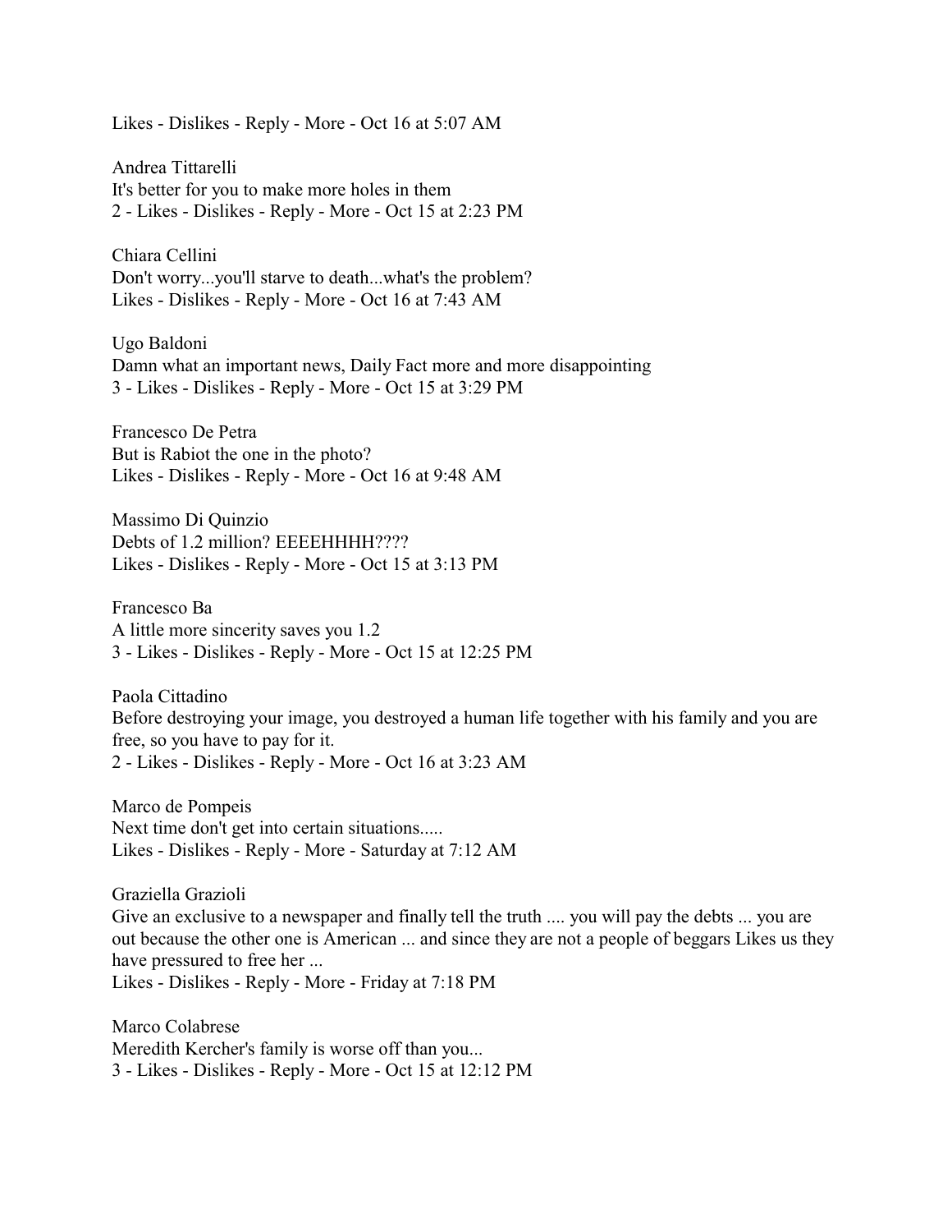Likes - Dislikes - Reply - More - Oct 16 at 5:07 AM

Andrea Tittarelli
It's better for you to make more holes in them
2 - Likes - Dislikes - Reply - More - Oct 15 at 2:23 PM

Chiara Cellini
Don't worry...you'll starve to death...what's the problem?
Likes - Dislikes - Reply - More - Oct 16 at 7:43 AM

Ugo Baldoni
Damn what an important news, Daily Fact more and more disappointing
3 - Likes - Dislikes - Reply - More - Oct 15 at 3:29 PM

Francesco De Petra
But is Rabiot the one in the photo?
Likes - Dislikes - Reply - More - Oct 16 at 9:48 AM

Massimo Di Quinzio
Debts of 1.2 million? EEEEHHHH????
Likes - Dislikes - Reply - More - Oct 15 at 3:13 PM

Francesco Ba
A little more sincerity saves you 1.2
3 - Likes - Dislikes - Reply - More - Oct 15 at 12:25 PM

Paola Cittadino
Before destroying your image, you destroyed a human life together with his family and you are free, so you have to pay for it.
2 - Likes - Dislikes - Reply - More - Oct 16 at 3:23 AM

Marco de Pompeis
Next time don't get into certain situations.....
Likes - Dislikes - Reply - More - Saturday at 7:12 AM

Graziella Grazioli
Give an exclusive to a newspaper and finally tell the truth .... you will pay the debts ... you are out because the other one is American ... and since they are not a people of beggars Likes us they have pressured to free her ...
Likes - Dislikes - Reply - More - Friday at 7:18 PM

Marco Colabrese
Meredith Kercher's family is worse off than you...
3 - Likes - Dislikes - Reply - More - Oct 15 at 12:12 PM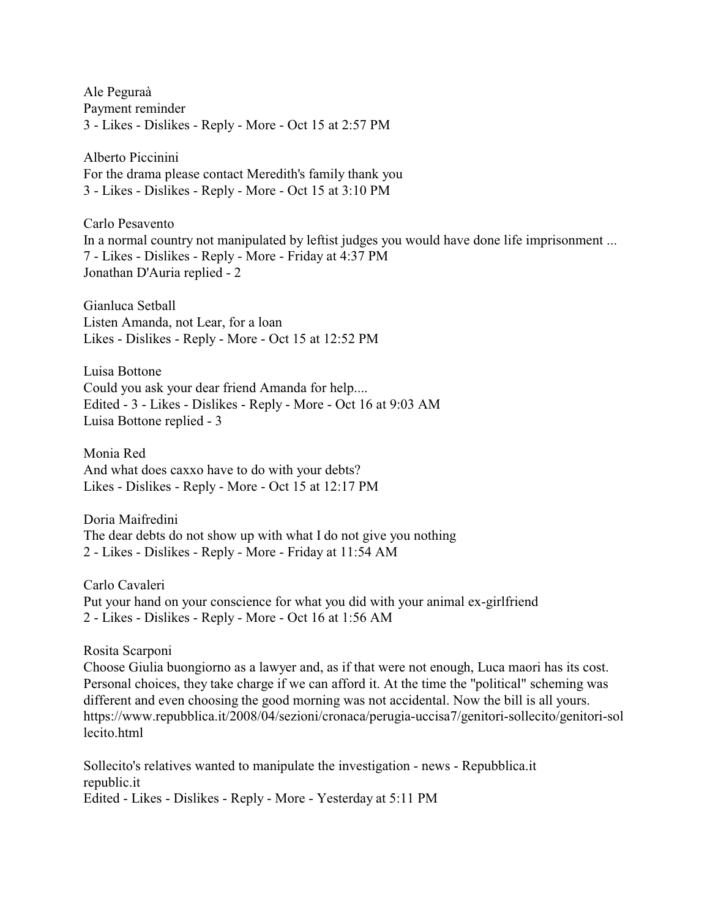Ale Peguraà
Payment reminder
3 - Likes - Dislikes - Reply - More - Oct 15 at 2:57 PM

Alberto Piccinini
For the drama please contact Meredith's family thank you
3 - Likes - Dislikes - Reply - More - Oct 15 at 3:10 PM

Carlo Pesavento
In a normal country not manipulated by leftist judges you would have done life imprisonment ...
7 - Likes - Dislikes - Reply - More - Friday at 4:37 PM
Jonathan D'Auria replied - 2

Gianluca Setball
Listen Amanda, not Lear, for a loan
Likes - Dislikes - Reply - More - Oct 15 at 12:52 PM

Luisa Bottone
Could you ask your dear friend Amanda for help....
Edited - 3 - Likes - Dislikes - Reply - More - Oct 16 at 9:03 AM
Luisa Bottone replied - 3

Monia Red
And what does caxxo have to do with your debts?
Likes - Dislikes - Reply - More - Oct 15 at 12:17 PM

Doria Maifredini
The dear debts do not show up with what I do not give you nothing
2 - Likes - Dislikes - Reply - More - Friday at 11:54 AM

Carlo Cavaleri
Put your hand on your conscience for what you did with your animal ex-girlfriend
2 - Likes - Dislikes - Reply - More - Oct 16 at 1:56 AM

Rosita Scarponi
Choose Giulia buongiorno as a lawyer and, as if that were not enough, Luca maori has its cost. Personal choices, they take charge if we can afford it. At the time the "political" scheming was different and even choosing the good morning was not accidental. Now the bill is all yours.
https://www.repubblica.it/2008/04/sezioni/cronaca/perugia-uccisa7/genitori-sollecito/genitori-sollecito.html

Sollecito's relatives wanted to manipulate the investigation - news - Repubblica.it
republic.it
Edited - Likes - Dislikes - Reply - More - Yesterday at 5:11 PM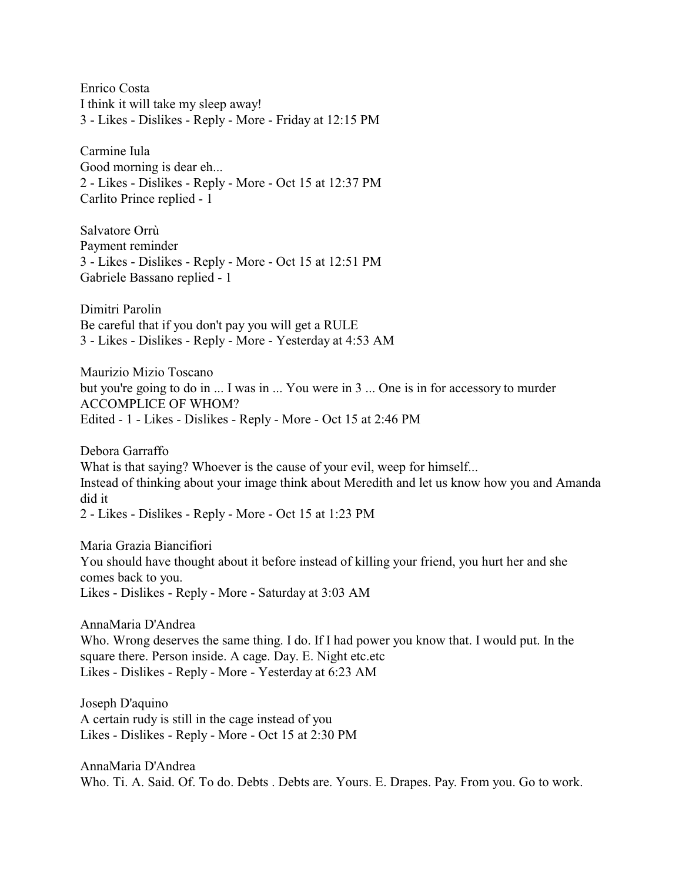Enrico Costa
I think it will take my sleep away!
3 - Likes - Dislikes - Reply - More - Friday at 12:15 PM

Carmine Iula
Good morning is dear eh...
2 - Likes - Dislikes - Reply - More - Oct 15 at 12:37 PM
Carlito Prince replied - 1

Salvatore Orrù
Payment reminder
3 - Likes - Dislikes - Reply - More - Oct 15 at 12:51 PM
Gabriele Bassano replied - 1

Dimitri Parolin
Be careful that if you don't pay you will get a RULE
3 - Likes - Dislikes - Reply - More - Yesterday at 4:53 AM

Maurizio Mizio Toscano
but you're going to do in ... I was in ... You were in 3 ... One is in for accessory to murder ACCOMPLICE OF WHOM?
Edited - 1 - Likes - Dislikes - Reply - More - Oct 15 at 2:46 PM

Debora Garraffo
What is that saying? Whoever is the cause of your evil, weep for himself...
Instead of thinking about your image think about Meredith and let us know how you and Amanda did it
2 - Likes - Dislikes - Reply - More - Oct 15 at 1:23 PM

Maria Grazia Biancifiori
You should have thought about it before instead of killing your friend, you hurt her and she comes back to you.
Likes - Dislikes - Reply - More - Saturday at 3:03 AM

AnnaMaria D'Andrea
Who. Wrong deserves the same thing. I do. If I had power you know that. I would put. In the square there. Person inside. A cage. Day. E. Night etc.etc
Likes - Dislikes - Reply - More - Yesterday at 6:23 AM

Joseph D'aquino
A certain rudy is still in the cage instead of you
Likes - Dislikes - Reply - More - Oct 15 at 2:30 PM

AnnaMaria D'Andrea
Who. Ti. A. Said. Of. To do. Debts . Debts are. Yours. E. Drapes. Pay. From you. Go to work.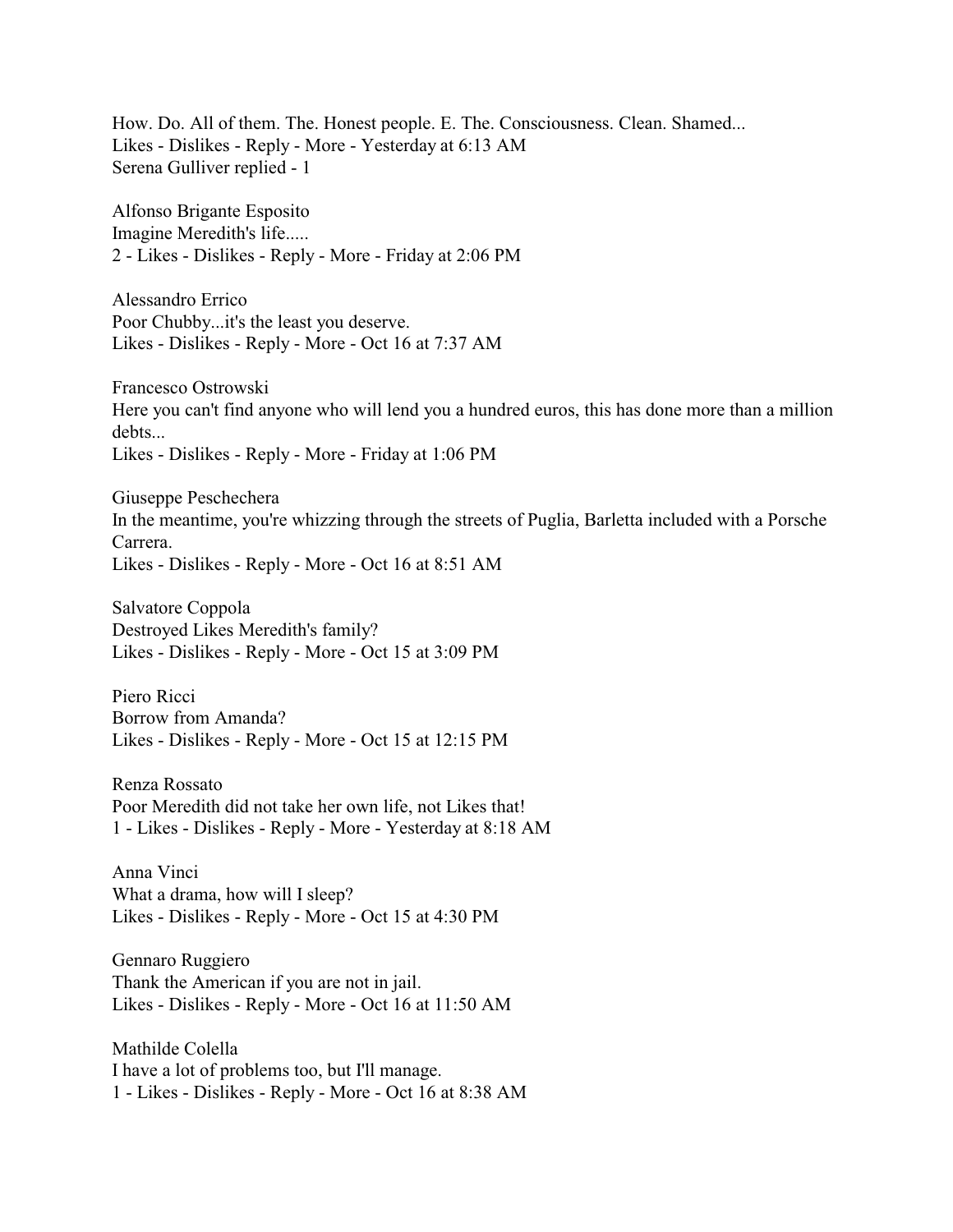How. Do. All of them. The. Honest people. E. The. Consciousness. Clean. Shamed...
Likes - Dislikes - Reply - More - Yesterday at 6:13 AM
Serena Gulliver replied - 1

Alfonso Brigante Esposito
Imagine Meredith's life.....
2 - Likes - Dislikes - Reply - More - Friday at 2:06 PM

Alessandro Errico
Poor Chubby...it's the least you deserve.
Likes - Dislikes - Reply - More - Oct 16 at 7:37 AM

Francesco Ostrowski
Here you can't find anyone who will lend you a hundred euros, this has done more than a million debts...
Likes - Dislikes - Reply - More - Friday at 1:06 PM

Giuseppe Peschechera
In the meantime, you're whizzing through the streets of Puglia, Barletta included with a Porsche Carrera.
Likes - Dislikes - Reply - More - Oct 16 at 8:51 AM

Salvatore Coppola
Destroyed Likes Meredith's family?
Likes - Dislikes - Reply - More - Oct 15 at 3:09 PM

Piero Ricci
Borrow from Amanda?
Likes - Dislikes - Reply - More - Oct 15 at 12:15 PM

Renza Rossato
Poor Meredith did not take her own life, not Likes that!
1 - Likes - Dislikes - Reply - More - Yesterday at 8:18 AM

Anna Vinci
What a drama, how will I sleep?
Likes - Dislikes - Reply - More - Oct 15 at 4:30 PM

Gennaro Ruggiero
Thank the American if you are not in jail.
Likes - Dislikes - Reply - More - Oct 16 at 11:50 AM

Mathilde Colella
I have a lot of problems too, but I'll manage.
1 - Likes - Dislikes - Reply - More - Oct 16 at 8:38 AM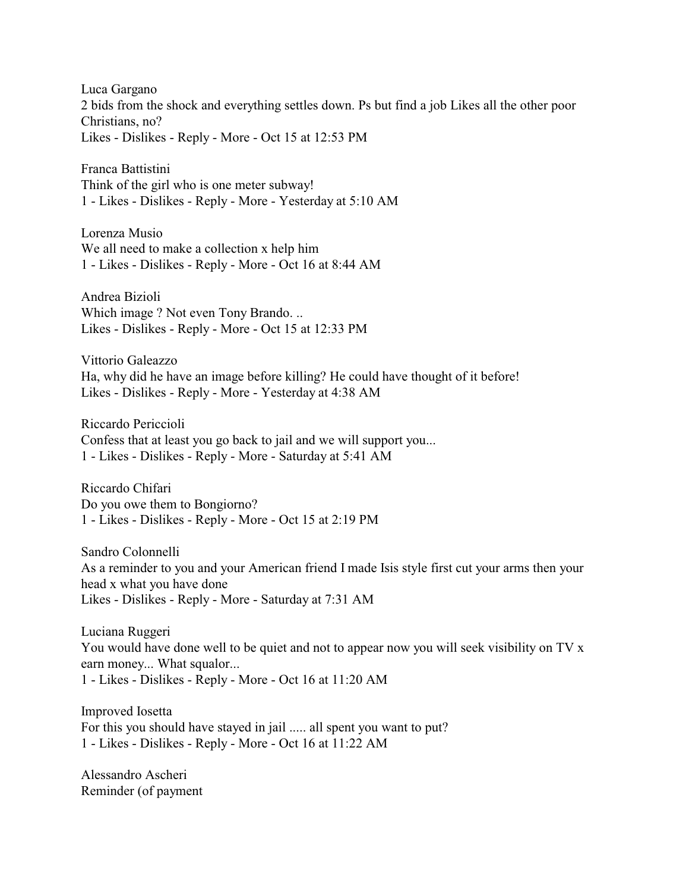Luca Gargano
2 bids from the shock and everything settles down. Ps but find a job Likes all the other poor Christians, no?
Likes - Dislikes - Reply - More - Oct 15 at 12:53 PM

Franca Battistini
Think of the girl who is one meter subway!
1 - Likes - Dislikes - Reply - More - Yesterday at 5:10 AM

Lorenza Musio
We all need to make a collection x help him
1 - Likes - Dislikes - Reply - More - Oct 16 at 8:44 AM

Andrea Bizioli
Which image ? Not even Tony Brando. ..
Likes - Dislikes - Reply - More - Oct 15 at 12:33 PM

Vittorio Galeazzo
Ha, why did he have an image before killing? He could have thought of it before!
Likes - Dislikes - Reply - More - Yesterday at 4:38 AM

Riccardo Periccioli
Confess that at least you go back to jail and we will support you...
1 - Likes - Dislikes - Reply - More - Saturday at 5:41 AM

Riccardo Chifari
Do you owe them to Bongiorno?
1 - Likes - Dislikes - Reply - More - Oct 15 at 2:19 PM

Sandro Colonnelli
As a reminder to you and your American friend I made Isis style first cut your arms then your head x what you have done
Likes - Dislikes - Reply - More - Saturday at 7:31 AM

Luciana Ruggeri
You would have done well to be quiet and not to appear now you will seek visibility on TV x earn money... What squalor...
1 - Likes - Dislikes - Reply - More - Oct 16 at 11:20 AM

Improved Iosetta
For this you should have stayed in jail ..... all spent you want to put?
1 - Likes - Dislikes - Reply - More - Oct 16 at 11:22 AM

Alessandro Ascheri
Reminder (of payment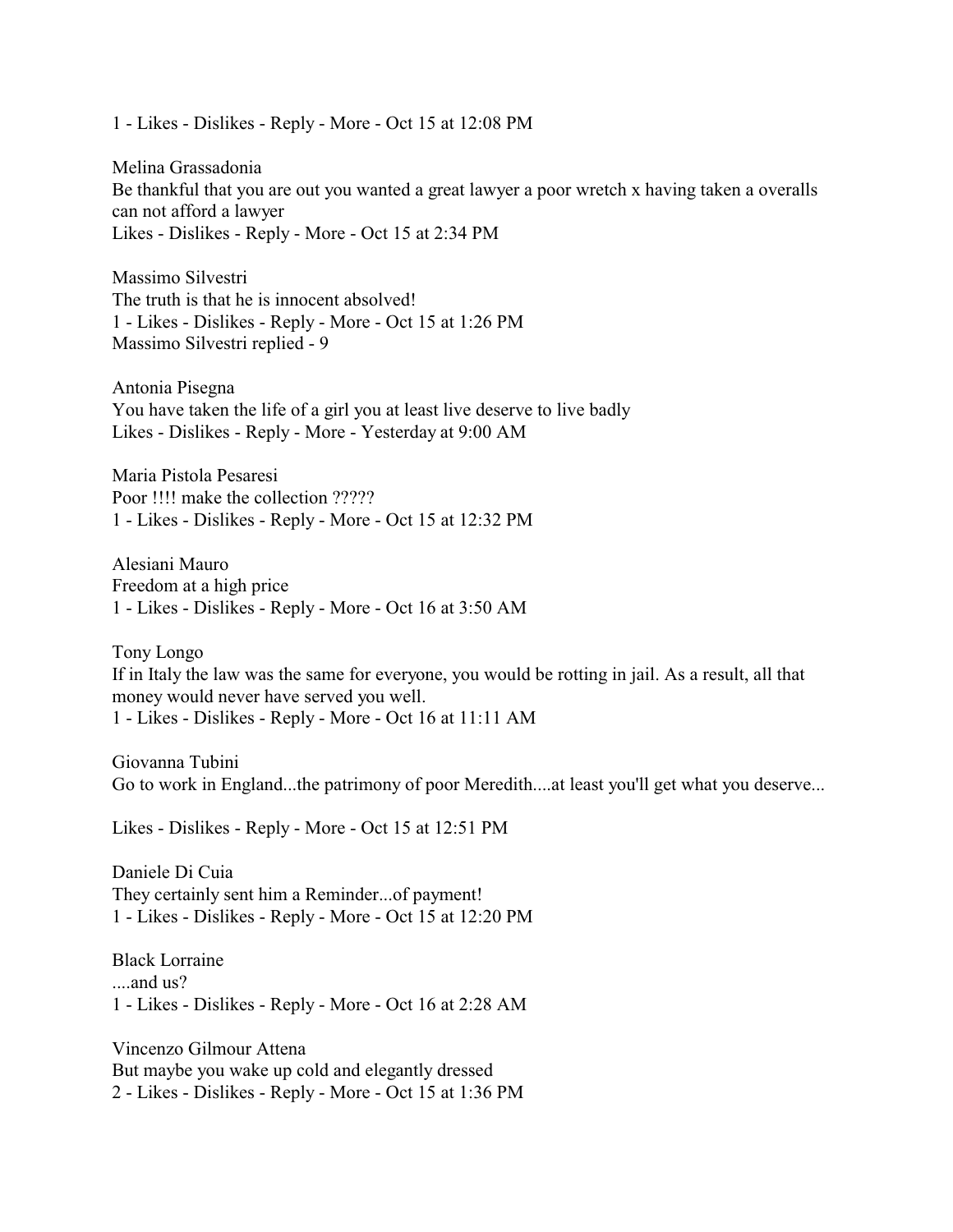1 - Likes - Dislikes - Reply - More - Oct 15 at 12:08 PM

Melina Grassadonia
Be thankful that you are out you wanted a great lawyer a poor wretch x having taken a overalls can not afford a lawyer
Likes - Dislikes - Reply - More - Oct 15 at 2:34 PM

Massimo Silvestri
The truth is that he is innocent absolved!
1 - Likes - Dislikes - Reply - More - Oct 15 at 1:26 PM
Massimo Silvestri replied - 9

Antonia Pisegna
You have taken the life of a girl you at least live deserve to live badly
Likes - Dislikes - Reply - More - Yesterday at 9:00 AM

Maria Pistola Pesaresi
Poor !!!! make the collection ?????
1 - Likes - Dislikes - Reply - More - Oct 15 at 12:32 PM

Alesiani Mauro
Freedom at a high price
1 - Likes - Dislikes - Reply - More - Oct 16 at 3:50 AM

Tony Longo
If in Italy the law was the same for everyone, you would be rotting in jail. As a result, all that money would never have served you well.
1 - Likes - Dislikes - Reply - More - Oct 16 at 11:11 AM

Giovanna Tubini
Go to work in England...the patrimony of poor Meredith....at least you'll get what you deserve...

Likes - Dislikes - Reply - More - Oct 15 at 12:51 PM

Daniele Di Cuia
They certainly sent him a Reminder...of payment!
1 - Likes - Dislikes - Reply - More - Oct 15 at 12:20 PM

Black Lorraine
....and us?
1 - Likes - Dislikes - Reply - More - Oct 16 at 2:28 AM

Vincenzo Gilmour Attena
But maybe you wake up cold and elegantly dressed
2 - Likes - Dislikes - Reply - More - Oct 15 at 1:36 PM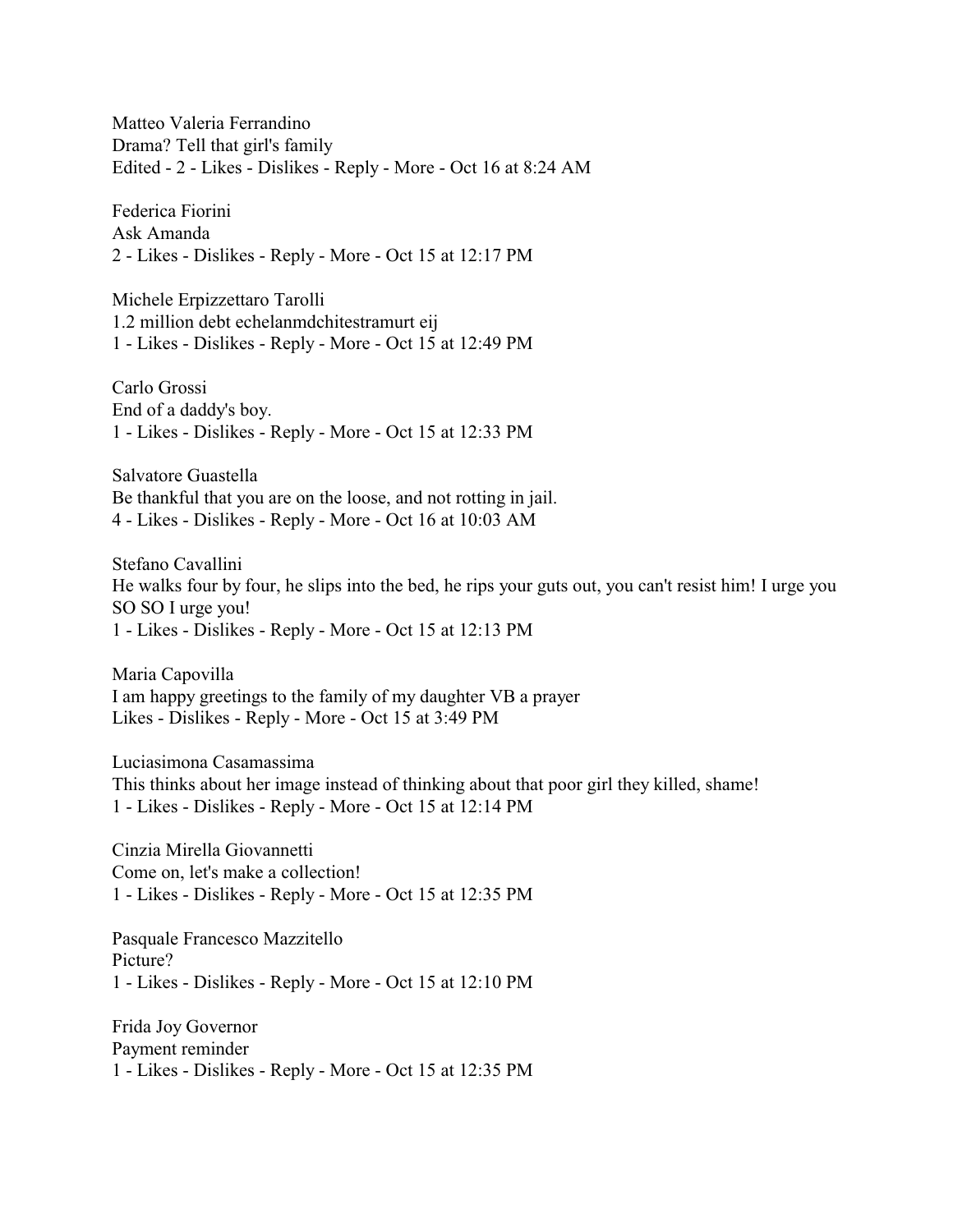Matteo Valeria Ferrandino
Drama? Tell that girl's family
Edited - 2 - Likes - Dislikes - Reply - More - Oct 16 at 8:24 AM

Federica Fiorini
Ask Amanda
2 - Likes - Dislikes - Reply - More - Oct 15 at 12:17 PM

Michele Erpizzettaro Tarolli
1.2 million debt echelanmdchitestramurt eij
1 - Likes - Dislikes - Reply - More - Oct 15 at 12:49 PM

Carlo Grossi
End of a daddy's boy.
1 - Likes - Dislikes - Reply - More - Oct 15 at 12:33 PM

Salvatore Guastella
Be thankful that you are on the loose, and not rotting in jail.
4 - Likes - Dislikes - Reply - More - Oct 16 at 10:03 AM

Stefano Cavallini
He walks four by four, he slips into the bed, he rips your guts out, you can't resist him! I urge you SO SO I urge you!
1 - Likes - Dislikes - Reply - More - Oct 15 at 12:13 PM

Maria Capovilla
I am happy greetings to the family of my daughter VB a prayer
Likes - Dislikes - Reply - More - Oct 15 at 3:49 PM

Luciasimona Casamassima
This thinks about her image instead of thinking about that poor girl they killed, shame!
1 - Likes - Dislikes - Reply - More - Oct 15 at 12:14 PM

Cinzia Mirella Giovannetti
Come on, let's make a collection!
1 - Likes - Dislikes - Reply - More - Oct 15 at 12:35 PM

Pasquale Francesco Mazzitello
Picture?
1 - Likes - Dislikes - Reply - More - Oct 15 at 12:10 PM

Frida Joy Governor
Payment reminder
1 - Likes - Dislikes - Reply - More - Oct 15 at 12:35 PM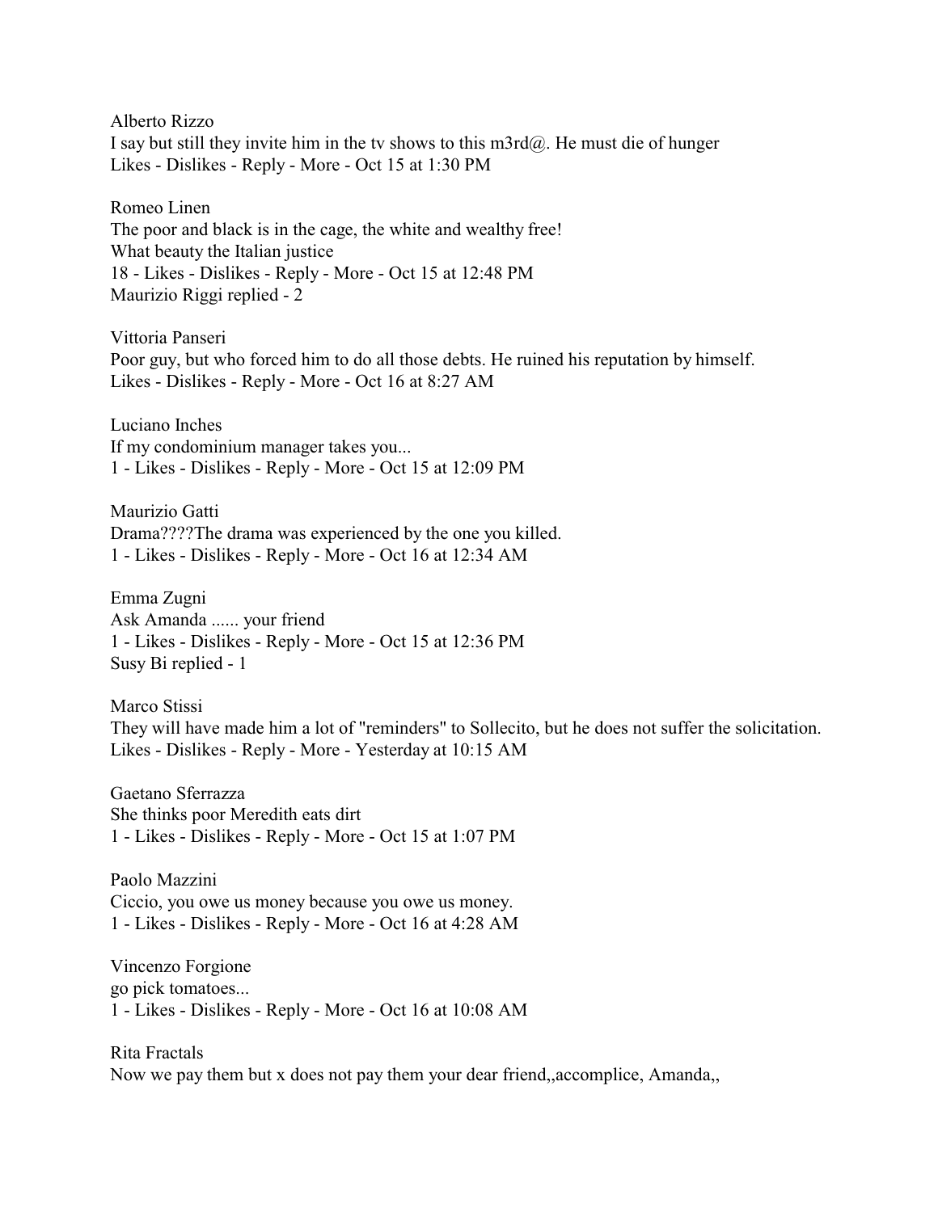Alberto Rizzo
I say but still they invite him in the tv shows to this m3rd@. He must die of hunger
Likes - Dislikes - Reply - More - Oct 15 at 1:30 PM

Romeo Linen
The poor and black is in the cage, the white and wealthy free!
What beauty the Italian justice
18 - Likes - Dislikes - Reply - More - Oct 15 at 12:48 PM
Maurizio Riggi replied - 2

Vittoria Panseri
Poor guy, but who forced him to do all those debts. He ruined his reputation by himself.
Likes - Dislikes - Reply - More - Oct 16 at 8:27 AM

Luciano Inches
If my condominium manager takes you...
1 - Likes - Dislikes - Reply - More - Oct 15 at 12:09 PM

Maurizio Gatti
Drama????The drama was experienced by the one you killed.
1 - Likes - Dislikes - Reply - More - Oct 16 at 12:34 AM

Emma Zugni
Ask Amanda ...... your friend
1 - Likes - Dislikes - Reply - More - Oct 15 at 12:36 PM
Susy Bi replied - 1

Marco Stissi
They will have made him a lot of "reminders" to Sollecito, but he does not suffer the solicitation.
Likes - Dislikes - Reply - More - Yesterday at 10:15 AM

Gaetano Sferrazza
She thinks poor Meredith eats dirt
1 - Likes - Dislikes - Reply - More - Oct 15 at 1:07 PM

Paolo Mazzini
Ciccio, you owe us money because you owe us money.
1 - Likes - Dislikes - Reply - More - Oct 16 at 4:28 AM

Vincenzo Forgione
go pick tomatoes...
1 - Likes - Dislikes - Reply - More - Oct 16 at 10:08 AM

Rita Fractals
Now we pay them but x does not pay them your dear friend,,accomplice, Amanda,,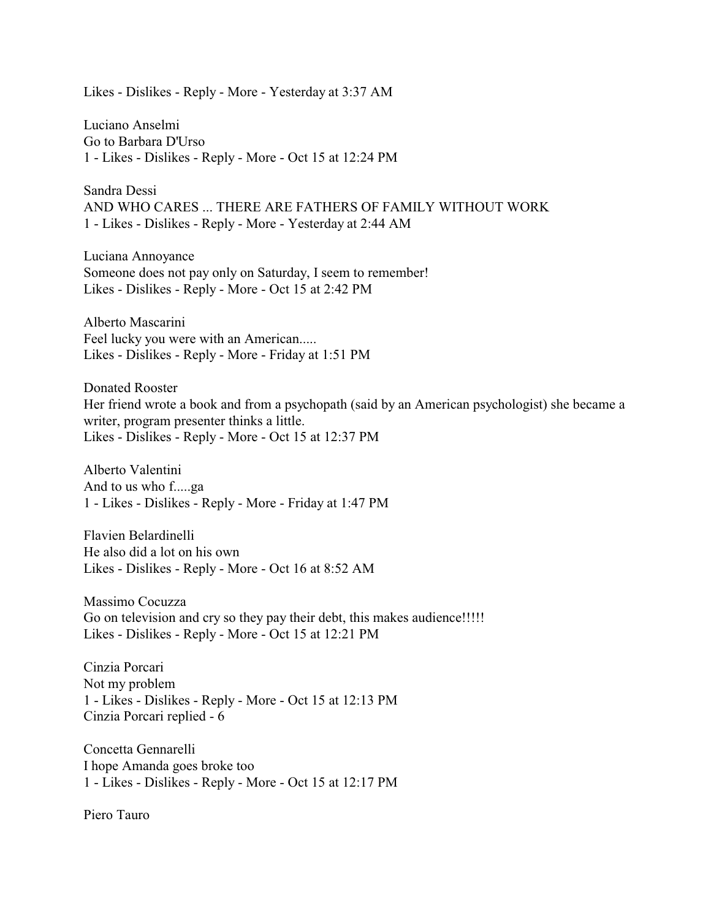Likes - Dislikes - Reply - More - Yesterday at 3:37 AM

Luciano Anselmi
Go to Barbara D'Urso
1 - Likes - Dislikes - Reply - More - Oct 15 at 12:24 PM

Sandra Dessi
AND WHO CARES ... THERE ARE FATHERS OF FAMILY WITHOUT WORK
1 - Likes - Dislikes - Reply - More - Yesterday at 2:44 AM

Luciana Annoyance
Someone does not pay only on Saturday, I seem to remember!
Likes - Dislikes - Reply - More - Oct 15 at 2:42 PM

Alberto Mascarini
Feel lucky you were with an American.....
Likes - Dislikes - Reply - More - Friday at 1:51 PM

Donated Rooster
Her friend wrote a book and from a psychopath (said by an American psychologist) she became a writer, program presenter thinks a little.
Likes - Dislikes - Reply - More - Oct 15 at 12:37 PM

Alberto Valentini
And to us who f.....ga
1 - Likes - Dislikes - Reply - More - Friday at 1:47 PM

Flavien Belardinelli
He also did a lot on his own
Likes - Dislikes - Reply - More - Oct 16 at 8:52 AM

Massimo Cocuzza
Go on television and cry so they pay their debt, this makes audience!!!!!
Likes - Dislikes - Reply - More - Oct 15 at 12:21 PM

Cinzia Porcari
Not my problem
1 - Likes - Dislikes - Reply - More - Oct 15 at 12:13 PM
Cinzia Porcari replied - 6

Concetta Gennarelli
I hope Amanda goes broke too
1 - Likes - Dislikes - Reply - More - Oct 15 at 12:17 PM

Piero Tauro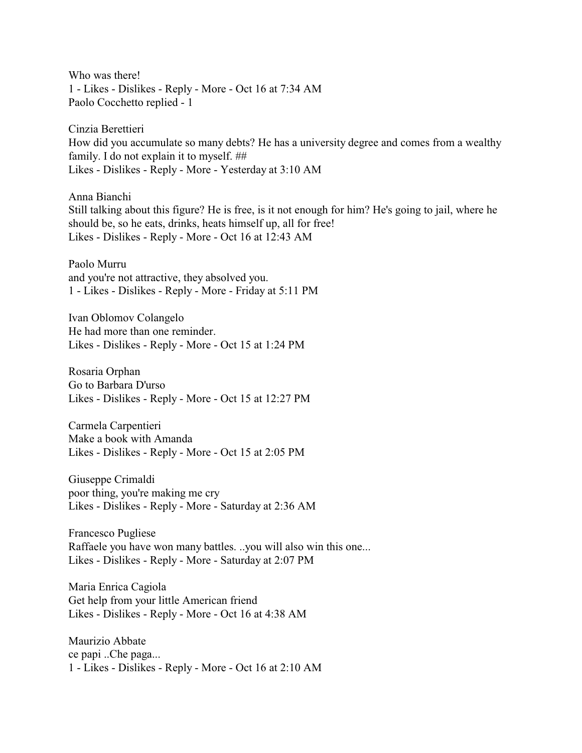Who was there!
1 - Likes - Dislikes - Reply - More - Oct 16 at 7:34 AM
Paolo Cocchetto replied - 1

Cinzia Berettieri
How did you accumulate so many debts? He has a university degree and comes from a wealthy family. I do not explain it to myself. ##
Likes - Dislikes - Reply - More - Yesterday at 3:10 AM

Anna Bianchi
Still talking about this figure? He is free, is it not enough for him? He's going to jail, where he should be, so he eats, drinks, heats himself up, all for free!
Likes - Dislikes - Reply - More - Oct 16 at 12:43 AM

Paolo Murru
and you're not attractive, they absolved you.
1 - Likes - Dislikes - Reply - More - Friday at 5:11 PM

Ivan Oblomov Colangelo
He had more than one reminder.
Likes - Dislikes - Reply - More - Oct 15 at 1:24 PM

Rosaria Orphan
Go to Barbara D'urso
Likes - Dislikes - Reply - More - Oct 15 at 12:27 PM

Carmela Carpentieri
Make a book with Amanda
Likes - Dislikes - Reply - More - Oct 15 at 2:05 PM

Giuseppe Crimaldi
poor thing, you're making me cry
Likes - Dislikes - Reply - More - Saturday at 2:36 AM

Francesco Pugliese
Raffaele you have won many battles. ..you will also win this one...
Likes - Dislikes - Reply - More - Saturday at 2:07 PM

Maria Enrica Cagiola
Get help from your little American friend
Likes - Dislikes - Reply - More - Oct 16 at 4:38 AM

Maurizio Abbate
ce papi ..Che paga...
1 - Likes - Dislikes - Reply - More - Oct 16 at 2:10 AM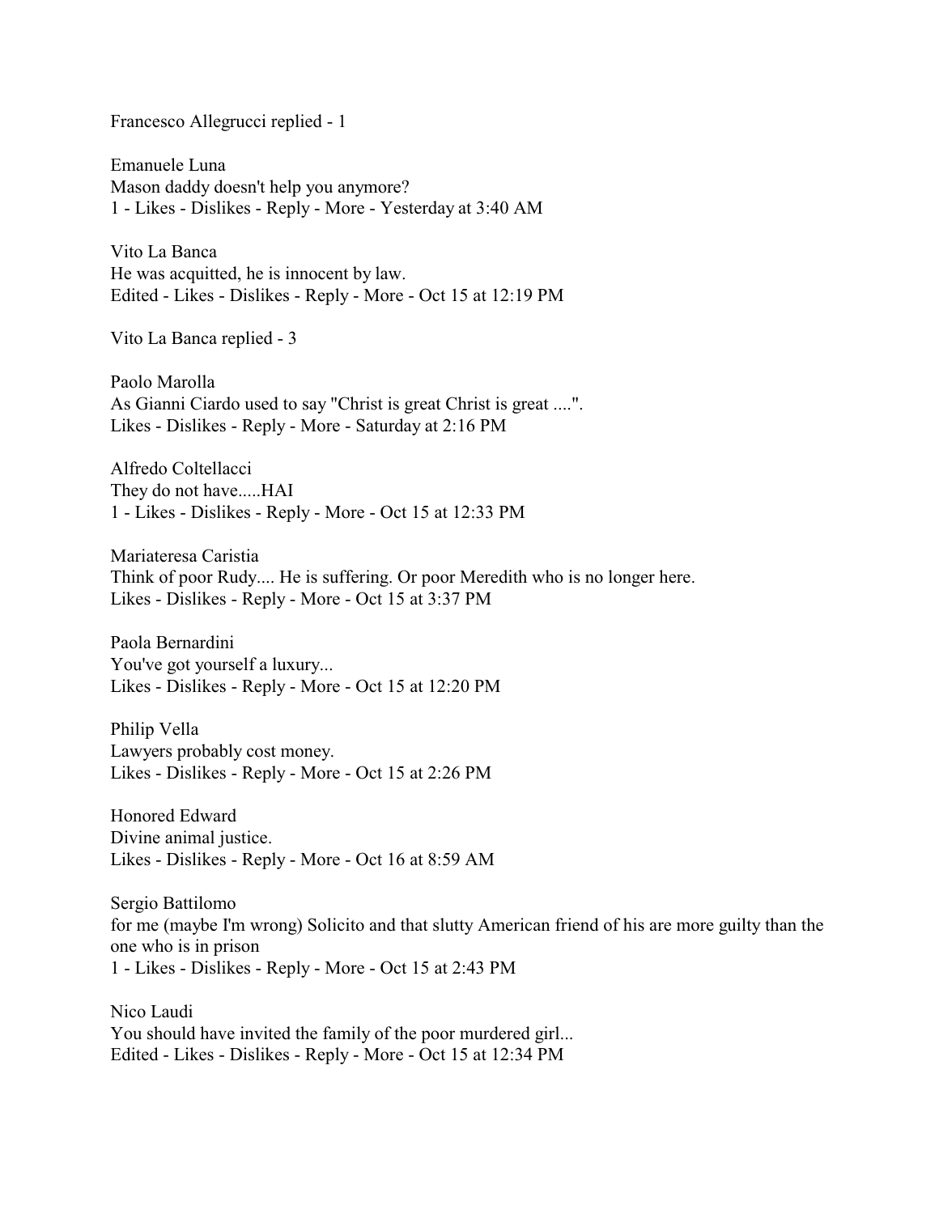Francesco Allegrucci replied - 1

Emanuele Luna
Mason daddy doesn't help you anymore?
1 - Likes - Dislikes - Reply - More - Yesterday at 3:40 AM

Vito La Banca
He was acquitted, he is innocent by law.
Edited - Likes - Dislikes - Reply - More - Oct 15 at 12:19 PM

Vito La Banca replied - 3

Paolo Marolla
As Gianni Ciardo used to say "Christ is great Christ is great ....".
Likes - Dislikes - Reply - More - Saturday at 2:16 PM

Alfredo Coltellacci
They do not have.....HAI
1 - Likes - Dislikes - Reply - More - Oct 15 at 12:33 PM

Mariateresa Caristia
Think of poor Rudy.... He is suffering. Or poor Meredith who is no longer here.
Likes - Dislikes - Reply - More - Oct 15 at 3:37 PM

Paola Bernardini
You've got yourself a luxury...
Likes - Dislikes - Reply - More - Oct 15 at 12:20 PM

Philip Vella
Lawyers probably cost money.
Likes - Dislikes - Reply - More - Oct 15 at 2:26 PM

Honored Edward
Divine animal justice.
Likes - Dislikes - Reply - More - Oct 16 at 8:59 AM

Sergio Battilomo
for me (maybe I'm wrong) Solicito and that slutty American friend of his are more guilty than the one who is in prison
1 - Likes - Dislikes - Reply - More - Oct 15 at 2:43 PM

Nico Laudi
You should have invited the family of the poor murdered girl...
Edited - Likes - Dislikes - Reply - More - Oct 15 at 12:34 PM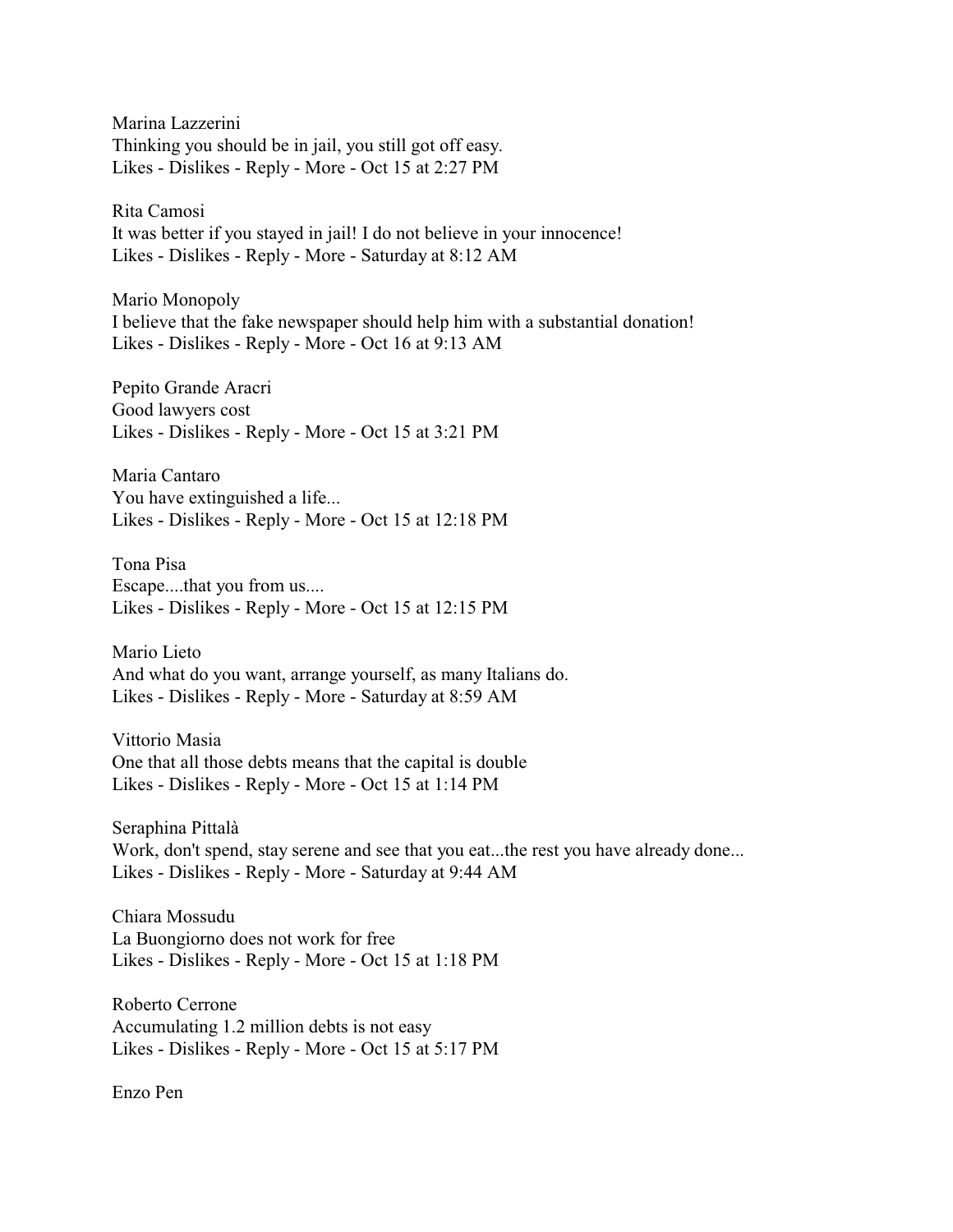Marina Lazzerini
Thinking you should be in jail, you still got off easy.
Likes - Dislikes - Reply - More - Oct 15 at 2:27 PM

Rita Camosi
It was better if you stayed in jail! I do not believe in your innocence!
Likes - Dislikes - Reply - More - Saturday at 8:12 AM

Mario Monopoly
I believe that the fake newspaper should help him with a substantial donation!
Likes - Dislikes - Reply - More - Oct 16 at 9:13 AM

Pepito Grande Aracri
Good lawyers cost
Likes - Dislikes - Reply - More - Oct 15 at 3:21 PM

Maria Cantaro
You have extinguished a life...
Likes - Dislikes - Reply - More - Oct 15 at 12:18 PM

Tona Pisa
Escape....that you from us....
Likes - Dislikes - Reply - More - Oct 15 at 12:15 PM

Mario Lieto
And what do you want, arrange yourself, as many Italians do.
Likes - Dislikes - Reply - More - Saturday at 8:59 AM

Vittorio Masia
One that all those debts means that the capital is double
Likes - Dislikes - Reply - More - Oct 15 at 1:14 PM

Seraphina Pittalà
Work, don't spend, stay serene and see that you eat...the rest you have already done...
Likes - Dislikes - Reply - More - Saturday at 9:44 AM

Chiara Mossudu
La Buongiorno does not work for free
Likes - Dislikes - Reply - More - Oct 15 at 1:18 PM

Roberto Cerrone
Accumulating 1.2 million debts is not easy
Likes - Dislikes - Reply - More - Oct 15 at 5:17 PM

Enzo Pen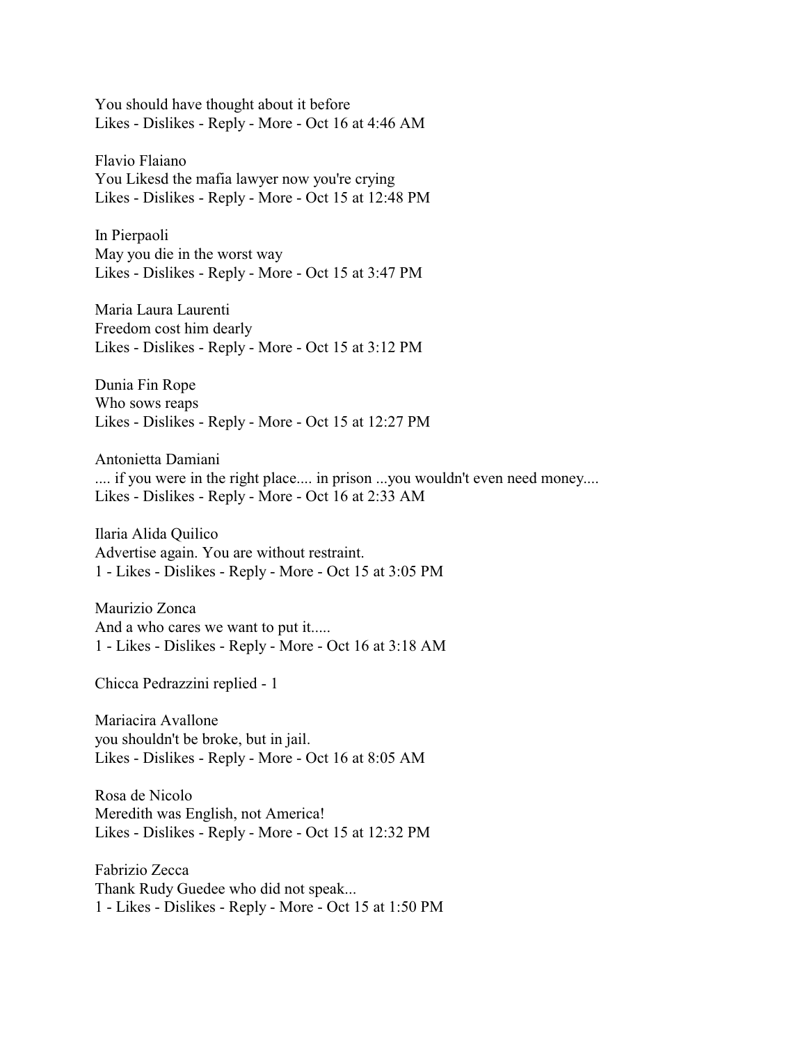You should have thought about it before
Likes - Dislikes - Reply - More - Oct 16 at 4:46 AM

Flavio Flaiano
You Likesd the mafia lawyer now you're crying
Likes - Dislikes - Reply - More - Oct 15 at 12:48 PM

In Pierpaoli
May you die in the worst way
Likes - Dislikes - Reply - More - Oct 15 at 3:47 PM

Maria Laura Laurenti
Freedom cost him dearly
Likes - Dislikes - Reply - More - Oct 15 at 3:12 PM

Dunia Fin Rope
Who sows reaps
Likes - Dislikes - Reply - More - Oct 15 at 12:27 PM

Antonietta Damiani
.... if you were in the right place.... in prison ...you wouldn't even need money....
Likes - Dislikes - Reply - More - Oct 16 at 2:33 AM

Ilaria Alida Quilico
Advertise again. You are without restraint.
1 - Likes - Dislikes - Reply - More - Oct 15 at 3:05 PM

Maurizio Zonca
And a who cares we want to put it.....
1 - Likes - Dislikes - Reply - More - Oct 16 at 3:18 AM

Chicca Pedrazzini replied - 1

Mariacira Avallone
you shouldn't be broke, but in jail.
Likes - Dislikes - Reply - More - Oct 16 at 8:05 AM

Rosa de Nicolo
Meredith was English, not America!
Likes - Dislikes - Reply - More - Oct 15 at 12:32 PM

Fabrizio Zecca
Thank Rudy Guedee who did not speak...
1 - Likes - Dislikes - Reply - More - Oct 15 at 1:50 PM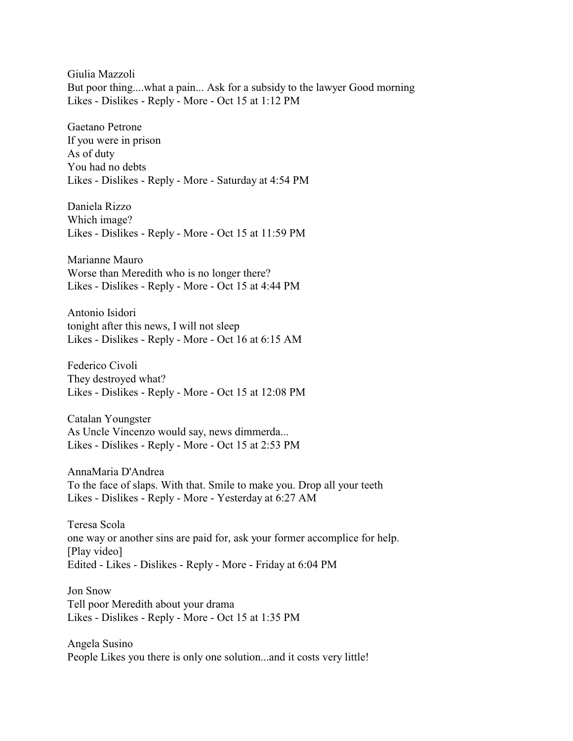Giulia Mazzoli
But poor thing....what a pain... Ask for a subsidy to the lawyer Good morning
Likes - Dislikes - Reply - More - Oct 15 at 1:12 PM

Gaetano Petrone
If you were in prison
As of duty
You had no debts
Likes - Dislikes - Reply - More - Saturday at 4:54 PM

Daniela Rizzo
Which image?
Likes - Dislikes - Reply - More - Oct 15 at 11:59 PM

Marianne Mauro
Worse than Meredith who is no longer there?
Likes - Dislikes - Reply - More - Oct 15 at 4:44 PM

Antonio Isidori
tonight after this news, I will not sleep
Likes - Dislikes - Reply - More - Oct 16 at 6:15 AM

Federico Civoli
They destroyed what?
Likes - Dislikes - Reply - More - Oct 15 at 12:08 PM

Catalan Youngster
As Uncle Vincenzo would say, news dimmerda...
Likes - Dislikes - Reply - More - Oct 15 at 2:53 PM

AnnaMaria D'Andrea
To the face of slaps. With that. Smile to make you. Drop all your teeth
Likes - Dislikes - Reply - More - Yesterday at 6:27 AM

Teresa Scola
one way or another sins are paid for, ask your former accomplice for help.
[Play video]
Edited - Likes - Dislikes - Reply - More - Friday at 6:04 PM

Jon Snow
Tell poor Meredith about your drama
Likes - Dislikes - Reply - More - Oct 15 at 1:35 PM

Angela Susino
People Likes you there is only one solution...and it costs very little!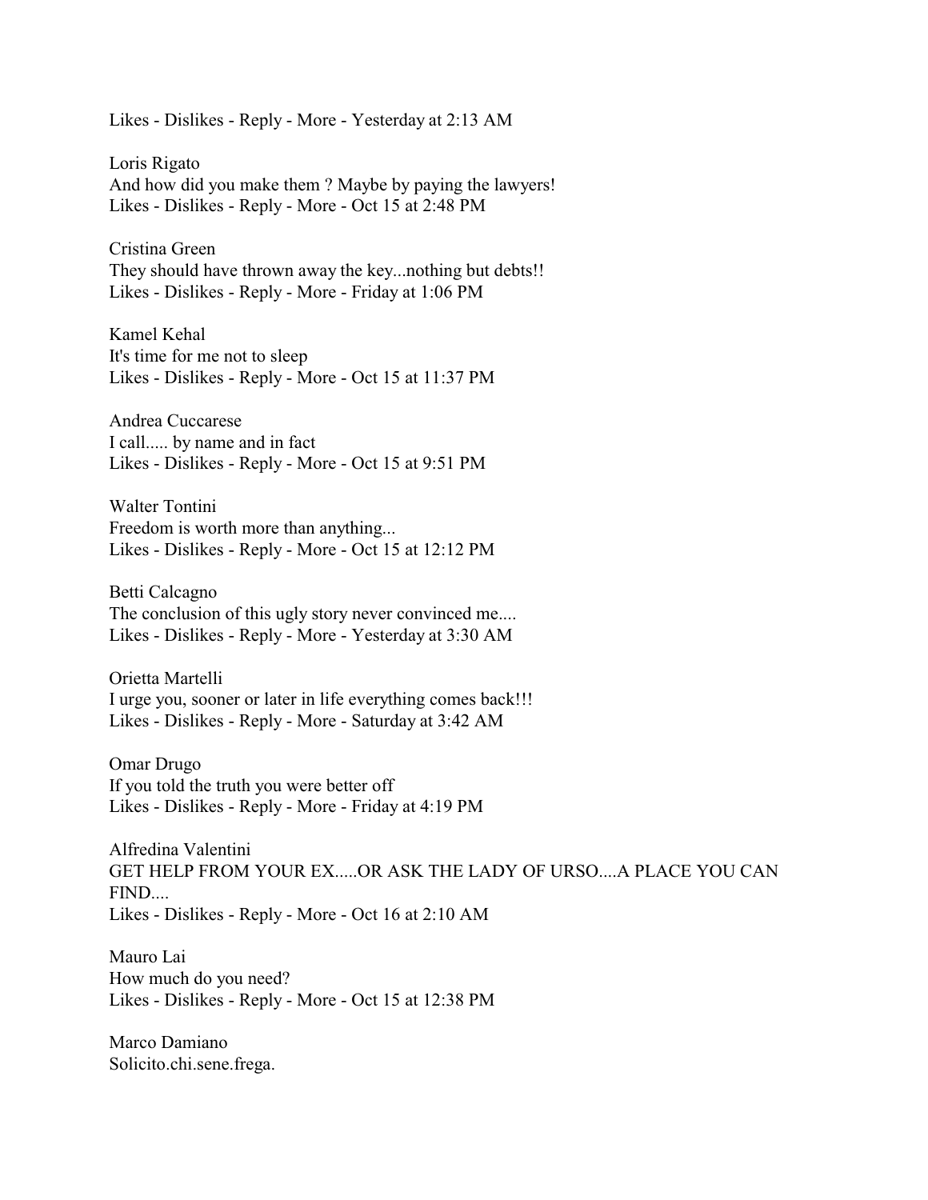Likes - Dislikes - Reply - More - Yesterday at 2:13 AM

Loris Rigato
And how did you make them ? Maybe by paying the lawyers!
Likes - Dislikes - Reply - More - Oct 15 at 2:48 PM

Cristina Green
They should have thrown away the key...nothing but debts!!
Likes - Dislikes - Reply - More - Friday at 1:06 PM

Kamel Kehal
It's time for me not to sleep
Likes - Dislikes - Reply - More - Oct 15 at 11:37 PM

Andrea Cuccarese
I call..... by name and in fact
Likes - Dislikes - Reply - More - Oct 15 at 9:51 PM

Walter Tontini
Freedom is worth more than anything...
Likes - Dislikes - Reply - More - Oct 15 at 12:12 PM

Betti Calcagno
The conclusion of this ugly story never convinced me....
Likes - Dislikes - Reply - More - Yesterday at 3:30 AM

Orietta Martelli
I urge you, sooner or later in life everything comes back!!!
Likes - Dislikes - Reply - More - Saturday at 3:42 AM

Omar Drugo
If you told the truth you were better off
Likes - Dislikes - Reply - More - Friday at 4:19 PM

Alfredina Valentini
GET HELP FROM YOUR EX.....OR ASK THE LADY OF URSO....A PLACE YOU CAN FIND....
Likes - Dislikes - Reply - More - Oct 16 at 2:10 AM

Mauro Lai
How much do you need?
Likes - Dislikes - Reply - More - Oct 15 at 12:38 PM

Marco Damiano
Solicito.chi.sene.frega.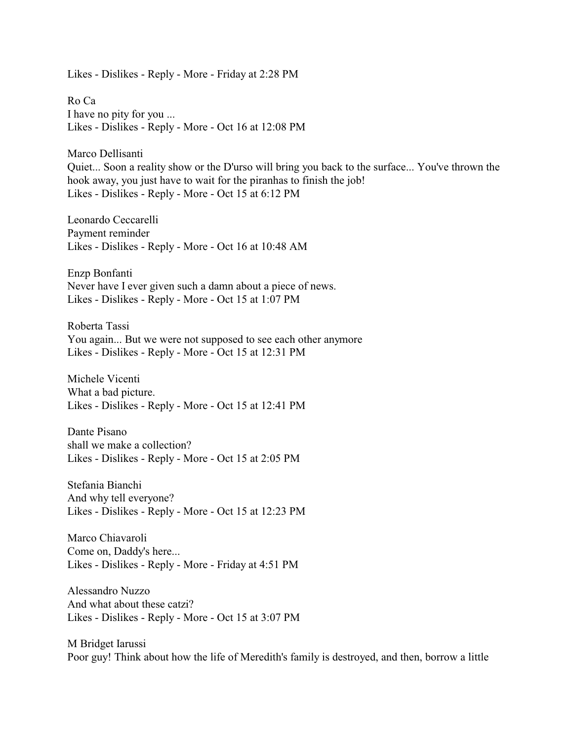Likes - Dislikes - Reply - More - Friday at 2:28 PM

Ro Ca
I have no pity for you ...
Likes - Dislikes - Reply - More - Oct 16 at 12:08 PM

Marco Dellisanti
Quiet... Soon a reality show or the D'urso will bring you back to the surface... You've thrown the hook away, you just have to wait for the piranhas to finish the job!
Likes - Dislikes - Reply - More - Oct 15 at 6:12 PM

Leonardo Ceccarelli
Payment reminder
Likes - Dislikes - Reply - More - Oct 16 at 10:48 AM

Enzp Bonfanti
Never have I ever given such a damn about a piece of news.
Likes - Dislikes - Reply - More - Oct 15 at 1:07 PM

Roberta Tassi
You again... But we were not supposed to see each other anymore
Likes - Dislikes - Reply - More - Oct 15 at 12:31 PM

Michele Vicenti
What a bad picture.
Likes - Dislikes - Reply - More - Oct 15 at 12:41 PM

Dante Pisano
shall we make a collection?
Likes - Dislikes - Reply - More - Oct 15 at 2:05 PM

Stefania Bianchi
And why tell everyone?
Likes - Dislikes - Reply - More - Oct 15 at 12:23 PM

Marco Chiavaroli
Come on, Daddy's here...
Likes - Dislikes - Reply - More - Friday at 4:51 PM

Alessandro Nuzzo
And what about these catzi?
Likes - Dislikes - Reply - More - Oct 15 at 3:07 PM

M Bridget Iarussi
Poor guy! Think about how the life of Meredith's family is destroyed, and then, borrow a little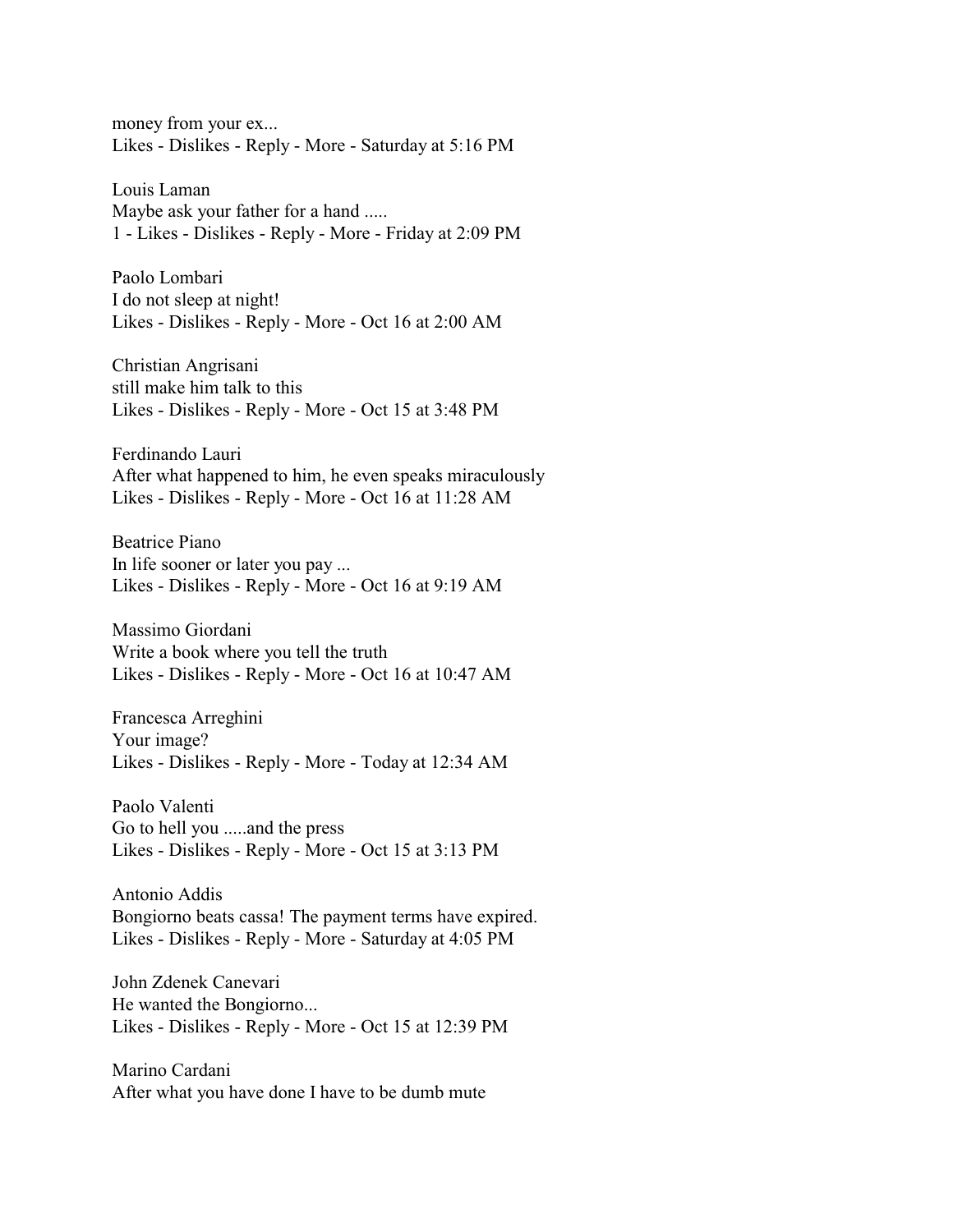money from your ex...
Likes - Dislikes - Reply - More - Saturday at 5:16 PM

Louis Laman
Maybe ask your father for a hand .....
1 - Likes - Dislikes - Reply - More - Friday at 2:09 PM

Paolo Lombari
I do not sleep at night!
Likes - Dislikes - Reply - More - Oct 16 at 2:00 AM

Christian Angrisani
still make him talk to this
Likes - Dislikes - Reply - More - Oct 15 at 3:48 PM

Ferdinando Lauri
After what happened to him, he even speaks miraculously
Likes - Dislikes - Reply - More - Oct 16 at 11:28 AM

Beatrice Piano
In life sooner or later you pay ...
Likes - Dislikes - Reply - More - Oct 16 at 9:19 AM

Massimo Giordani
Write a book where you tell the truth
Likes - Dislikes - Reply - More - Oct 16 at 10:47 AM

Francesca Arreghini
Your image?
Likes - Dislikes - Reply - More - Today at 12:34 AM

Paolo Valenti
Go to hell you .....and the press
Likes - Dislikes - Reply - More - Oct 15 at 3:13 PM

Antonio Addis
Bongiorno beats cassa! The payment terms have expired.
Likes - Dislikes - Reply - More - Saturday at 4:05 PM

John Zdenek Canevari
He wanted the Bongiorno...
Likes - Dislikes - Reply - More - Oct 15 at 12:39 PM

Marino Cardani
After what you have done I have to be dumb mute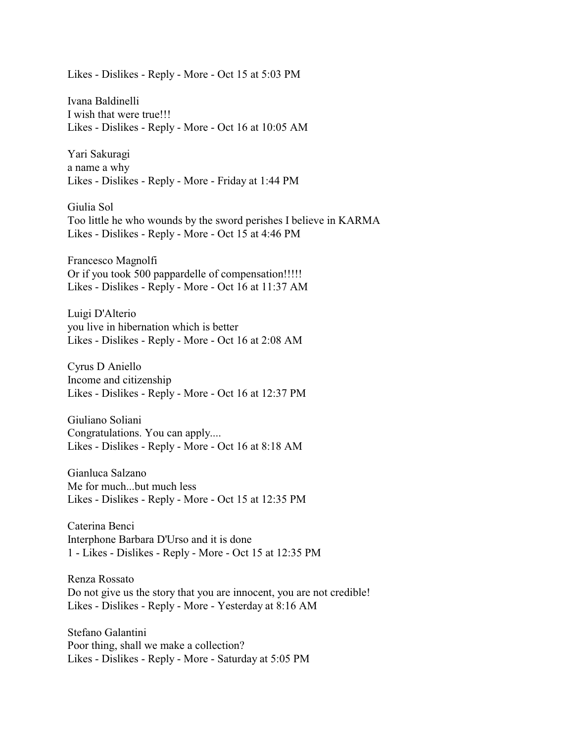Likes - Dislikes - Reply - More - Oct 15 at 5:03 PM

Ivana Baldinelli
I wish that were true!!!
Likes - Dislikes - Reply - More - Oct 16 at 10:05 AM

Yari Sakuragi
a name a why
Likes - Dislikes - Reply - More - Friday at 1:44 PM

Giulia Sol
Too little he who wounds by the sword perishes I believe in KARMA
Likes - Dislikes - Reply - More - Oct 15 at 4:46 PM

Francesco Magnolfi
Or if you took 500 pappardelle of compensation!!!!!
Likes - Dislikes - Reply - More - Oct 16 at 11:37 AM

Luigi D'Alterio
you live in hibernation which is better
Likes - Dislikes - Reply - More - Oct 16 at 2:08 AM

Cyrus D Aniello
Income and citizenship
Likes - Dislikes - Reply - More - Oct 16 at 12:37 PM

Giuliano Soliani
Congratulations. You can apply....
Likes - Dislikes - Reply - More - Oct 16 at 8:18 AM

Gianluca Salzano
Me for much...but much less
Likes - Dislikes - Reply - More - Oct 15 at 12:35 PM

Caterina Benci
Interphone Barbara D'Urso and it is done
1 - Likes - Dislikes - Reply - More - Oct 15 at 12:35 PM

Renza Rossato
Do not give us the story that you are innocent, you are not credible!
Likes - Dislikes - Reply - More - Yesterday at 8:16 AM

Stefano Galantini
Poor thing, shall we make a collection?
Likes - Dislikes - Reply - More - Saturday at 5:05 PM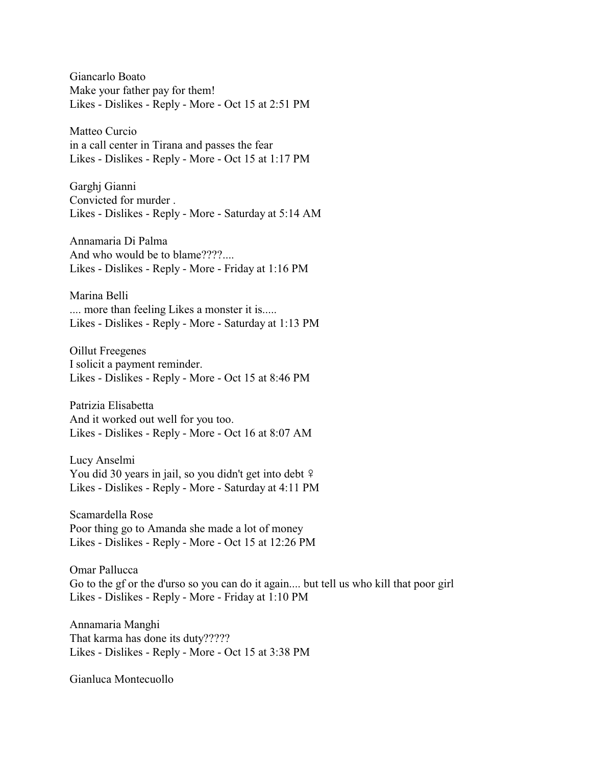Giancarlo Boato
Make your father pay for them!
Likes - Dislikes - Reply - More - Oct 15 at 2:51 PM

Matteo Curcio
in a call center in Tirana and passes the fear
Likes - Dislikes - Reply - More - Oct 15 at 1:17 PM

Garghj Gianni
Convicted for murder .
Likes - Dislikes - Reply - More - Saturday at 5:14 AM

Annamaria Di Palma
And who would be to blame????....
Likes - Dislikes - Reply - More - Friday at 1:16 PM

Marina Belli
.... more than feeling Likes a monster it is.....
Likes - Dislikes - Reply - More - Saturday at 1:13 PM

Oillut Freegenes
I solicit a payment reminder.
Likes - Dislikes - Reply - More - Oct 15 at 8:46 PM

Patrizia Elisabetta
And it worked out well for you too.
Likes - Dislikes - Reply - More - Oct 16 at 8:07 AM

Lucy Anselmi
You did 30 years in jail, so you didn't get into debt ♀
Likes - Dislikes - Reply - More - Saturday at 4:11 PM

Scamardella Rose
Poor thing go to Amanda she made a lot of money
Likes - Dislikes - Reply - More - Oct 15 at 12:26 PM

Omar Pallucca
Go to the gf or the d'urso so you can do it again.... but tell us who kill that poor girl
Likes - Dislikes - Reply - More - Friday at 1:10 PM

Annamaria Manghi
That karma has done its duty?????
Likes - Dislikes - Reply - More - Oct 15 at 3:38 PM

Gianluca Montecuollo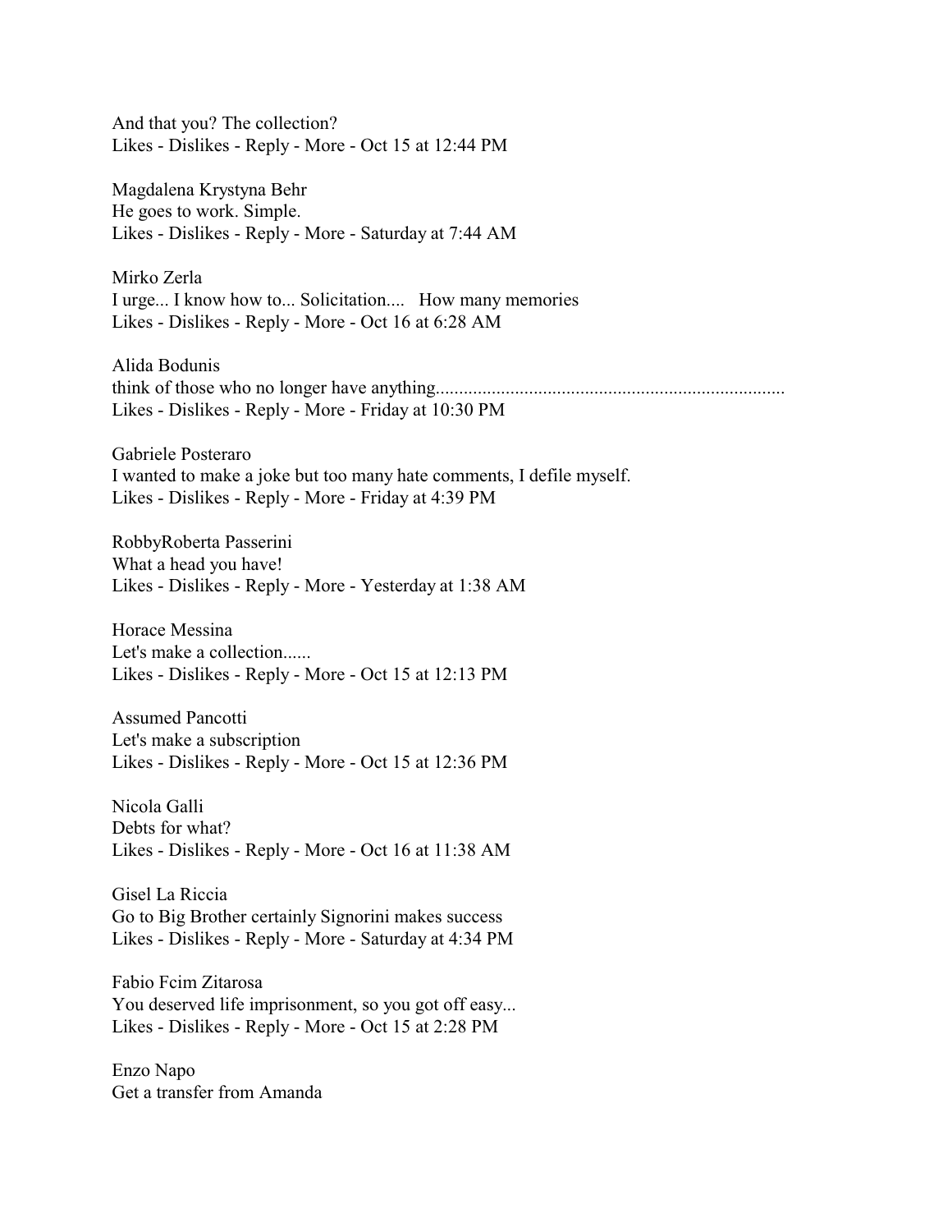And that you? The collection?
Likes - Dislikes - Reply - More - Oct 15 at 12:44 PM

Magdalena Krystyna Behr
He goes to work. Simple.
Likes - Dislikes - Reply - More - Saturday at 7:44 AM

Mirko Zerla
I urge... I know how to... Solicitation.... How many memories
Likes - Dislikes - Reply - More - Oct 16 at 6:28 AM

Alida Bodunis
think of those who no longer have anything...........................................................................
Likes - Dislikes - Reply - More - Friday at 10:30 PM

Gabriele Posteraro
I wanted to make a joke but too many hate comments, I defile myself.
Likes - Dislikes - Reply - More - Friday at 4:39 PM

RobbyRoberta Passerini
What a head you have!
Likes - Dislikes - Reply - More - Yesterday at 1:38 AM

Horace Messina
Let's make a collection......
Likes - Dislikes - Reply - More - Oct 15 at 12:13 PM

Assumed Pancotti
Let's make a subscription
Likes - Dislikes - Reply - More - Oct 15 at 12:36 PM

Nicola Galli
Debts for what?
Likes - Dislikes - Reply - More - Oct 16 at 11:38 AM

Gisel La Riccia
Go to Big Brother certainly Signorini makes success
Likes - Dislikes - Reply - More - Saturday at 4:34 PM

Fabio Fcim Zitarosa
You deserved life imprisonment, so you got off easy...
Likes - Dislikes - Reply - More - Oct 15 at 2:28 PM

Enzo Napo
Get a transfer from Amanda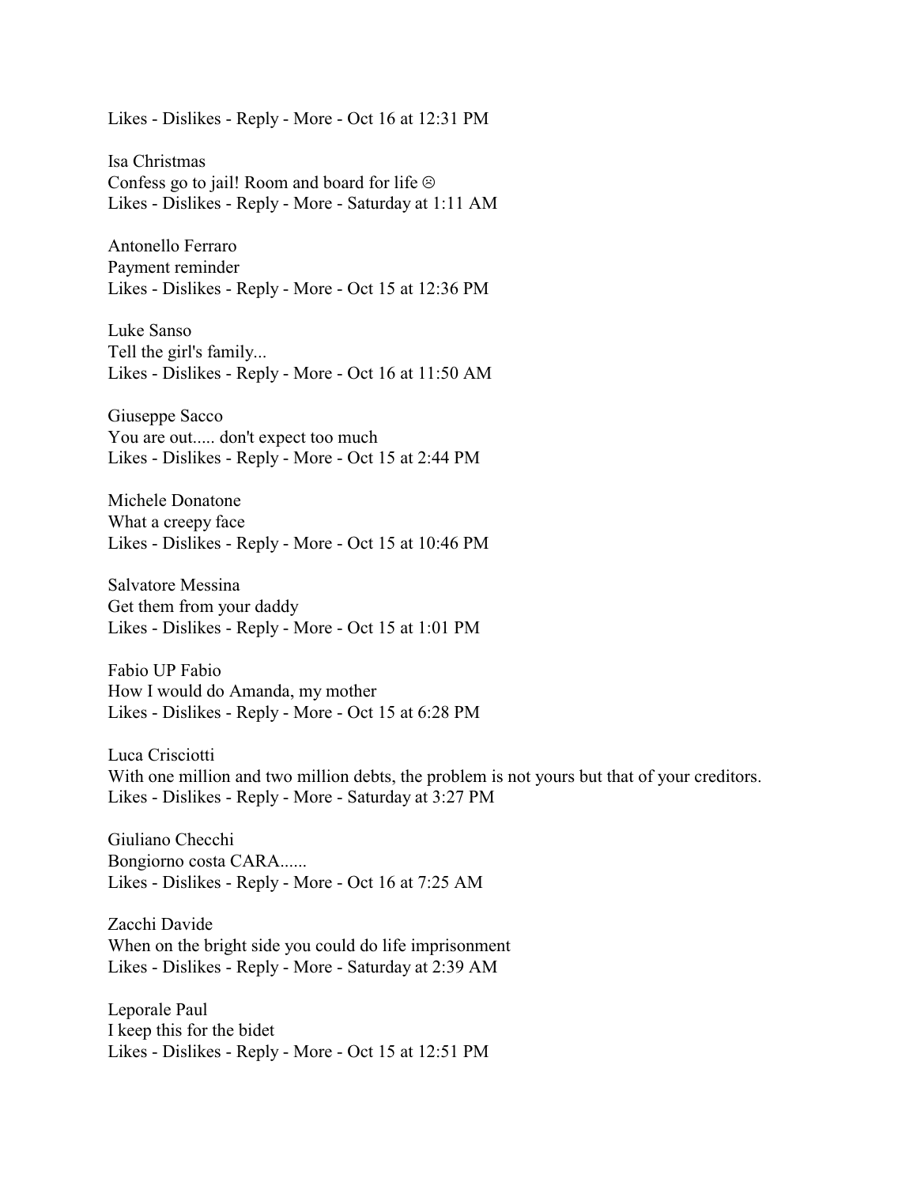Likes - Dislikes - Reply - More - Oct 16 at 12:31 PM

Isa Christmas
Confess go to jail! Room and board for life ☹
Likes - Dislikes - Reply - More - Saturday at 1:11 AM

Antonello Ferraro
Payment reminder
Likes - Dislikes - Reply - More - Oct 15 at 12:36 PM

Luke Sanso
Tell the girl's family...
Likes - Dislikes - Reply - More - Oct 16 at 11:50 AM

Giuseppe Sacco
You are out..... don't expect too much
Likes - Dislikes - Reply - More - Oct 15 at 2:44 PM

Michele Donatone
What a creepy face
Likes - Dislikes - Reply - More - Oct 15 at 10:46 PM

Salvatore Messina
Get them from your daddy
Likes - Dislikes - Reply - More - Oct 15 at 1:01 PM

Fabio UP Fabio
How I would do Amanda, my mother
Likes - Dislikes - Reply - More - Oct 15 at 6:28 PM

Luca Crisciotti
With one million and two million debts, the problem is not yours but that of your creditors.
Likes - Dislikes - Reply - More - Saturday at 3:27 PM

Giuliano Checchi
Bongiorno costa CARA......
Likes - Dislikes - Reply - More - Oct 16 at 7:25 AM

Zacchi Davide
When on the bright side you could do life imprisonment
Likes - Dislikes - Reply - More - Saturday at 2:39 AM

Leporale Paul
I keep this for the bidet
Likes - Dislikes - Reply - More - Oct 15 at 12:51 PM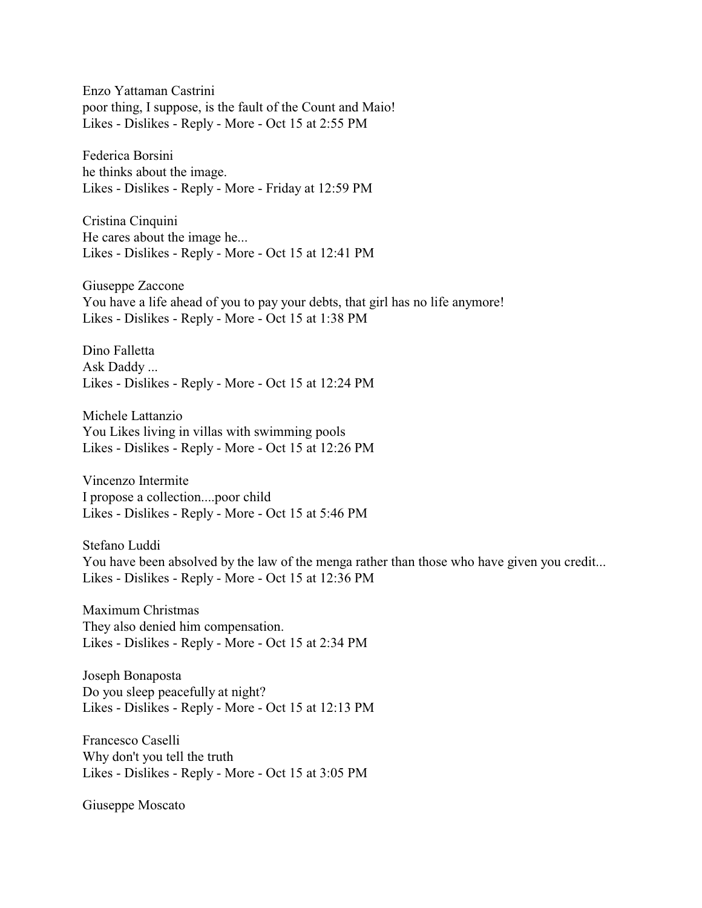Enzo Yattaman Castrini
poor thing, I suppose, is the fault of the Count and Maio!
Likes - Dislikes - Reply - More - Oct 15 at 2:55 PM

Federica Borsini
he thinks about the image.
Likes - Dislikes - Reply - More - Friday at 12:59 PM

Cristina Cinquini
He cares about the image he...
Likes - Dislikes - Reply - More - Oct 15 at 12:41 PM

Giuseppe Zaccone
You have a life ahead of you to pay your debts, that girl has no life anymore!
Likes - Dislikes - Reply - More - Oct 15 at 1:38 PM

Dino Falletta
Ask Daddy ...
Likes - Dislikes - Reply - More - Oct 15 at 12:24 PM

Michele Lattanzio
You Likes living in villas with swimming pools
Likes - Dislikes - Reply - More - Oct 15 at 12:26 PM

Vincenzo Intermite
I propose a collection....poor child
Likes - Dislikes - Reply - More - Oct 15 at 5:46 PM

Stefano Luddi
You have been absolved by the law of the menga rather than those who have given you credit...
Likes - Dislikes - Reply - More - Oct 15 at 12:36 PM

Maximum Christmas
They also denied him compensation.
Likes - Dislikes - Reply - More - Oct 15 at 2:34 PM

Joseph Bonaposta
Do you sleep peacefully at night?
Likes - Dislikes - Reply - More - Oct 15 at 12:13 PM

Francesco Caselli
Why don't you tell the truth
Likes - Dislikes - Reply - More - Oct 15 at 3:05 PM

Giuseppe Moscato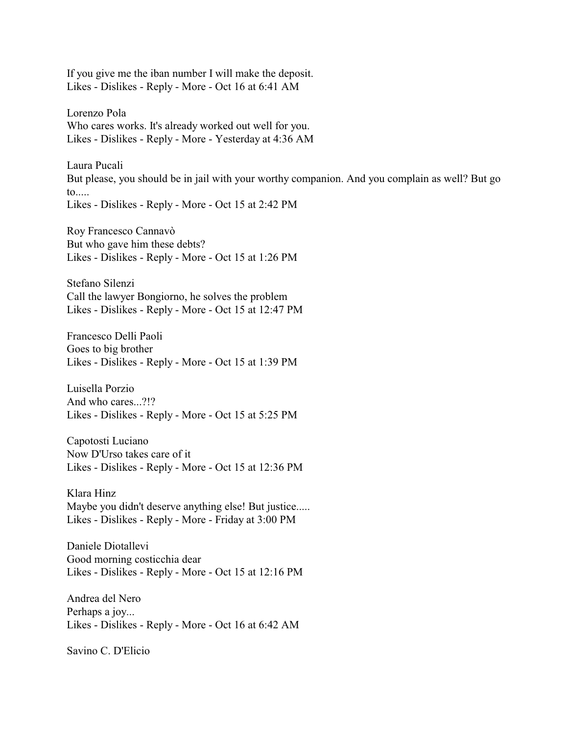If you give me the iban number I will make the deposit.
Likes - Dislikes - Reply - More - Oct 16 at 6:41 AM

Lorenzo Pola
Who cares works. It's already worked out well for you.
Likes - Dislikes - Reply - More - Yesterday at 4:36 AM

Laura Pucali
But please, you should be in jail with your worthy companion. And you complain as well? But go to.....
Likes - Dislikes - Reply - More - Oct 15 at 2:42 PM

Roy Francesco Cannavò
But who gave him these debts?
Likes - Dislikes - Reply - More - Oct 15 at 1:26 PM

Stefano Silenzi
Call the lawyer Bongiorno, he solves the problem
Likes - Dislikes - Reply - More - Oct 15 at 12:47 PM

Francesco Delli Paoli
Goes to big brother
Likes - Dislikes - Reply - More - Oct 15 at 1:39 PM

Luisella Porzio
And who cares...?!?
Likes - Dislikes - Reply - More - Oct 15 at 5:25 PM

Capotosti Luciano
Now D'Urso takes care of it
Likes - Dislikes - Reply - More - Oct 15 at 12:36 PM

Klara Hinz
Maybe you didn't deserve anything else! But justice.....
Likes - Dislikes - Reply - More - Friday at 3:00 PM

Daniele Diotallevi
Good morning costicchia dear
Likes - Dislikes - Reply - More - Oct 15 at 12:16 PM

Andrea del Nero
Perhaps a joy...
Likes - Dislikes - Reply - More - Oct 16 at 6:42 AM

Savino C. D'Elicio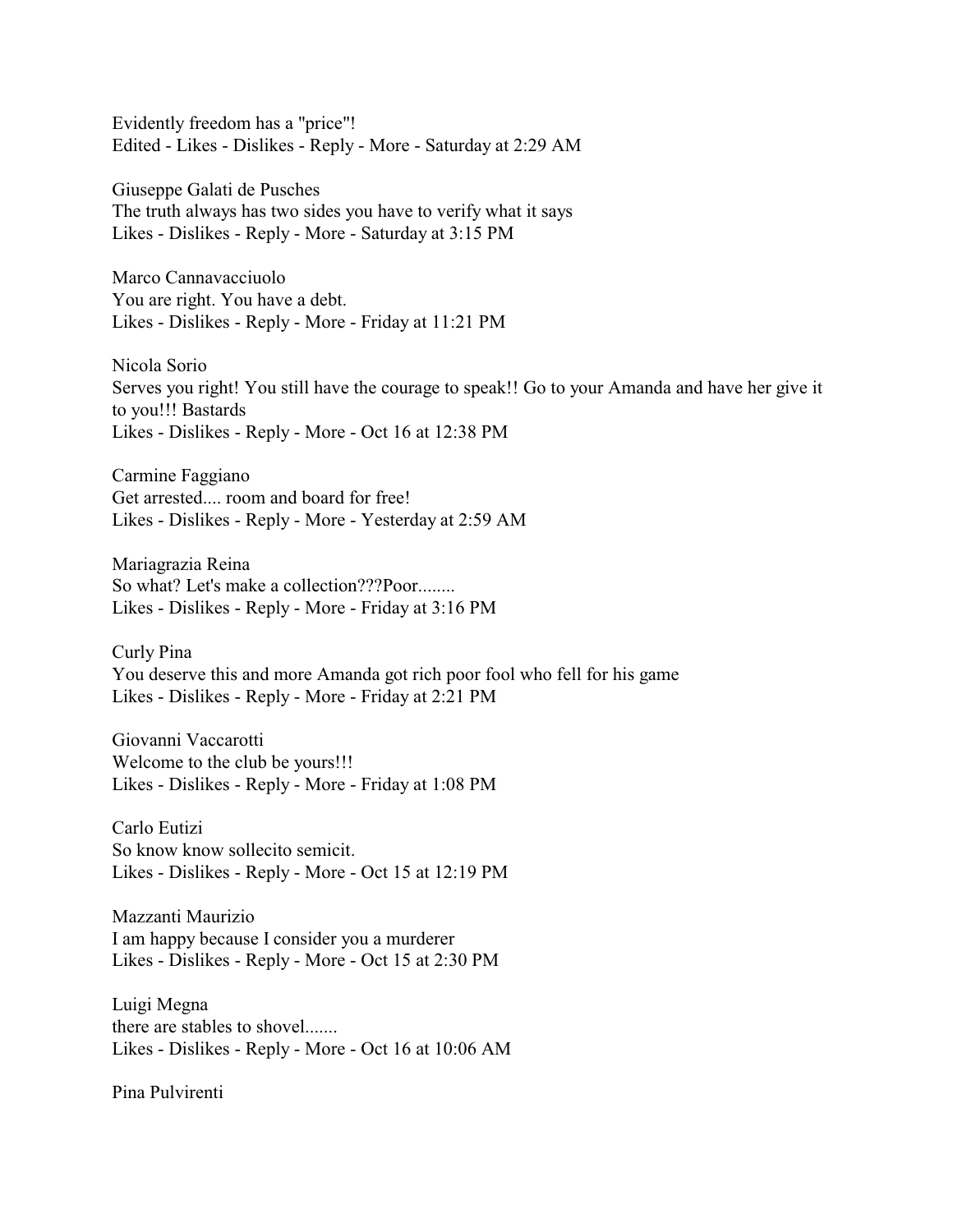Evidently freedom has a "price"!
Edited - Likes - Dislikes - Reply - More - Saturday at 2:29 AM

Giuseppe Galati de Pusches
The truth always has two sides you have to verify what it says
Likes - Dislikes - Reply - More - Saturday at 3:15 PM

Marco Cannavacciuolo
You are right. You have a debt.
Likes - Dislikes - Reply - More - Friday at 11:21 PM

Nicola Sorio
Serves you right! You still have the courage to speak!! Go to your Amanda and have her give it to you!!! Bastards
Likes - Dislikes - Reply - More - Oct 16 at 12:38 PM

Carmine Faggiano
Get arrested.... room and board for free!
Likes - Dislikes - Reply - More - Yesterday at 2:59 AM

Mariagrazia Reina
So what? Let's make a collection???Poor........
Likes - Dislikes - Reply - More - Friday at 3:16 PM

Curly Pina
You deserve this and more Amanda got rich poor fool who fell for his game
Likes - Dislikes - Reply - More - Friday at 2:21 PM

Giovanni Vaccarotti
Welcome to the club be yours!!!
Likes - Dislikes - Reply - More - Friday at 1:08 PM

Carlo Eutizi
So know know sollecito semicit.
Likes - Dislikes - Reply - More - Oct 15 at 12:19 PM

Mazzanti Maurizio
I am happy because I consider you a murderer
Likes - Dislikes - Reply - More - Oct 15 at 2:30 PM

Luigi Megna
there are stables to shovel.......
Likes - Dislikes - Reply - More - Oct 16 at 10:06 AM

Pina Pulvirenti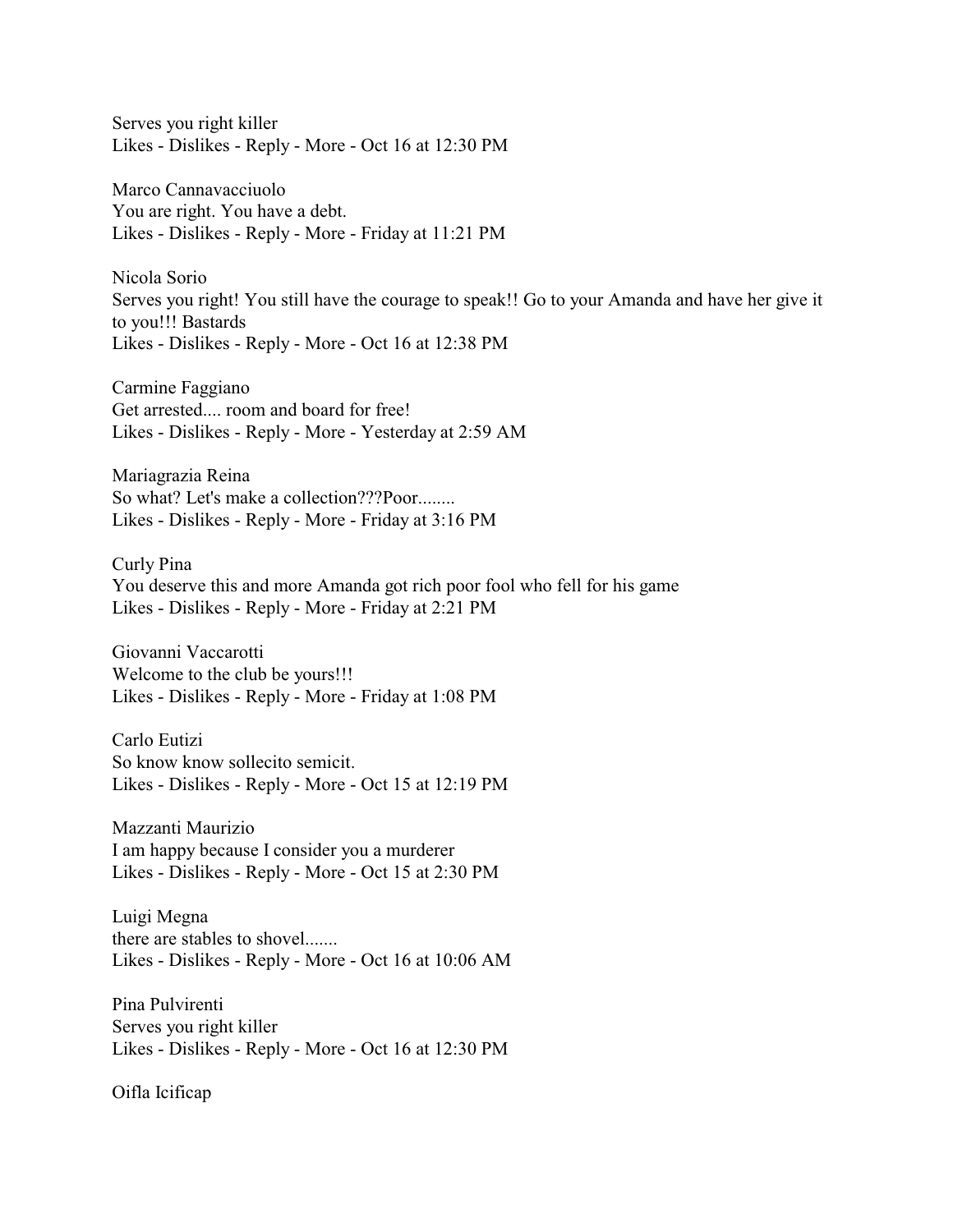Serves you right killer
Likes - Dislikes - Reply - More - Oct 16 at 12:30 PM

Marco Cannavacciuolo
You are right. You have a debt.
Likes - Dislikes - Reply - More - Friday at 11:21 PM

Nicola Sorio
Serves you right! You still have the courage to speak!! Go to your Amanda and have her give it to you!!! Bastards
Likes - Dislikes - Reply - More - Oct 16 at 12:38 PM

Carmine Faggiano
Get arrested.... room and board for free!
Likes - Dislikes - Reply - More - Yesterday at 2:59 AM

Mariagrazia Reina
So what? Let's make a collection???Poor........
Likes - Dislikes - Reply - More - Friday at 3:16 PM

Curly Pina
You deserve this and more Amanda got rich poor fool who fell for his game
Likes - Dislikes - Reply - More - Friday at 2:21 PM

Giovanni Vaccarotti
Welcome to the club be yours!!!
Likes - Dislikes - Reply - More - Friday at 1:08 PM

Carlo Eutizi
So know know sollecito semicit.
Likes - Dislikes - Reply - More - Oct 15 at 12:19 PM

Mazzanti Maurizio
I am happy because I consider you a murderer
Likes - Dislikes - Reply - More - Oct 15 at 2:30 PM

Luigi Megna
there are stables to shovel.......
Likes - Dislikes - Reply - More - Oct 16 at 10:06 AM

Pina Pulvirenti
Serves you right killer
Likes - Dislikes - Reply - More - Oct 16 at 12:30 PM

Oifla Icificap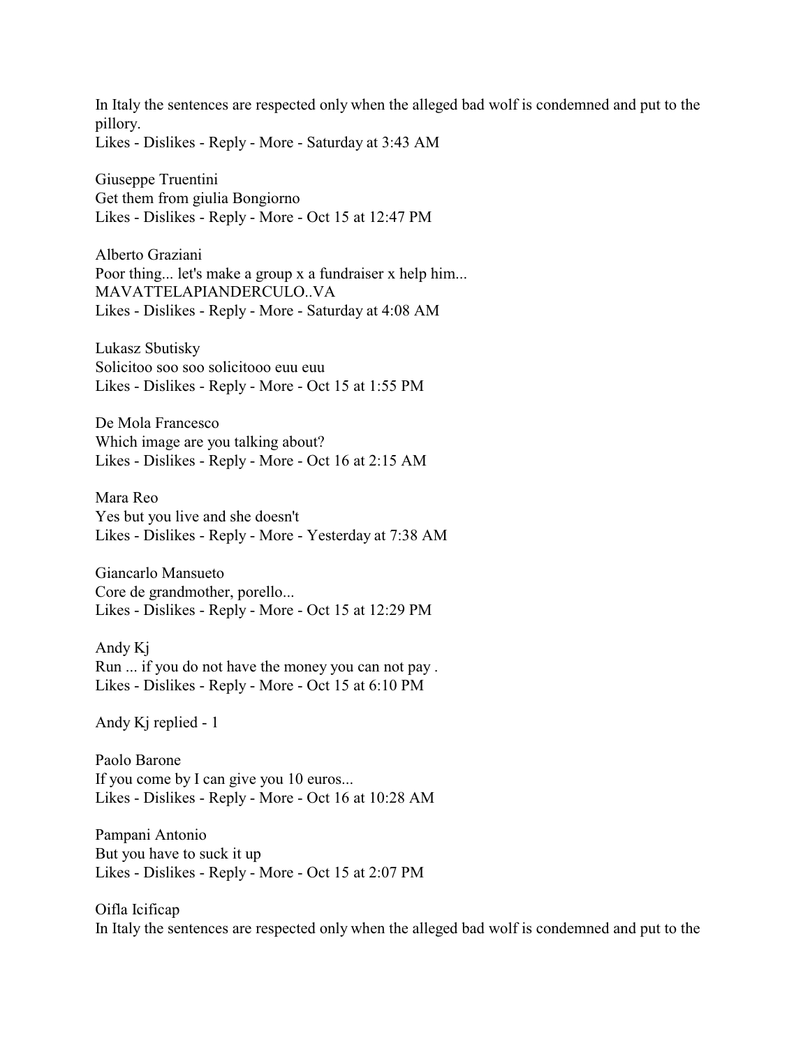In Italy the sentences are respected only when the alleged bad wolf is condemned and put to the pillory.
Likes - Dislikes - Reply - More - Saturday at 3:43 AM

Giuseppe Truentini
Get them from giulia Bongiorno
Likes - Dislikes - Reply - More - Oct 15 at 12:47 PM

Alberto Graziani
Poor thing... let's make a group x a fundraiser x help him...
MAVATTELAPIANDERCULO..VA
Likes - Dislikes - Reply - More - Saturday at 4:08 AM

Lukasz Sbutisky
Solicitoo soo soo solicitooo euu euu
Likes - Dislikes - Reply - More - Oct 15 at 1:55 PM

De Mola Francesco
Which image are you talking about?
Likes - Dislikes - Reply - More - Oct 16 at 2:15 AM

Mara Reo
Yes but you live and she doesn't
Likes - Dislikes - Reply - More - Yesterday at 7:38 AM

Giancarlo Mansueto
Core de grandmother, porello...
Likes - Dislikes - Reply - More - Oct 15 at 12:29 PM

Andy Kj
Run ... if you do not have the money you can not pay .
Likes - Dislikes - Reply - More - Oct 15 at 6:10 PM

Andy Kj replied - 1

Paolo Barone
If you come by I can give you 10 euros...
Likes - Dislikes - Reply - More - Oct 16 at 10:28 AM

Pampani Antonio
But you have to suck it up
Likes - Dislikes - Reply - More - Oct 15 at 2:07 PM

Oifla Icificap
In Italy the sentences are respected only when the alleged bad wolf is condemned and put to the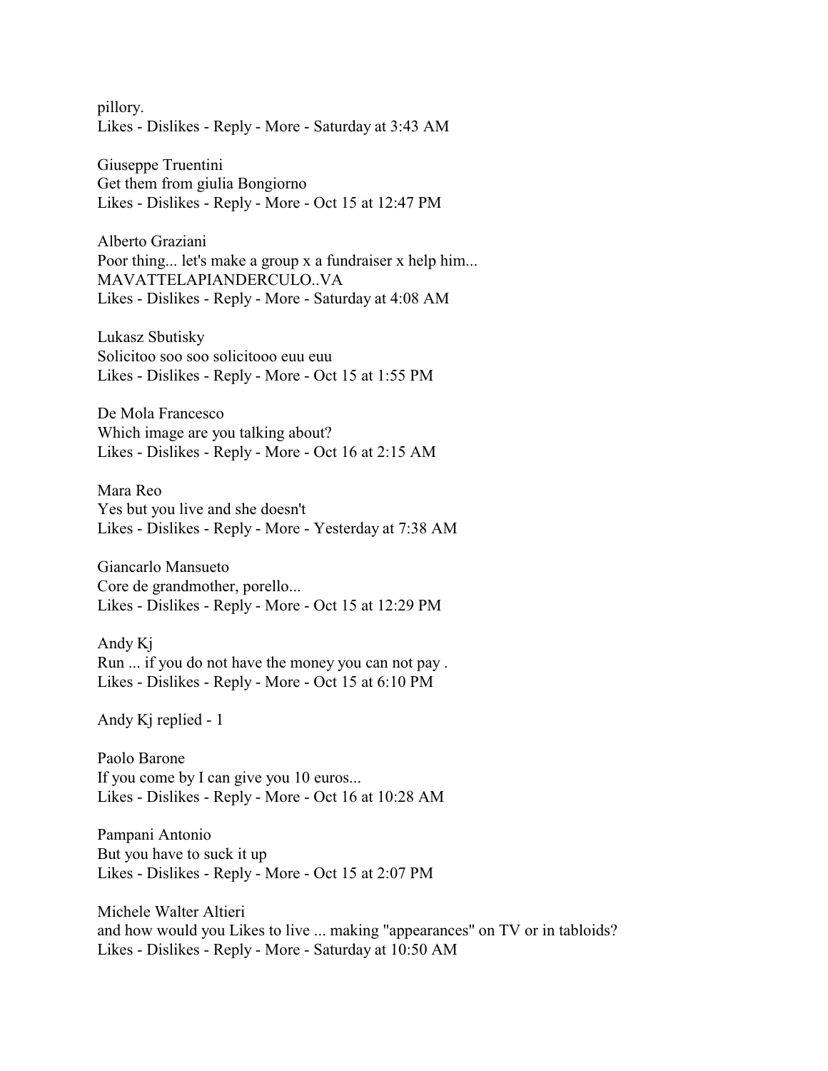pillory.
Likes - Dislikes - Reply - More - Saturday at 3:43 AM

Giuseppe Truentini
Get them from giulia Bongiorno
Likes - Dislikes - Reply - More - Oct 15 at 12:47 PM

Alberto Graziani
Poor thing... let's make a group x a fundraiser x help him...
MAVATTELAPIANDERCULO..VA
Likes - Dislikes - Reply - More - Saturday at 4:08 AM

Lukasz Sbutisky
Solicitoo soo soo solicitooo euu euu
Likes - Dislikes - Reply - More - Oct 15 at 1:55 PM

De Mola Francesco
Which image are you talking about?
Likes - Dislikes - Reply - More - Oct 16 at 2:15 AM

Mara Reo
Yes but you live and she doesn't
Likes - Dislikes - Reply - More - Yesterday at 7:38 AM

Giancarlo Mansueto
Core de grandmother, porello...
Likes - Dislikes - Reply - More - Oct 15 at 12:29 PM

Andy Kj
Run ... if you do not have the money you can not pay .
Likes - Dislikes - Reply - More - Oct 15 at 6:10 PM

Andy Kj replied - 1

Paolo Barone
If you come by I can give you 10 euros...
Likes - Dislikes - Reply - More - Oct 16 at 10:28 AM

Pampani Antonio
But you have to suck it up
Likes - Dislikes - Reply - More - Oct 15 at 2:07 PM

Michele Walter Altieri
and how would you Likes to live ... making "appearances" on TV or in tabloids?
Likes - Dislikes - Reply - More - Saturday at 10:50 AM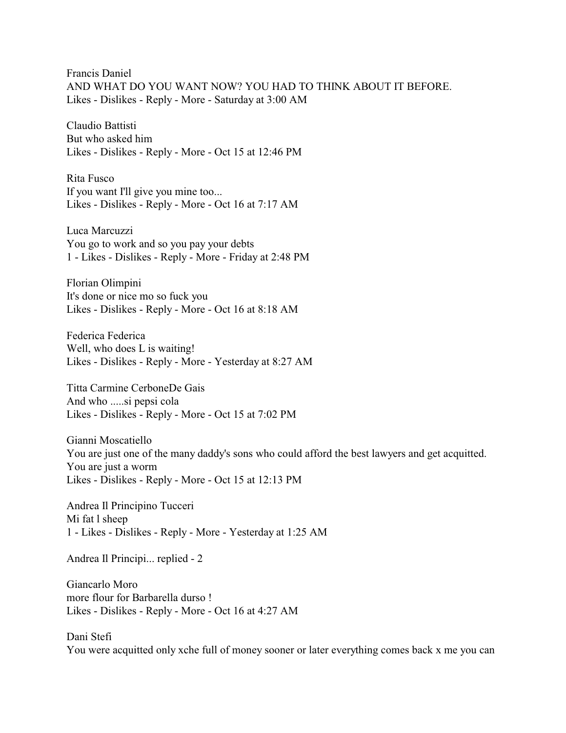Francis Daniel
AND WHAT DO YOU WANT NOW? YOU HAD TO THINK ABOUT IT BEFORE.
Likes - Dislikes - Reply - More - Saturday at 3:00 AM

Claudio Battisti
But who asked him
Likes - Dislikes - Reply - More - Oct 15 at 12:46 PM

Rita Fusco
If you want I'll give you mine too...
Likes - Dislikes - Reply - More - Oct 16 at 7:17 AM

Luca Marcuzzi
You go to work and so you pay your debts
1 - Likes - Dislikes - Reply - More - Friday at 2:48 PM

Florian Olimpini
It's done or nice mo so fuck you
Likes - Dislikes - Reply - More - Oct 16 at 8:18 AM

Federica Federica
Well, who does L is waiting!
Likes - Dislikes - Reply - More - Yesterday at 8:27 AM

Titta Carmine CerboneDe Gais
And who .....si pepsi cola
Likes - Dislikes - Reply - More - Oct 15 at 7:02 PM

Gianni Moscatiello
You are just one of the many daddy's sons who could afford the best lawyers and get acquitted. You are just a worm
Likes - Dislikes - Reply - More - Oct 15 at 12:13 PM

Andrea Il Principino Tucceri
Mi fat l sheep
1 - Likes - Dislikes - Reply - More - Yesterday at 1:25 AM

Andrea Il Principi... replied - 2

Giancarlo Moro
more flour for Barbarella durso !
Likes - Dislikes - Reply - More - Oct 16 at 4:27 AM

Dani Stefi
You were acquitted only xche full of money sooner or later everything comes back x me you can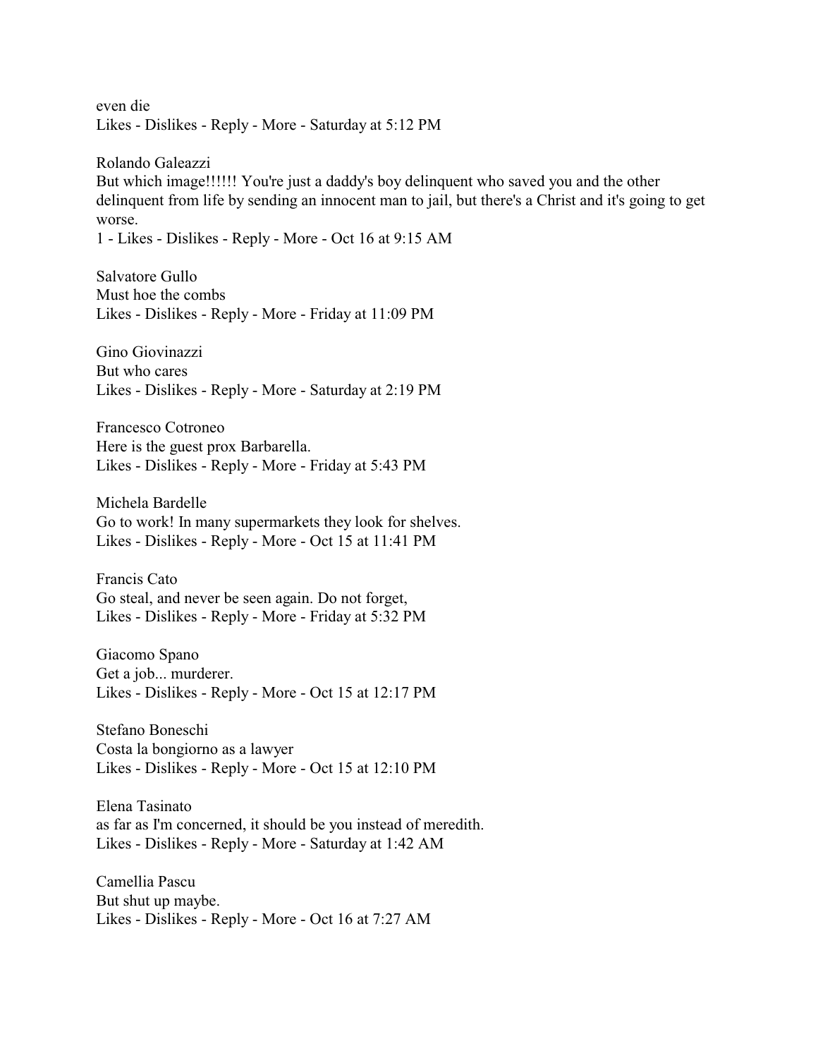even die
Likes - Dislikes - Reply - More - Saturday at 5:12 PM

Rolando Galeazzi
But which image!!!!!! You're just a daddy's boy delinquent who saved you and the other delinquent from life by sending an innocent man to jail, but there's a Christ and it's going to get worse.
1 - Likes - Dislikes - Reply - More - Oct 16 at 9:15 AM

Salvatore Gullo
Must hoe the combs
Likes - Dislikes - Reply - More - Friday at 11:09 PM

Gino Giovinazzi
But who cares
Likes - Dislikes - Reply - More - Saturday at 2:19 PM

Francesco Cotroneo
Here is the guest prox Barbarella.
Likes - Dislikes - Reply - More - Friday at 5:43 PM

Michela Bardelle
Go to work! In many supermarkets they look for shelves.
Likes - Dislikes - Reply - More - Oct 15 at 11:41 PM

Francis Cato
Go steal, and never be seen again. Do not forget,
Likes - Dislikes - Reply - More - Friday at 5:32 PM

Giacomo Spano
Get a job... murderer.
Likes - Dislikes - Reply - More - Oct 15 at 12:17 PM

Stefano Boneschi
Costa la bongiorno as a lawyer
Likes - Dislikes - Reply - More - Oct 15 at 12:10 PM

Elena Tasinato
as far as I'm concerned, it should be you instead of meredith.
Likes - Dislikes - Reply - More - Saturday at 1:42 AM

Camellia Pascu
But shut up maybe.
Likes - Dislikes - Reply - More - Oct 16 at 7:27 AM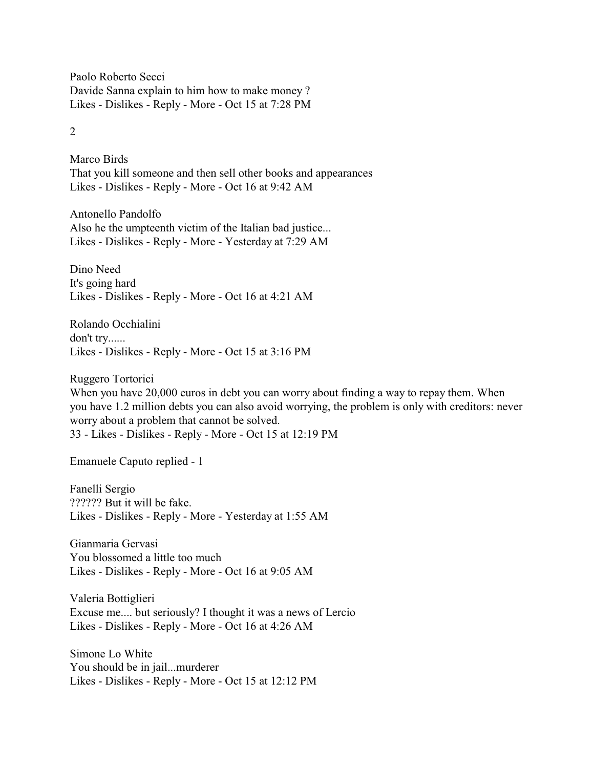Paolo Roberto Secci
Davide Sanna explain to him how to make money ?
Likes - Dislikes - Reply - More - Oct 15 at 7:28 PM

2

Marco Birds
That you kill someone and then sell other books and appearances
Likes - Dislikes - Reply - More - Oct 16 at 9:42 AM

Antonello Pandolfo
Also he the umpteenth victim of the Italian bad justice...
Likes - Dislikes - Reply - More - Yesterday at 7:29 AM

Dino Need
It's going hard
Likes - Dislikes - Reply - More - Oct 16 at 4:21 AM

Rolando Occhialini
don't try......
Likes - Dislikes - Reply - More - Oct 15 at 3:16 PM

Ruggero Tortorici
When you have 20,000 euros in debt you can worry about finding a way to repay them. When you have 1.2 million debts you can also avoid worrying, the problem is only with creditors: never worry about a problem that cannot be solved.
33 - Likes - Dislikes - Reply - More - Oct 15 at 12:19 PM

Emanuele Caputo replied - 1

Fanelli Sergio
?????? But it will be fake.
Likes - Dislikes - Reply - More - Yesterday at 1:55 AM

Gianmaria Gervasi
You blossomed a little too much
Likes - Dislikes - Reply - More - Oct 16 at 9:05 AM

Valeria Bottiglieri
Excuse me.... but seriously? I thought it was a news of Lercio
Likes - Dislikes - Reply - More - Oct 16 at 4:26 AM

Simone Lo White
You should be in jail...murderer
Likes - Dislikes - Reply - More - Oct 15 at 12:12 PM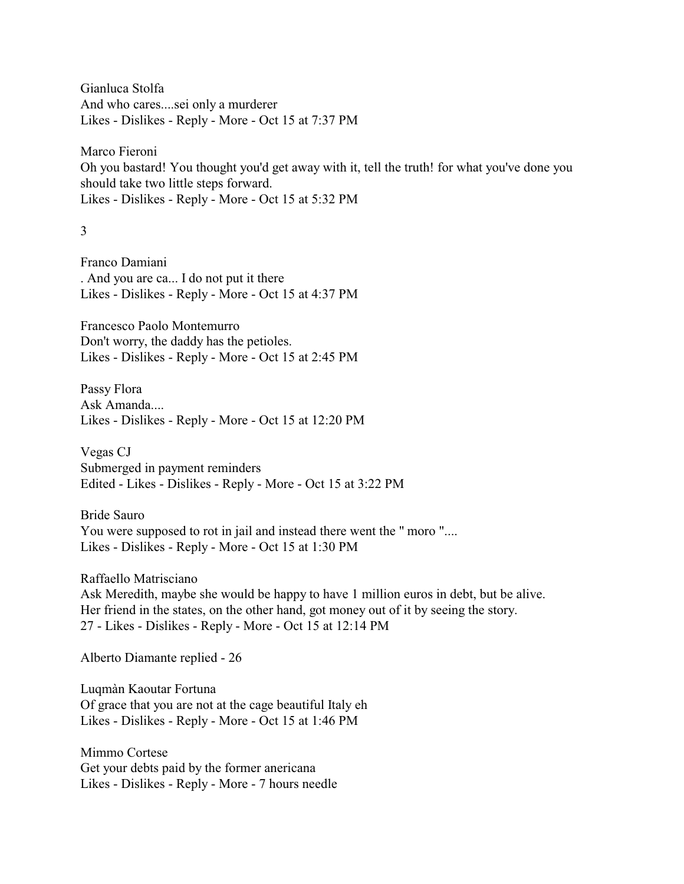Gianluca Stolfa
And who cares....sei only a murderer
Likes - Dislikes - Reply - More - Oct 15 at 7:37 PM

Marco Fieroni
Oh you bastard! You thought you'd get away with it, tell the truth! for what you've done you should take two little steps forward.
Likes - Dislikes - Reply - More - Oct 15 at 5:32 PM

3

Franco Damiani
. And you are ca... I do not put it there
Likes - Dislikes - Reply - More - Oct 15 at 4:37 PM

Francesco Paolo Montemurro
Don't worry, the daddy has the petioles.
Likes - Dislikes - Reply - More - Oct 15 at 2:45 PM

Passy Flora
Ask Amanda....
Likes - Dislikes - Reply - More - Oct 15 at 12:20 PM

Vegas CJ
Submerged in payment reminders
Edited - Likes - Dislikes - Reply - More - Oct 15 at 3:22 PM

Bride Sauro
You were supposed to rot in jail and instead there went the " moro "....
Likes - Dislikes - Reply - More - Oct 15 at 1:30 PM

Raffaello Matrisciano
Ask Meredith, maybe she would be happy to have 1 million euros in debt, but be alive. Her friend in the states, on the other hand, got money out of it by seeing the story.
27 - Likes - Dislikes - Reply - More - Oct 15 at 12:14 PM

Alberto Diamante replied - 26

Luqmàn Kaoutar Fortuna
Of grace that you are not at the cage beautiful Italy eh
Likes - Dislikes - Reply - More - Oct 15 at 1:46 PM

Mimmo Cortese
Get your debts paid by the former anericana
Likes - Dislikes - Reply - More - 7 hours needle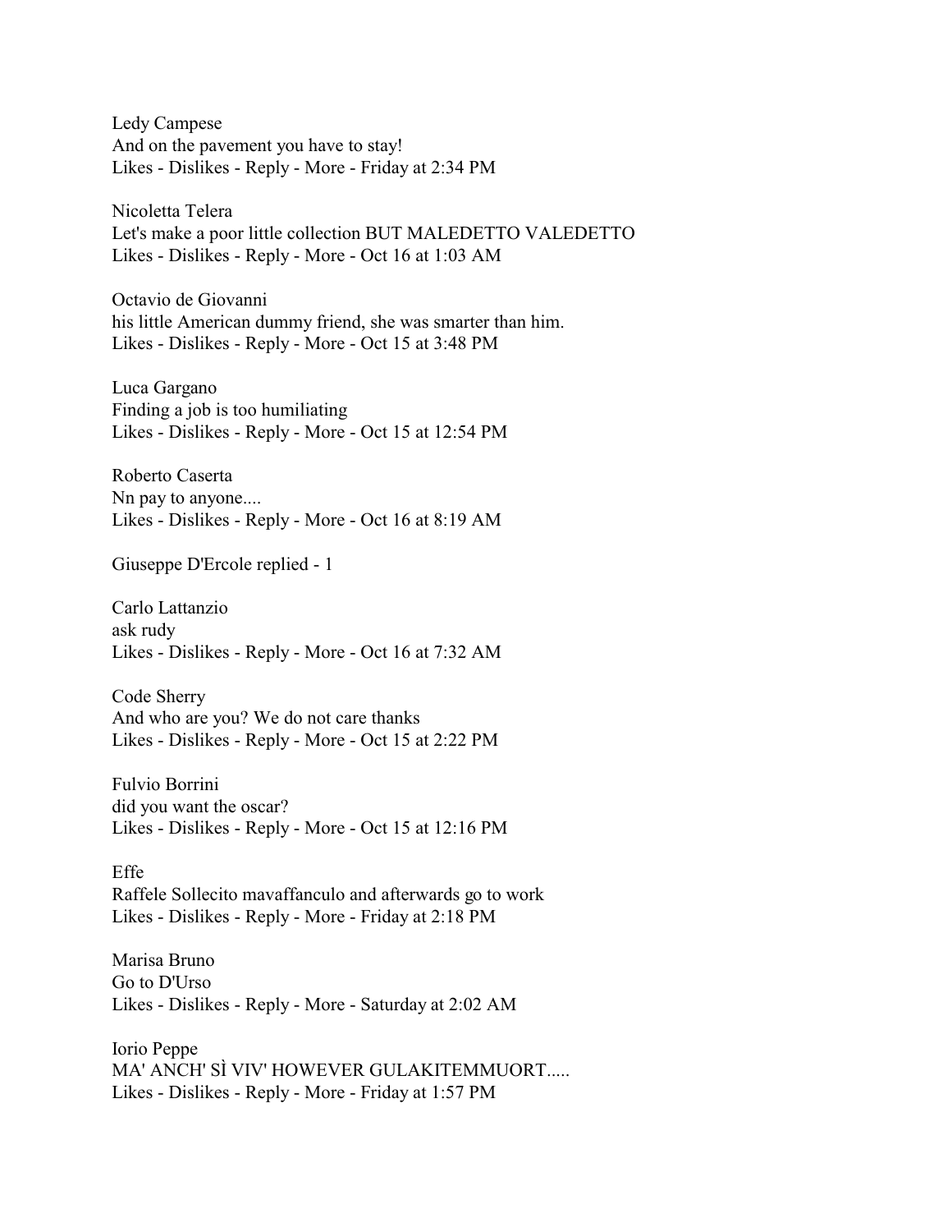Ledy Campese
And on the pavement you have to stay!
Likes - Dislikes - Reply - More - Friday at 2:34 PM

Nicoletta Telera
Let's make a poor little collection BUT MALEDETTO VALEDETTO
Likes - Dislikes - Reply - More - Oct 16 at 1:03 AM

Octavio de Giovanni
his little American dummy friend, she was smarter than him.
Likes - Dislikes - Reply - More - Oct 15 at 3:48 PM

Luca Gargano
Finding a job is too humiliating
Likes - Dislikes - Reply - More - Oct 15 at 12:54 PM

Roberto Caserta
Nn pay to anyone....
Likes - Dislikes - Reply - More - Oct 16 at 8:19 AM

Giuseppe D'Ercole replied - 1

Carlo Lattanzio
ask rudy
Likes - Dislikes - Reply - More - Oct 16 at 7:32 AM

Code Sherry
And who are you? We do not care thanks
Likes - Dislikes - Reply - More - Oct 15 at 2:22 PM

Fulvio Borrini
did you want the oscar?
Likes - Dislikes - Reply - More - Oct 15 at 12:16 PM

Effe
Raffele Sollecito mavaffanculo and afterwards go to work
Likes - Dislikes - Reply - More - Friday at 2:18 PM

Marisa Bruno
Go to D'Urso
Likes - Dislikes - Reply - More - Saturday at 2:02 AM

Iorio Peppe
MA' ANCH' SÌ VIV' HOWEVER GULAKITEMMUORT.....
Likes - Dislikes - Reply - More - Friday at 1:57 PM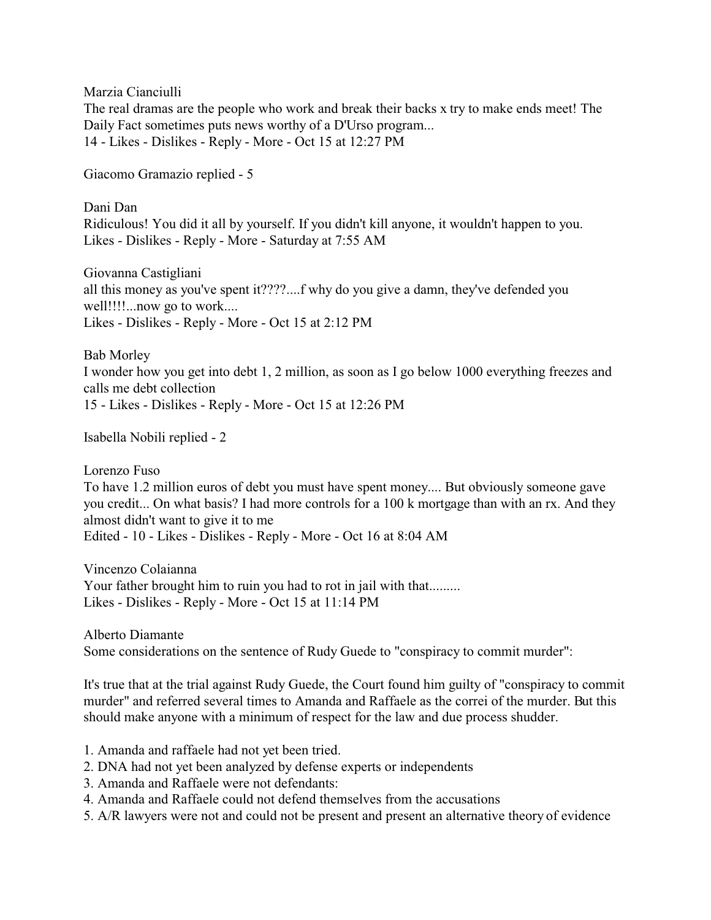Marzia Cianciulli
The real dramas are the people who work and break their backs x try to make ends meet! The Daily Fact sometimes puts news worthy of a D'Urso program...
14 - Likes - Dislikes - Reply - More - Oct 15 at 12:27 PM

Giacomo Gramazio replied - 5

Dani Dan
Ridiculous! You did it all by yourself. If you didn't kill anyone, it wouldn't happen to you.
Likes - Dislikes - Reply - More - Saturday at 7:55 AM

Giovanna Castigliani
all this money as you've spent it????....f why do you give a damn, they've defended you well!!!!...now go to work....
Likes - Dislikes - Reply - More - Oct 15 at 2:12 PM

Bab Morley
I wonder how you get into debt 1, 2 million, as soon as I go below 1000 everything freezes and calls me debt collection
15 - Likes - Dislikes - Reply - More - Oct 15 at 12:26 PM

Isabella Nobili replied - 2

Lorenzo Fuso
To have 1.2 million euros of debt you must have spent money.... But obviously someone gave you credit... On what basis? I had more controls for a 100 k mortgage than with an rx. And they almost didn't want to give it to me
Edited - 10 - Likes - Dislikes - Reply - More - Oct 16 at 8:04 AM

Vincenzo Colaianna
Your father brought him to ruin you had to rot in jail with that.........
Likes - Dislikes - Reply - More - Oct 15 at 11:14 PM

Alberto Diamante
Some considerations on the sentence of Rudy Guede to "conspiracy to commit murder":

It's true that at the trial against Rudy Guede, the Court found him guilty of "conspiracy to commit murder" and referred several times to Amanda and Raffaele as the correi of the murder. But this should make anyone with a minimum of respect for the law and due process shudder.

1. Amanda and raffaele had not yet been tried.
2. DNA had not yet been analyzed by defense experts or independents
3. Amanda and Raffaele were not defendants:
4. Amanda and Raffaele could not defend themselves from the accusations
5. A/R lawyers were not and could not be present and present an alternative theory of evidence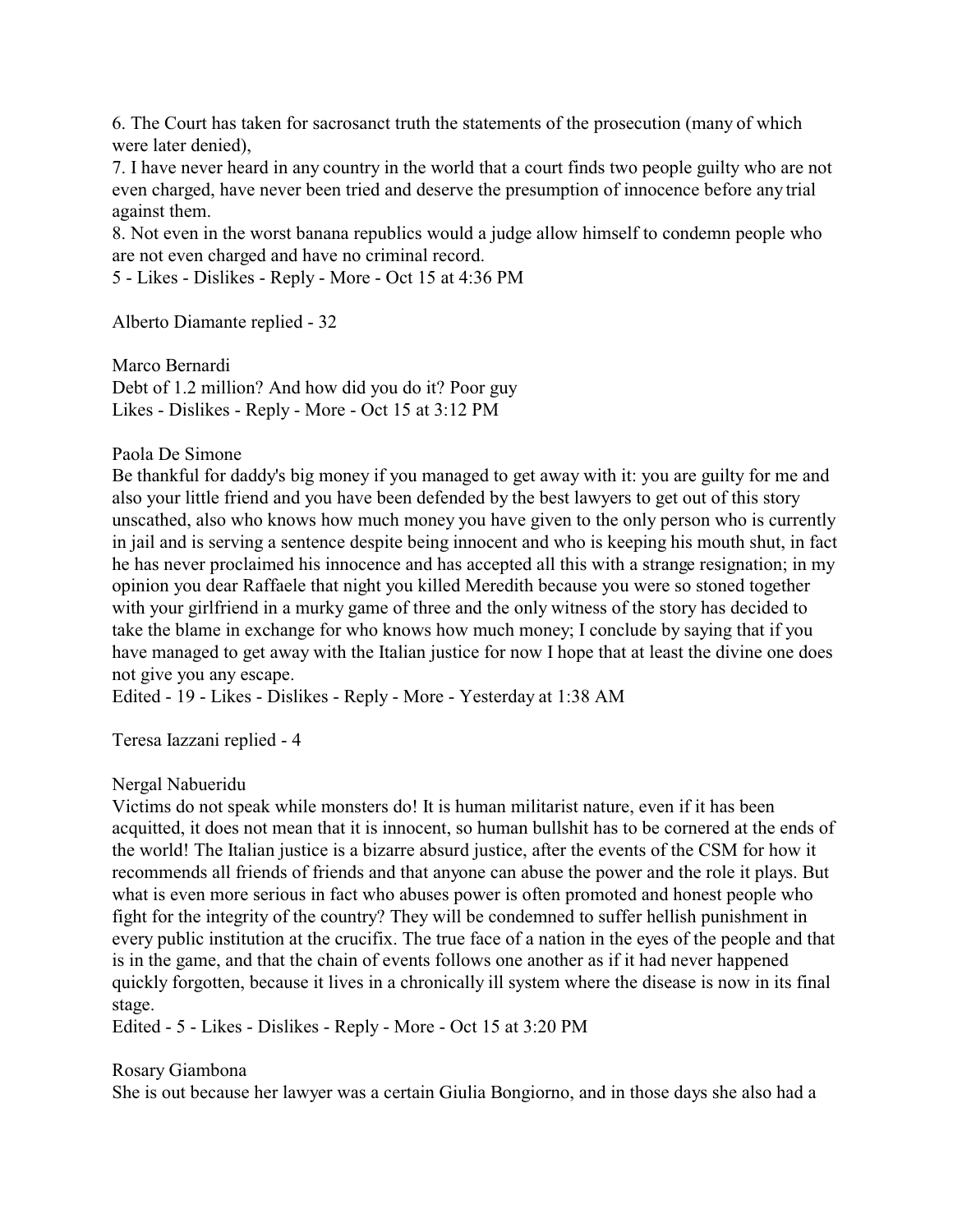6. The Court has taken for sacrosanct truth the statements of the prosecution (many of which were later denied),
7. I have never heard in any country in the world that a court finds two people guilty who are not even charged, have never been tried and deserve the presumption of innocence before any trial against them.
8. Not even in the worst banana republics would a judge allow himself to condemn people who are not even charged and have no criminal record.
5 - Likes - Dislikes - Reply - More - Oct 15 at 4:36 PM

Alberto Diamante replied - 32

Marco Bernardi
Debt of 1.2 million? And how did you do it? Poor guy
Likes - Dislikes - Reply - More - Oct 15 at 3:12 PM

Paola De Simone
Be thankful for daddy's big money if you managed to get away with it: you are guilty for me and also your little friend and you have been defended by the best lawyers to get out of this story unscathed, also who knows how much money you have given to the only person who is currently in jail and is serving a sentence despite being innocent and who is keeping his mouth shut, in fact he has never proclaimed his innocence and has accepted all this with a strange resignation; in my opinion you dear Raffaele that night you killed Meredith because you were so stoned together with your girlfriend in a murky game of three and the only witness of the story has decided to take the blame in exchange for who knows how much money; I conclude by saying that if you have managed to get away with the Italian justice for now I hope that at least the divine one does not give you any escape.
Edited - 19 - Likes - Dislikes - Reply - More - Yesterday at 1:38 AM

Teresa Iazzani replied - 4

Nergal Nabueridu
Victims do not speak while monsters do! It is human militarist nature, even if it has been acquitted, it does not mean that it is innocent, so human bullshit has to be cornered at the ends of the world! The Italian justice is a bizarre absurd justice, after the events of the CSM for how it recommends all friends of friends and that anyone can abuse the power and the role it plays. But what is even more serious in fact who abuses power is often promoted and honest people who fight for the integrity of the country? They will be condemned to suffer hellish punishment in every public institution at the crucifix. The true face of a nation in the eyes of the people and that is in the game, and that the chain of events follows one another as if it had never happened quickly forgotten, because it lives in a chronically ill system where the disease is now in its final stage.
Edited - 5 - Likes - Dislikes - Reply - More - Oct 15 at 3:20 PM

Rosary Giambona
She is out because her lawyer was a certain Giulia Bongiorno, and in those days she also had a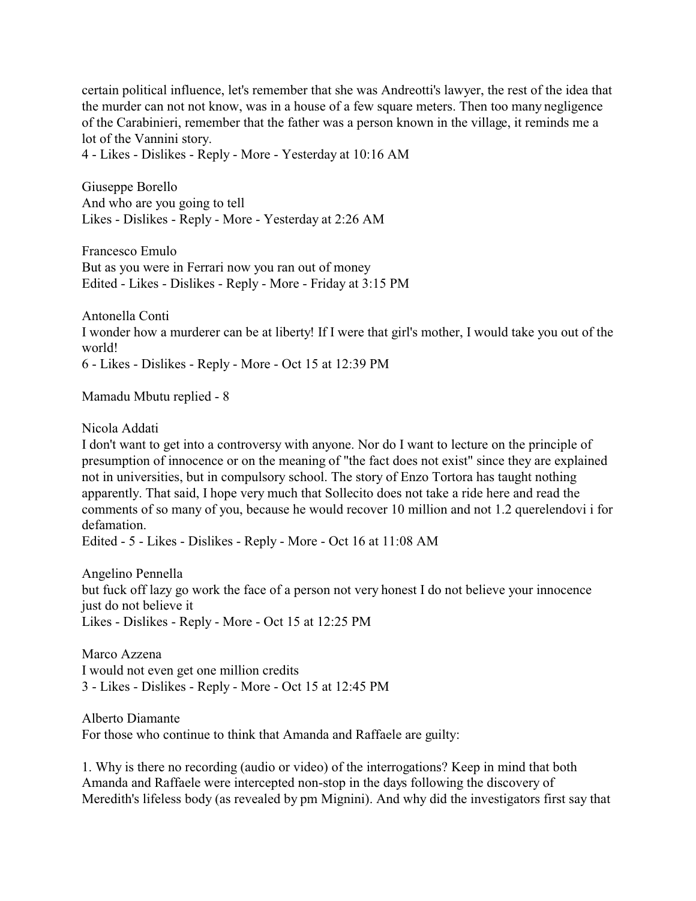certain political influence, let's remember that she was Andreotti's lawyer, the rest of the idea that the murder can not not know, was in a house of a few square meters. Then too many negligence of the Carabinieri, remember that the father was a person known in the village, it reminds me a lot of the Vannini story.
4 - Likes - Dislikes - Reply - More - Yesterday at 10:16 AM

Giuseppe Borello
And who are you going to tell
Likes - Dislikes - Reply - More - Yesterday at 2:26 AM

Francesco Emulo
But as you were in Ferrari now you ran out of money
Edited - Likes - Dislikes - Reply - More - Friday at 3:15 PM

Antonella Conti
I wonder how a murderer can be at liberty! If I were that girl's mother, I would take you out of the world!
6 - Likes - Dislikes - Reply - More - Oct 15 at 12:39 PM

Mamadu Mbutu replied - 8

Nicola Addati
I don't want to get into a controversy with anyone. Nor do I want to lecture on the principle of presumption of innocence or on the meaning of "the fact does not exist" since they are explained not in universities, but in compulsory school. The story of Enzo Tortora has taught nothing apparently. That said, I hope very much that Sollecito does not take a ride here and read the comments of so many of you, because he would recover 10 million and not 1.2 querelendovi i for defamation.
Edited - 5 - Likes - Dislikes - Reply - More - Oct 16 at 11:08 AM

Angelino Pennella
but fuck off lazy go work the face of a person not very honest I do not believe your innocence just do not believe it
Likes - Dislikes - Reply - More - Oct 15 at 12:25 PM

Marco Azzena
I would not even get one million credits
3 - Likes - Dislikes - Reply - More - Oct 15 at 12:45 PM

Alberto Diamante
For those who continue to think that Amanda and Raffaele are guilty:

1. Why is there no recording (audio or video) of the interrogations? Keep in mind that both Amanda and Raffaele were intercepted non-stop in the days following the discovery of Meredith's lifeless body (as revealed by pm Mignini). And why did the investigators first say that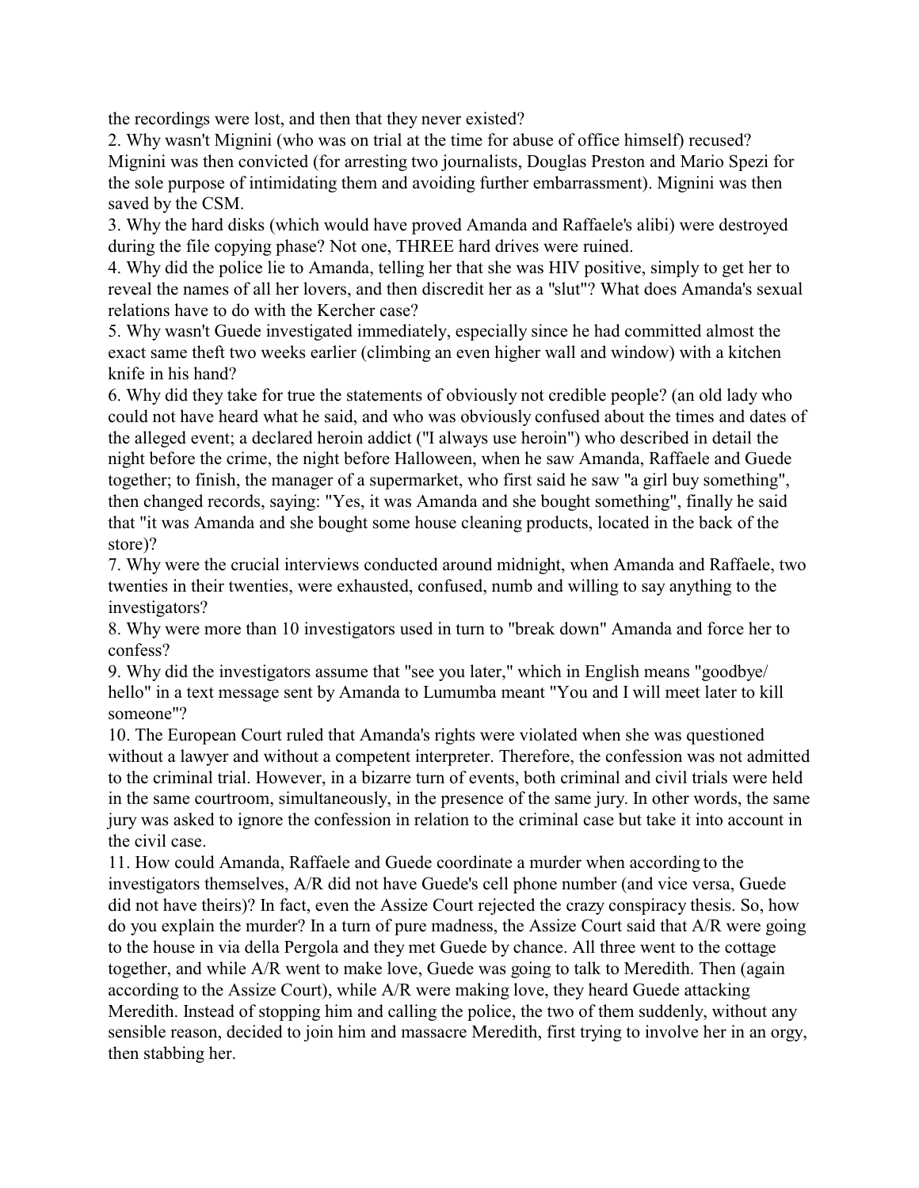the recordings were lost, and then that they never existed?

2. Why wasn't Mignini (who was on trial at the time for abuse of office himself) recused? Mignini was then convicted (for arresting two journalists, Douglas Preston and Mario Spezi for the sole purpose of intimidating them and avoiding further embarrassment). Mignini was then saved by the CSM.

3. Why the hard disks (which would have proved Amanda and Raffaele's alibi) were destroyed during the file copying phase? Not one, THREE hard drives were ruined.

4. Why did the police lie to Amanda, telling her that she was HIV positive, simply to get her to reveal the names of all her lovers, and then discredit her as a "slut"? What does Amanda's sexual relations have to do with the Kercher case?

5. Why wasn't Guede investigated immediately, especially since he had committed almost the exact same theft two weeks earlier (climbing an even higher wall and window) with a kitchen knife in his hand?

6. Why did they take for true the statements of obviously not credible people? (an old lady who could not have heard what he said, and who was obviously confused about the times and dates of the alleged event; a declared heroin addict ("I always use heroin") who described in detail the night before the crime, the night before Halloween, when he saw Amanda, Raffaele and Guede together; to finish, the manager of a supermarket, who first said he saw "a girl buy something", then changed records, saying: "Yes, it was Amanda and she bought something", finally he said that "it was Amanda and she bought some house cleaning products, located in the back of the store)?

7. Why were the crucial interviews conducted around midnight, when Amanda and Raffaele, two twenties in their twenties, were exhausted, confused, numb and willing to say anything to the investigators?

8. Why were more than 10 investigators used in turn to "break down" Amanda and force her to confess?

9. Why did the investigators assume that "see you later," which in English means "goodbye/ hello" in a text message sent by Amanda to Lumumba meant "You and I will meet later to kill someone"?

10. The European Court ruled that Amanda's rights were violated when she was questioned without a lawyer and without a competent interpreter. Therefore, the confession was not admitted to the criminal trial. However, in a bizarre turn of events, both criminal and civil trials were held in the same courtroom, simultaneously, in the presence of the same jury. In other words, the same jury was asked to ignore the confession in relation to the criminal case but take it into account in the civil case.

11. How could Amanda, Raffaele and Guede coordinate a murder when according to the investigators themselves, A/R did not have Guede's cell phone number (and vice versa, Guede did not have theirs)? In fact, even the Assize Court rejected the crazy conspiracy thesis. So, how do you explain the murder? In a turn of pure madness, the Assize Court said that A/R were going to the house in via della Pergola and they met Guede by chance. All three went to the cottage together, and while A/R went to make love, Guede was going to talk to Meredith. Then (again according to the Assize Court), while A/R were making love, they heard Guede attacking Meredith. Instead of stopping him and calling the police, the two of them suddenly, without any sensible reason, decided to join him and massacre Meredith, first trying to involve her in an orgy, then stabbing her.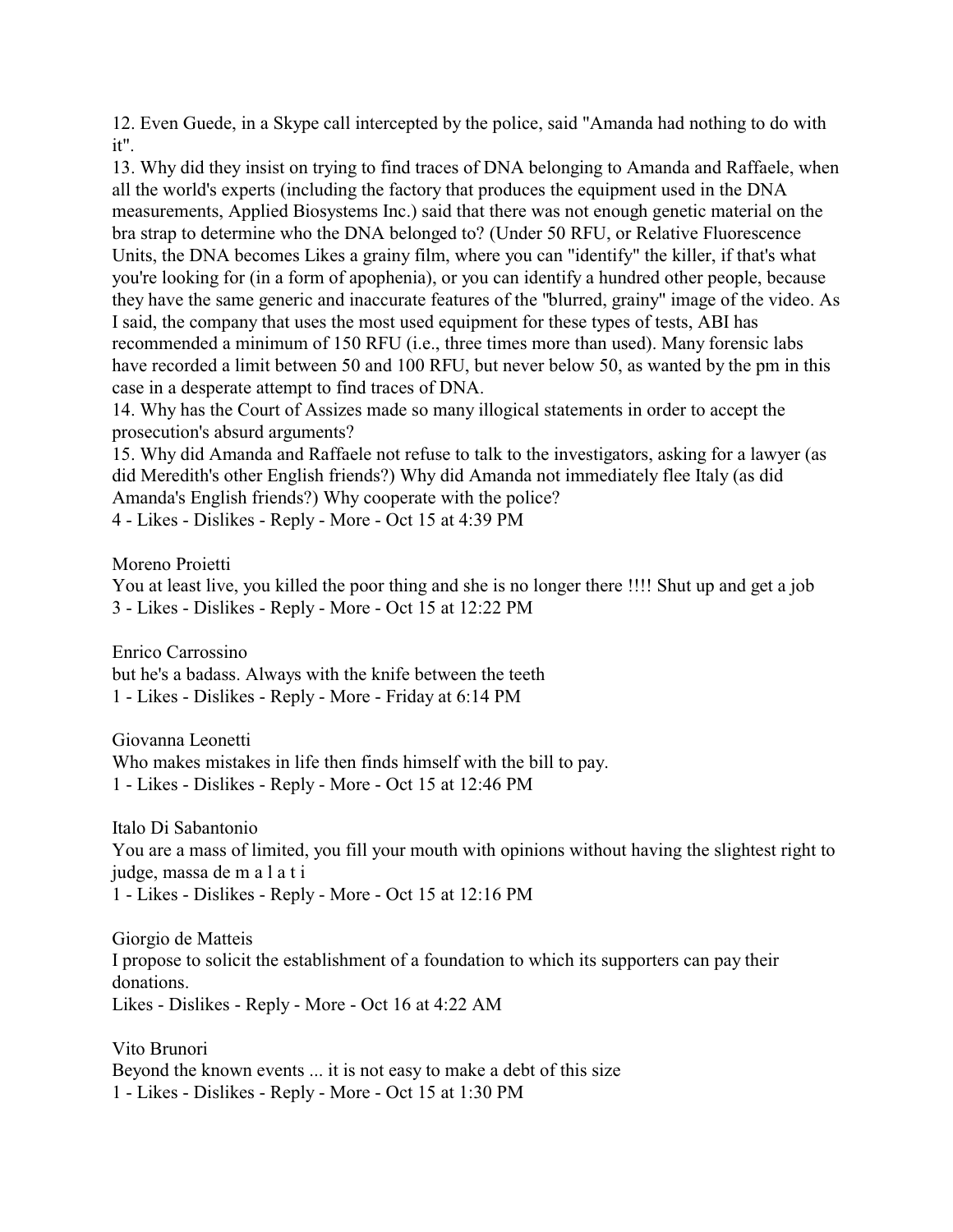12. Even Guede, in a Skype call intercepted by the police, said "Amanda had nothing to do with it".

13. Why did they insist on trying to find traces of DNA belonging to Amanda and Raffaele, when all the world's experts (including the factory that produces the equipment used in the DNA measurements, Applied Biosystems Inc.) said that there was not enough genetic material on the bra strap to determine who the DNA belonged to? (Under 50 RFU, or Relative Fluorescence Units, the DNA becomes Likes a grainy film, where you can "identify" the killer, if that's what you're looking for (in a form of apophenia), or you can identify a hundred other people, because they have the same generic and inaccurate features of the "blurred, grainy" image of the video. As I said, the company that uses the most used equipment for these types of tests, ABI has recommended a minimum of 150 RFU (i.e., three times more than used). Many forensic labs have recorded a limit between 50 and 100 RFU, but never below 50, as wanted by the pm in this case in a desperate attempt to find traces of DNA.

14. Why has the Court of Assizes made so many illogical statements in order to accept the prosecution's absurd arguments?

15. Why did Amanda and Raffaele not refuse to talk to the investigators, asking for a lawyer (as did Meredith's other English friends?) Why did Amanda not immediately flee Italy (as did Amanda's English friends?) Why cooperate with the police?

4 - Likes - Dislikes - Reply - More - Oct 15 at 4:39 PM

Moreno Proietti

You at least live, you killed the poor thing and she is no longer there !!!! Shut up and get a job

3 - Likes - Dislikes - Reply - More - Oct 15 at 12:22 PM

Enrico Carrossino

but he's a badass. Always with the knife between the teeth

1 - Likes - Dislikes - Reply - More - Friday at 6:14 PM

Giovanna Leonetti

Who makes mistakes in life then finds himself with the bill to pay.

1 - Likes - Dislikes - Reply - More - Oct 15 at 12:46 PM

Italo Di Sabantonio

You are a mass of limited, you fill your mouth with opinions without having the slightest right to judge, massa de m a l a t i

1 - Likes - Dislikes - Reply - More - Oct 15 at 12:16 PM

Giorgio de Matteis

I propose to solicit the establishment of a foundation to which its supporters can pay their donations.

Likes - Dislikes - Reply - More - Oct 16 at 4:22 AM

Vito Brunori

Beyond the known events ... it is not easy to make a debt of this size

1 - Likes - Dislikes - Reply - More - Oct 15 at 1:30 PM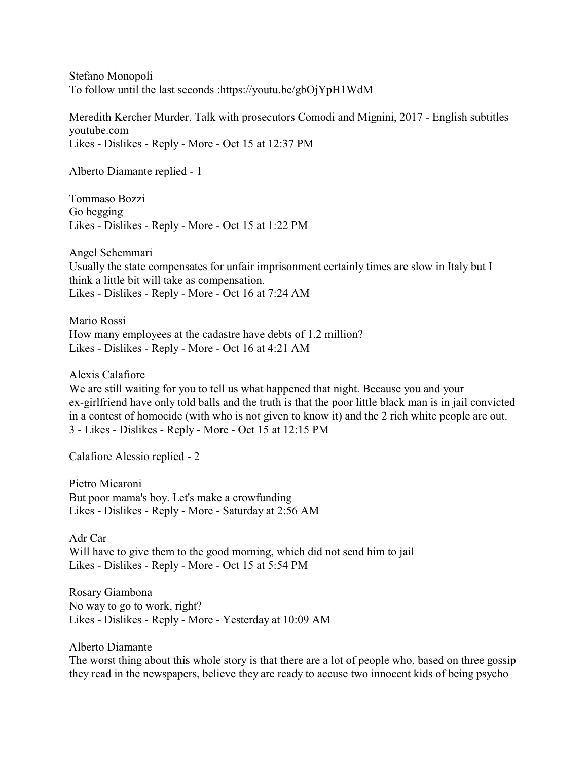Stefano Monopoli
To follow until the last seconds :https://youtu.be/gbOjYpH1WdM

Meredith Kercher Murder. Talk with prosecutors Comodi and Mignini, 2017 - English subtitles
youtube.com
Likes - Dislikes - Reply - More - Oct 15 at 12:37 PM

Alberto Diamante replied - 1

Tommaso Bozzi
Go begging
Likes - Dislikes - Reply - More - Oct 15 at 1:22 PM

Angel Schemmari
Usually the state compensates for unfair imprisonment certainly times are slow in Italy but I think a little bit will take as compensation.
Likes - Dislikes - Reply - More - Oct 16 at 7:24 AM

Mario Rossi
How many employees at the cadastre have debts of 1.2 million?
Likes - Dislikes - Reply - More - Oct 16 at 4:21 AM

Alexis Calafiore
We are still waiting for you to tell us what happened that night. Because you and your ex-girlfriend have only told balls and the truth is that the poor little black man is in jail convicted in a contest of homocide (with who is not given to know it) and the 2 rich white people are out.
3 - Likes - Dislikes - Reply - More - Oct 15 at 12:15 PM

Calafiore Alessio replied - 2

Pietro Micaroni
But poor mama's boy. Let's make a crowfunding
Likes - Dislikes - Reply - More - Saturday at 2:56 AM

Adr Car
Will have to give them to the good morning, which did not send him to jail
Likes - Dislikes - Reply - More - Oct 15 at 5:54 PM

Rosary Giambona
No way to go to work, right?
Likes - Dislikes - Reply - More - Yesterday at 10:09 AM

Alberto Diamante
The worst thing about this whole story is that there are a lot of people who, based on three gossip they read in the newspapers, believe they are ready to accuse two innocent kids of being psycho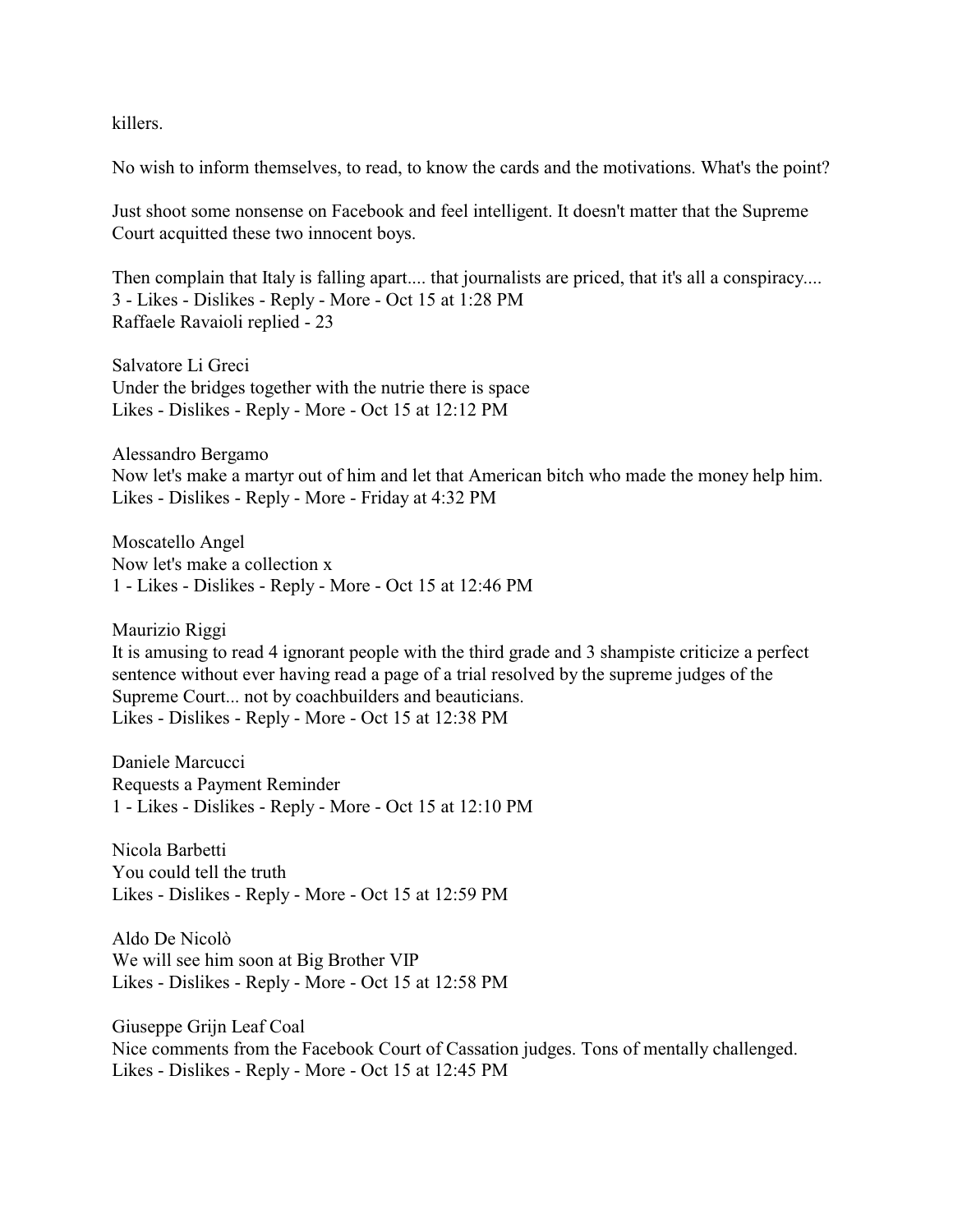killers.

No wish to inform themselves, to read, to know the cards and the motivations. What's the point?

Just shoot some nonsense on Facebook and feel intelligent. It doesn't matter that the Supreme Court acquitted these two innocent boys.

Then complain that Italy is falling apart.... that journalists are priced, that it's all a conspiracy....
3 - Likes - Dislikes - Reply - More - Oct 15 at 1:28 PM
Raffaele Ravaioli replied - 23

Salvatore Li Greci
Under the bridges together with the nutrie there is space
Likes - Dislikes - Reply - More - Oct 15 at 12:12 PM

Alessandro Bergamo
Now let's make a martyr out of him and let that American bitch who made the money help him.
Likes - Dislikes - Reply - More - Friday at 4:32 PM

Moscatello Angel
Now let's make a collection x
1 - Likes - Dislikes - Reply - More - Oct 15 at 12:46 PM

Maurizio Riggi
It is amusing to read 4 ignorant people with the third grade and 3 shampiste criticize a perfect sentence without ever having read a page of a trial resolved by the supreme judges of the Supreme Court... not by coachbuilders and beauticians.
Likes - Dislikes - Reply - More - Oct 15 at 12:38 PM

Daniele Marcucci
Requests a Payment Reminder
1 - Likes - Dislikes - Reply - More - Oct 15 at 12:10 PM

Nicola Barbetti
You could tell the truth
Likes - Dislikes - Reply - More - Oct 15 at 12:59 PM

Aldo De Nicolò
We will see him soon at Big Brother VIP
Likes - Dislikes - Reply - More - Oct 15 at 12:58 PM

Giuseppe Grijn Leaf Coal
Nice comments from the Facebook Court of Cassation judges. Tons of mentally challenged.
Likes - Dislikes - Reply - More - Oct 15 at 12:45 PM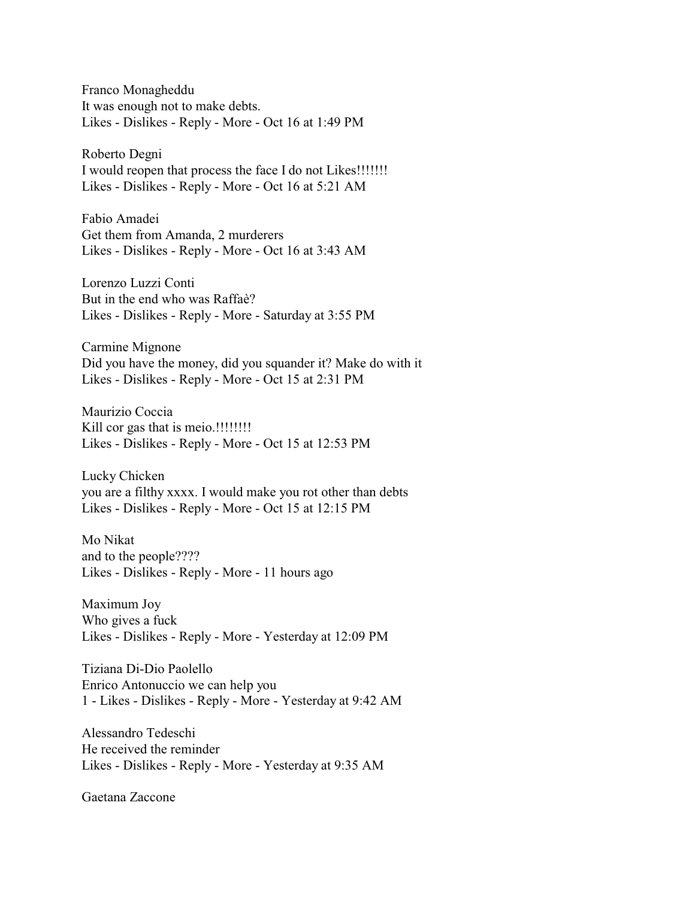Franco Monagheddu
It was enough not to make debts.
Likes - Dislikes - Reply - More - Oct 16 at 1:49 PM

Roberto Degni
I would reopen that process the face I do not Likes!!!!!!!
Likes - Dislikes - Reply - More - Oct 16 at 5:21 AM

Fabio Amadei
Get them from Amanda, 2 murderers
Likes - Dislikes - Reply - More - Oct 16 at 3:43 AM

Lorenzo Luzzi Conti
But in the end who was Raffaè?
Likes - Dislikes - Reply - More - Saturday at 3:55 PM

Carmine Mignone
Did you have the money, did you squander it? Make do with it
Likes - Dislikes - Reply - More - Oct 15 at 2:31 PM

Maurizio Coccia
Kill cor gas that is meio.!!!!!!!!
Likes - Dislikes - Reply - More - Oct 15 at 12:53 PM

Lucky Chicken
you are a filthy xxxx. I would make you rot other than debts
Likes - Dislikes - Reply - More - Oct 15 at 12:15 PM

Mo Nikat
and to the people????
Likes - Dislikes - Reply - More - 11 hours ago

Maximum Joy
Who gives a fuck
Likes - Dislikes - Reply - More - Yesterday at 12:09 PM

Tiziana Di-Dio Paolello
Enrico Antonuccio we can help you
1 - Likes - Dislikes - Reply - More - Yesterday at 9:42 AM

Alessandro Tedeschi
He received the reminder
Likes - Dislikes - Reply - More - Yesterday at 9:35 AM

Gaetana Zaccone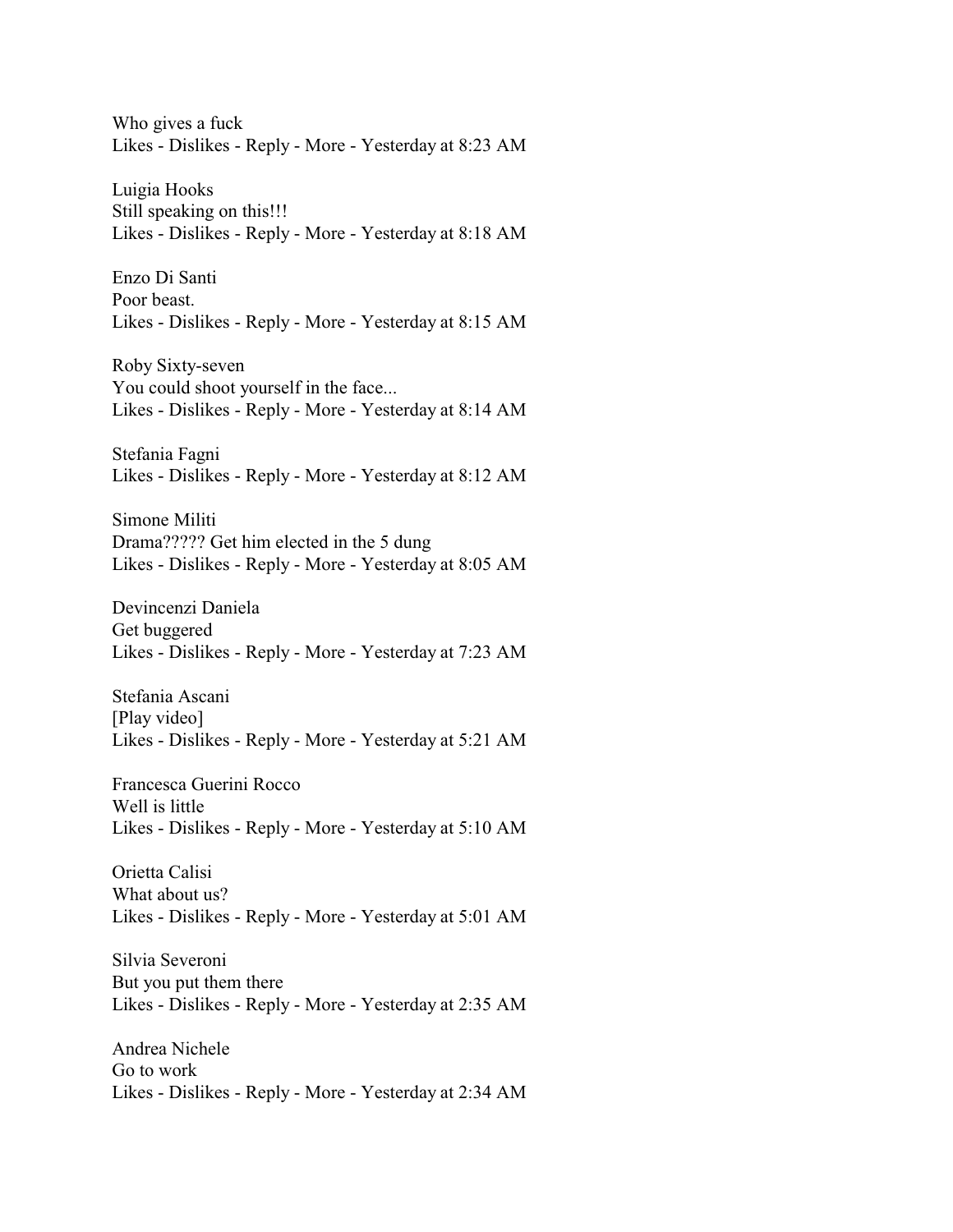Who gives a fuck
Likes - Dislikes - Reply - More - Yesterday at 8:23 AM

Luigia Hooks
Still speaking on this!!!
Likes - Dislikes - Reply - More - Yesterday at 8:18 AM

Enzo Di Santi
Poor beast.
Likes - Dislikes - Reply - More - Yesterday at 8:15 AM

Roby Sixty-seven
You could shoot yourself in the face...
Likes - Dislikes - Reply - More - Yesterday at 8:14 AM

Stefania Fagni
Likes - Dislikes - Reply - More - Yesterday at 8:12 AM

Simone Militi
Drama????? Get him elected in the 5 dung
Likes - Dislikes - Reply - More - Yesterday at 8:05 AM

Devincenzi Daniela
Get buggered
Likes - Dislikes - Reply - More - Yesterday at 7:23 AM

Stefania Ascani
[Play video]
Likes - Dislikes - Reply - More - Yesterday at 5:21 AM

Francesca Guerini Rocco
Well is little
Likes - Dislikes - Reply - More - Yesterday at 5:10 AM

Orietta Calisi
What about us?
Likes - Dislikes - Reply - More - Yesterday at 5:01 AM

Silvia Severoni
But you put them there
Likes - Dislikes - Reply - More - Yesterday at 2:35 AM

Andrea Nichele
Go to work
Likes - Dislikes - Reply - More - Yesterday at 2:34 AM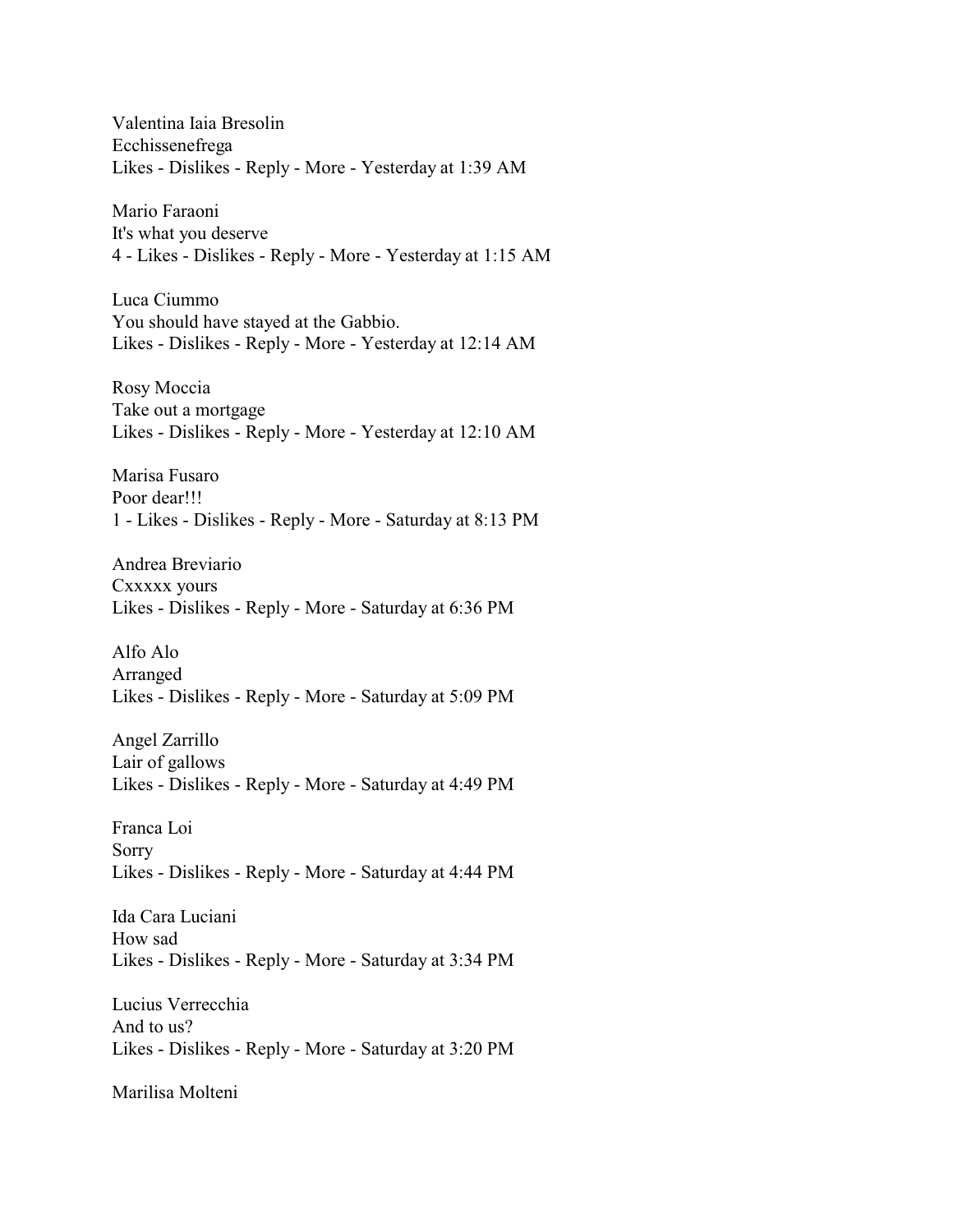Valentina Iaia Bresolin
Ecchissenefrega
Likes - Dislikes - Reply - More - Yesterday at 1:39 AM

Mario Faraoni
It's what you deserve
4 - Likes - Dislikes - Reply - More - Yesterday at 1:15 AM

Luca Ciummo
You should have stayed at the Gabbio.
Likes - Dislikes - Reply - More - Yesterday at 12:14 AM

Rosy Moccia
Take out a mortgage
Likes - Dislikes - Reply - More - Yesterday at 12:10 AM

Marisa Fusaro
Poor dear!!!
1 - Likes - Dislikes - Reply - More - Saturday at 8:13 PM

Andrea Breviario
Cxxxxx yours
Likes - Dislikes - Reply - More - Saturday at 6:36 PM

Alfo Alo
Arranged
Likes - Dislikes - Reply - More - Saturday at 5:09 PM

Angel Zarrillo
Lair of gallows
Likes - Dislikes - Reply - More - Saturday at 4:49 PM

Franca Loi
Sorry
Likes - Dislikes - Reply - More - Saturday at 4:44 PM

Ida Cara Luciani
How sad
Likes - Dislikes - Reply - More - Saturday at 3:34 PM

Lucius Verrecchia
And to us?
Likes - Dislikes - Reply - More - Saturday at 3:20 PM

Marilisa Molteni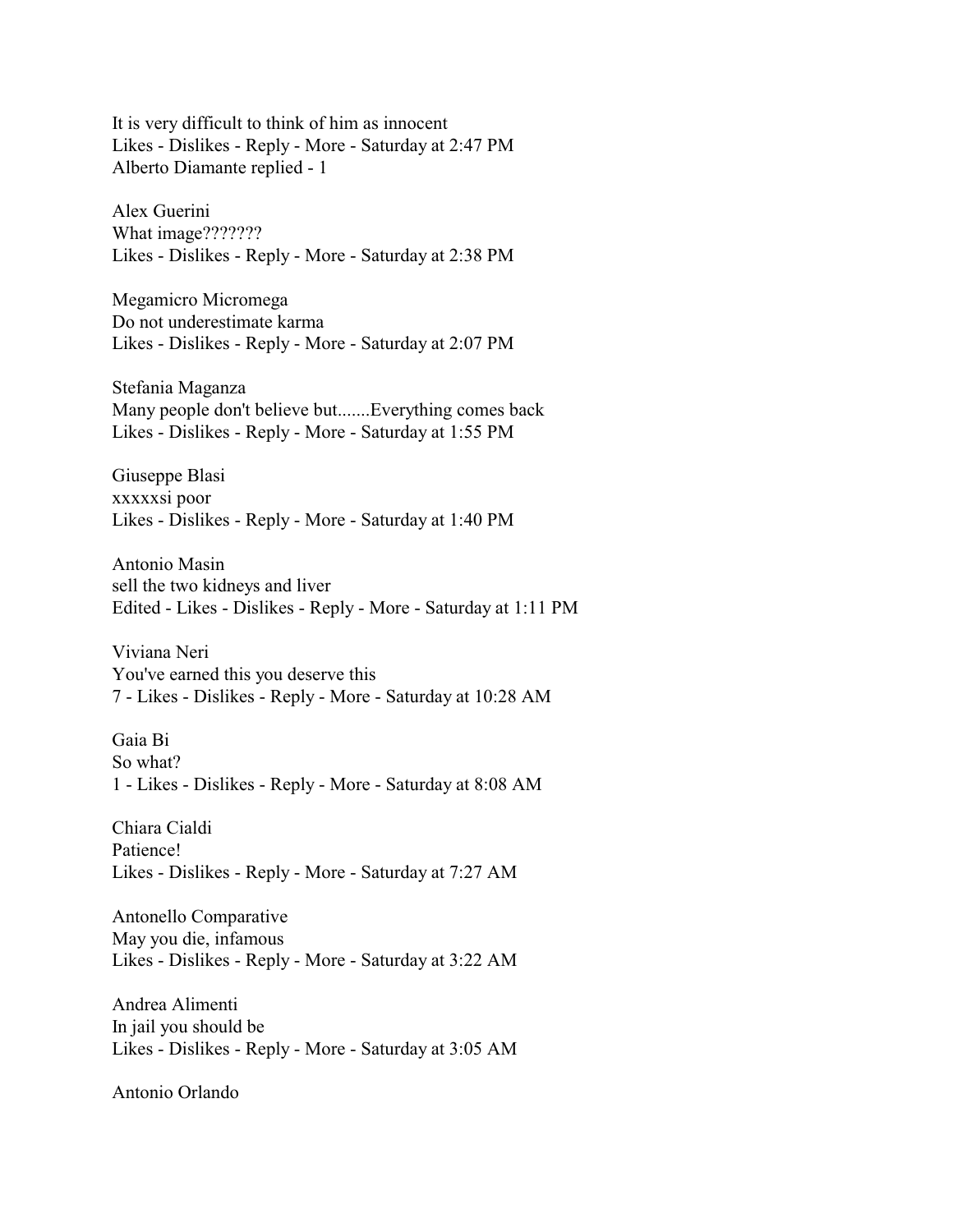It is very difficult to think of him as innocent
Likes - Dislikes - Reply - More - Saturday at 2:47 PM
Alberto Diamante replied - 1

Alex Guerini
What image???????
Likes - Dislikes - Reply - More - Saturday at 2:38 PM

Megamicro Micromega
Do not underestimate karma
Likes - Dislikes - Reply - More - Saturday at 2:07 PM

Stefania Maganza
Many people don't believe but.......Everything comes back
Likes - Dislikes - Reply - More - Saturday at 1:55 PM

Giuseppe Blasi
xxxxxsi poor
Likes - Dislikes - Reply - More - Saturday at 1:40 PM

Antonio Masin
sell the two kidneys and liver
Edited - Likes - Dislikes - Reply - More - Saturday at 1:11 PM

Viviana Neri
You've earned this you deserve this
7 - Likes - Dislikes - Reply - More - Saturday at 10:28 AM

Gaia Bi
So what?
1 - Likes - Dislikes - Reply - More - Saturday at 8:08 AM

Chiara Cialdi
Patience!
Likes - Dislikes - Reply - More - Saturday at 7:27 AM

Antonello Comparative
May you die, infamous
Likes - Dislikes - Reply - More - Saturday at 3:22 AM

Andrea Alimenti
In jail you should be
Likes - Dislikes - Reply - More - Saturday at 3:05 AM

Antonio Orlando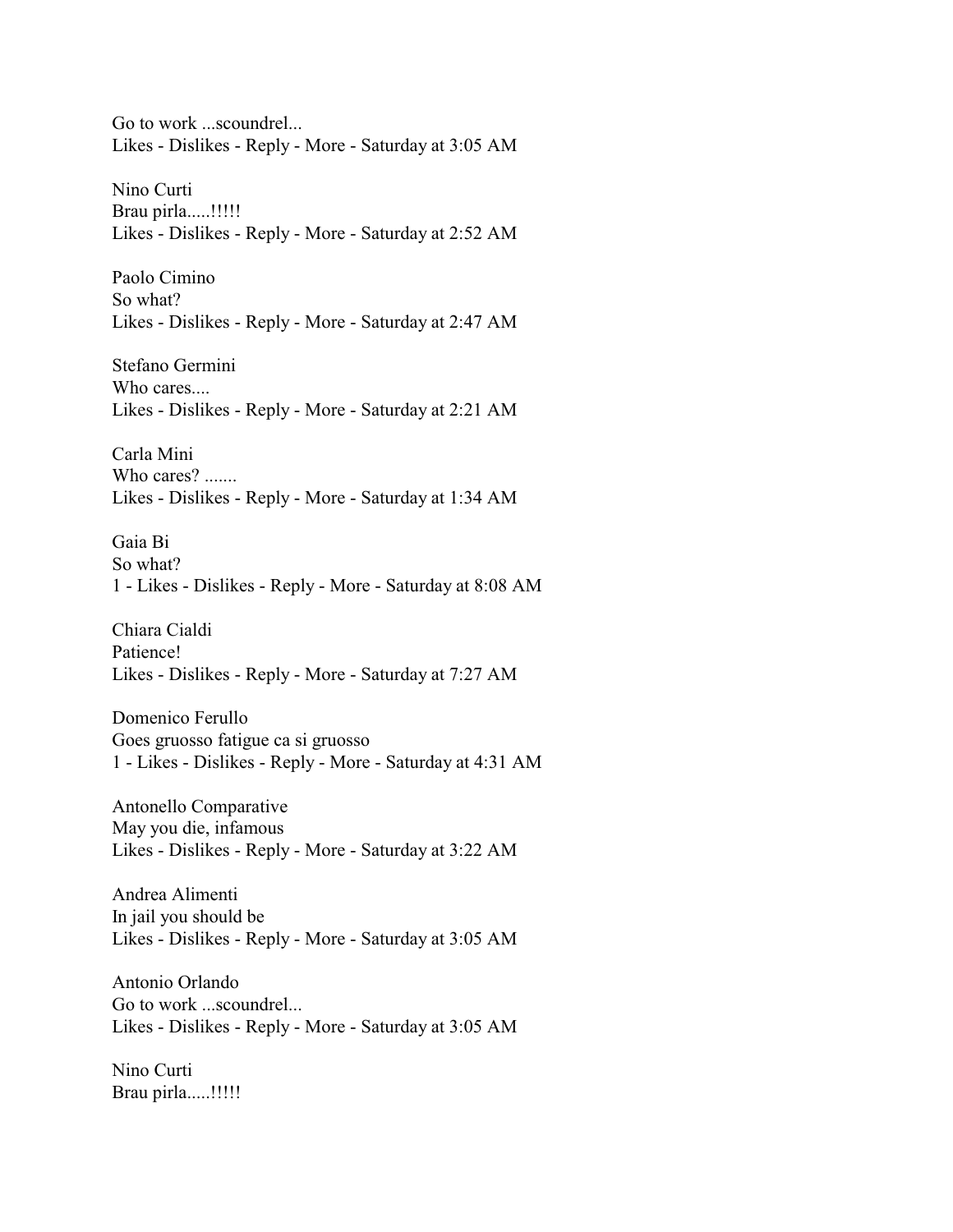Go to work ...scoundrel...
Likes - Dislikes - Reply - More - Saturday at 3:05 AM

Nino Curti
Brau pirla.....!!!!!
Likes - Dislikes - Reply - More - Saturday at 2:52 AM

Paolo Cimino
So what?
Likes - Dislikes - Reply - More - Saturday at 2:47 AM

Stefano Germini
Who cares....
Likes - Dislikes - Reply - More - Saturday at 2:21 AM

Carla Mini
Who cares? .......
Likes - Dislikes - Reply - More - Saturday at 1:34 AM

Gaia Bi
So what?
1 - Likes - Dislikes - Reply - More - Saturday at 8:08 AM

Chiara Cialdi
Patience!
Likes - Dislikes - Reply - More - Saturday at 7:27 AM

Domenico Ferullo
Goes gruosso fatigue ca si gruosso
1 - Likes - Dislikes - Reply - More - Saturday at 4:31 AM

Antonello Comparative
May you die, infamous
Likes - Dislikes - Reply - More - Saturday at 3:22 AM

Andrea Alimenti
In jail you should be
Likes - Dislikes - Reply - More - Saturday at 3:05 AM

Antonio Orlando
Go to work ...scoundrel...
Likes - Dislikes - Reply - More - Saturday at 3:05 AM

Nino Curti
Brau pirla.....!!!!!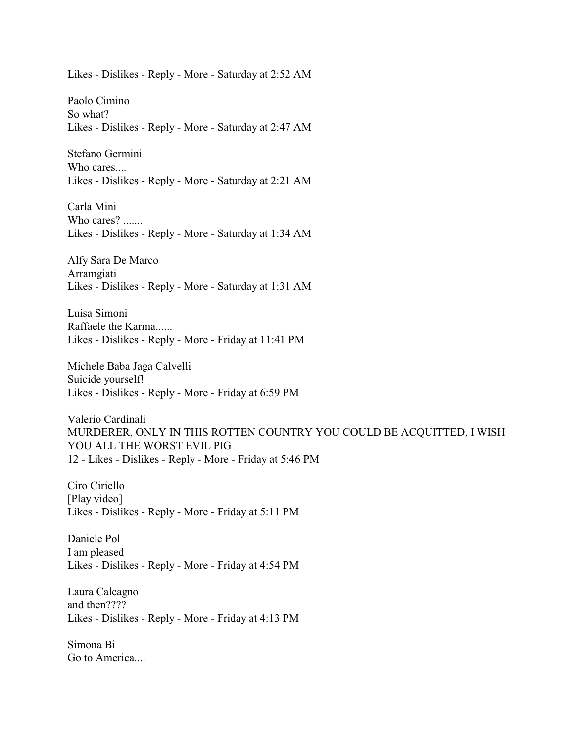Likes - Dislikes - Reply - More - Saturday at 2:52 AM

Paolo Cimino
So what?
Likes - Dislikes - Reply - More - Saturday at 2:47 AM

Stefano Germini
Who cares....
Likes - Dislikes - Reply - More - Saturday at 2:21 AM

Carla Mini
Who cares? .......
Likes - Dislikes - Reply - More - Saturday at 1:34 AM

Alfy Sara De Marco
Arramgiati
Likes - Dislikes - Reply - More - Saturday at 1:31 AM

Luisa Simoni
Raffaele the Karma......
Likes - Dislikes - Reply - More - Friday at 11:41 PM

Michele Baba Jaga Calvelli
Suicide yourself!
Likes - Dislikes - Reply - More - Friday at 6:59 PM

Valerio Cardinali
MURDERER, ONLY IN THIS ROTTEN COUNTRY YOU COULD BE ACQUITTED, I WISH YOU ALL THE WORST EVIL PIG
12 - Likes - Dislikes - Reply - More - Friday at 5:46 PM

Ciro Ciriello
[Play video]
Likes - Dislikes - Reply - More - Friday at 5:11 PM

Daniele Pol
I am pleased
Likes - Dislikes - Reply - More - Friday at 4:54 PM

Laura Calcagno
and then????
Likes - Dislikes - Reply - More - Friday at 4:13 PM

Simona Bi
Go to America....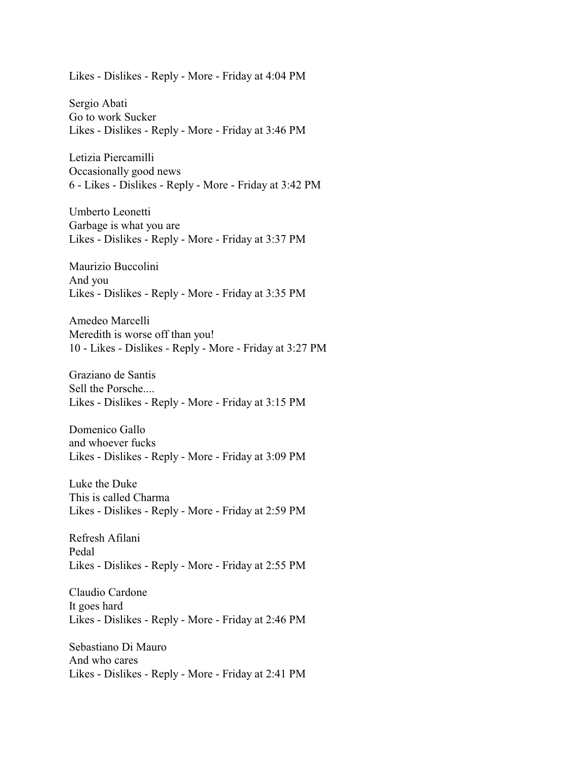Likes - Dislikes - Reply - More - Friday at 4:04 PM

Sergio Abati
Go to work Sucker
Likes - Dislikes - Reply - More - Friday at 3:46 PM

Letizia Piercamilli
Occasionally good news
6 - Likes - Dislikes - Reply - More - Friday at 3:42 PM

Umberto Leonetti
Garbage is what you are
Likes - Dislikes - Reply - More - Friday at 3:37 PM

Maurizio Buccolini
And you
Likes - Dislikes - Reply - More - Friday at 3:35 PM

Amedeo Marcelli
Meredith is worse off than you!
10 - Likes - Dislikes - Reply - More - Friday at 3:27 PM

Graziano de Santis
Sell the Porsche....
Likes - Dislikes - Reply - More - Friday at 3:15 PM

Domenico Gallo
and whoever fucks
Likes - Dislikes - Reply - More - Friday at 3:09 PM

Luke the Duke
This is called Charma
Likes - Dislikes - Reply - More - Friday at 2:59 PM

Refresh Afilani
Pedal
Likes - Dislikes - Reply - More - Friday at 2:55 PM

Claudio Cardone
It goes hard
Likes - Dislikes - Reply - More - Friday at 2:46 PM

Sebastiano Di Mauro
And who cares
Likes - Dislikes - Reply - More - Friday at 2:41 PM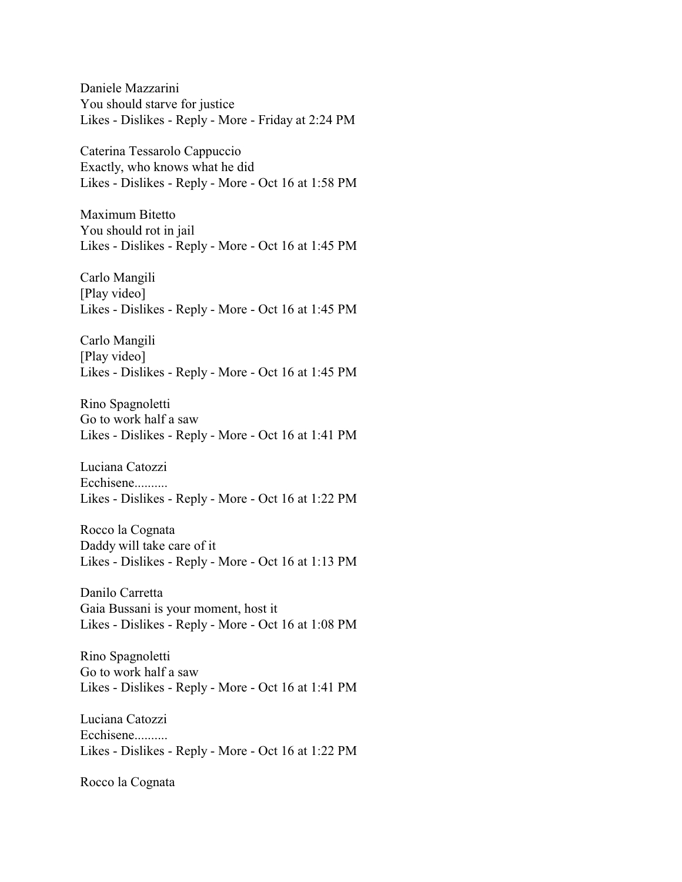Daniele Mazzarini
You should starve for justice
Likes - Dislikes - Reply - More - Friday at 2:24 PM

Caterina Tessarolo Cappuccio
Exactly, who knows what he did
Likes - Dislikes - Reply - More - Oct 16 at 1:58 PM

Maximum Bitetto
You should rot in jail
Likes - Dislikes - Reply - More - Oct 16 at 1:45 PM

Carlo Mangili
[Play video]
Likes - Dislikes - Reply - More - Oct 16 at 1:45 PM

Carlo Mangili
[Play video]
Likes - Dislikes - Reply - More - Oct 16 at 1:45 PM

Rino Spagnoletti
Go to work half a saw
Likes - Dislikes - Reply - More - Oct 16 at 1:41 PM

Luciana Catozzi
Ecchisene..........
Likes - Dislikes - Reply - More - Oct 16 at 1:22 PM

Rocco la Cognata
Daddy will take care of it
Likes - Dislikes - Reply - More - Oct 16 at 1:13 PM

Danilo Carretta
Gaia Bussani is your moment, host it
Likes - Dislikes - Reply - More - Oct 16 at 1:08 PM

Rino Spagnoletti
Go to work half a saw
Likes - Dislikes - Reply - More - Oct 16 at 1:41 PM

Luciana Catozzi
Ecchisene..........
Likes - Dislikes - Reply - More - Oct 16 at 1:22 PM

Rocco la Cognata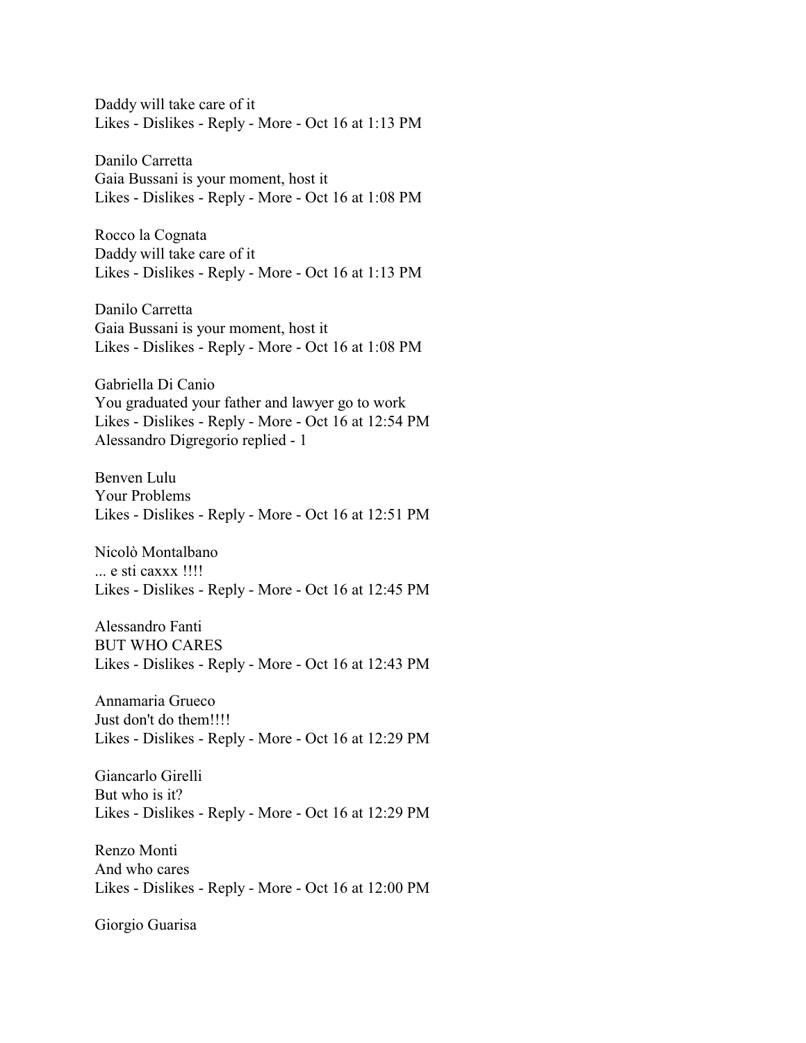Daddy will take care of it
Likes - Dislikes - Reply - More - Oct 16 at 1:13 PM

Danilo Carretta
Gaia Bussani is your moment, host it
Likes - Dislikes - Reply - More - Oct 16 at 1:08 PM

Rocco la Cognata
Daddy will take care of it
Likes - Dislikes - Reply - More - Oct 16 at 1:13 PM

Danilo Carretta
Gaia Bussani is your moment, host it
Likes - Dislikes - Reply - More - Oct 16 at 1:08 PM

Gabriella Di Canio
You graduated your father and lawyer go to work
Likes - Dislikes - Reply - More - Oct 16 at 12:54 PM
Alessandro Digregorio replied - 1

Benven Lulu
Your Problems
Likes - Dislikes - Reply - More - Oct 16 at 12:51 PM

Nicolò Montalbano
... e sti caxxx !!!!
Likes - Dislikes - Reply - More - Oct 16 at 12:45 PM

Alessandro Fanti
BUT WHO CARES
Likes - Dislikes - Reply - More - Oct 16 at 12:43 PM

Annamaria Grueco
Just don't do them!!!!
Likes - Dislikes - Reply - More - Oct 16 at 12:29 PM

Giancarlo Girelli
But who is it?
Likes - Dislikes - Reply - More - Oct 16 at 12:29 PM

Renzo Monti
And who cares
Likes - Dislikes - Reply - More - Oct 16 at 12:00 PM

Giorgio Guarisa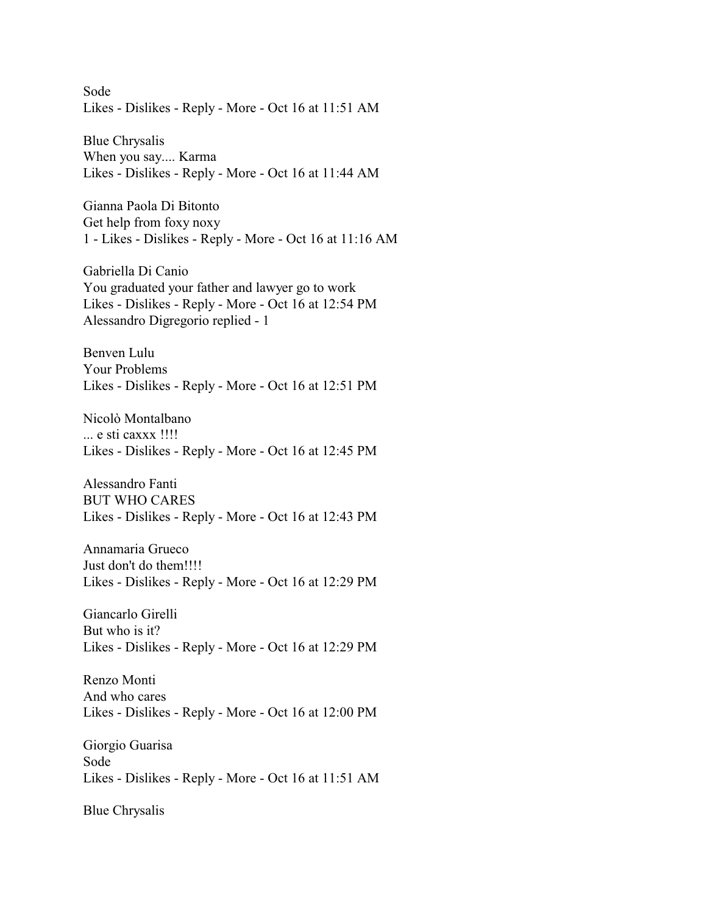Sode
Likes - Dislikes - Reply - More - Oct 16 at 11:51 AM

Blue Chrysalis
When you say.... Karma
Likes - Dislikes - Reply - More - Oct 16 at 11:44 AM

Gianna Paola Di Bitonto
Get help from foxy noxy
1 - Likes - Dislikes - Reply - More - Oct 16 at 11:16 AM

Gabriella Di Canio
You graduated your father and lawyer go to work
Likes - Dislikes - Reply - More - Oct 16 at 12:54 PM
Alessandro Digregorio replied - 1

Benven Lulu
Your Problems
Likes - Dislikes - Reply - More - Oct 16 at 12:51 PM

Nicolò Montalbano
... e sti caxxx !!!!
Likes - Dislikes - Reply - More - Oct 16 at 12:45 PM

Alessandro Fanti
BUT WHO CARES
Likes - Dislikes - Reply - More - Oct 16 at 12:43 PM

Annamaria Grueco
Just don't do them!!!!
Likes - Dislikes - Reply - More - Oct 16 at 12:29 PM

Giancarlo Girelli
But who is it?
Likes - Dislikes - Reply - More - Oct 16 at 12:29 PM

Renzo Monti
And who cares
Likes - Dislikes - Reply - More - Oct 16 at 12:00 PM

Giorgio Guarisa
Sode
Likes - Dislikes - Reply - More - Oct 16 at 11:51 AM

Blue Chrysalis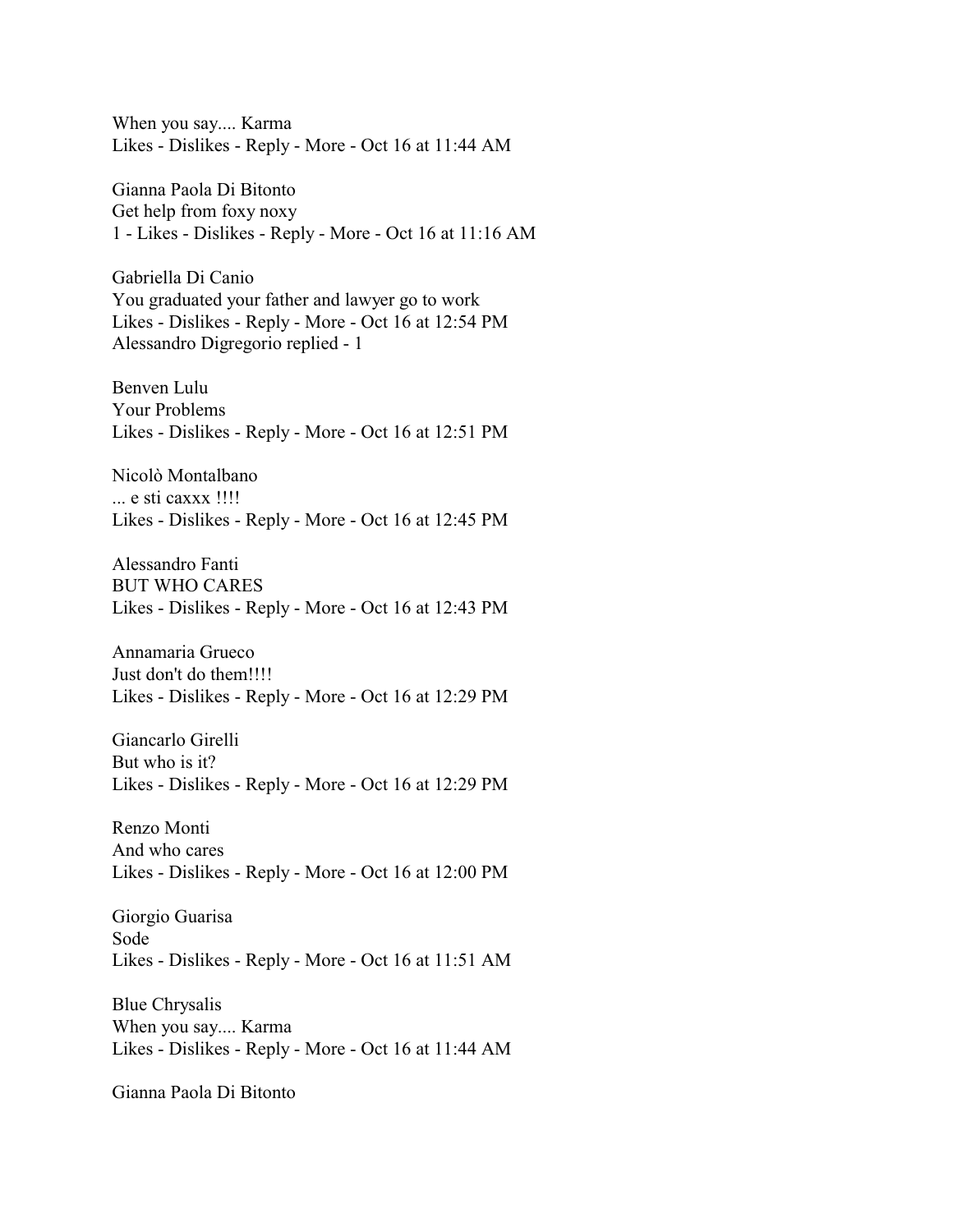When you say.... Karma
Likes - Dislikes - Reply - More - Oct 16 at 11:44 AM

Gianna Paola Di Bitonto
Get help from foxy noxy
1 - Likes - Dislikes - Reply - More - Oct 16 at 11:16 AM

Gabriella Di Canio
You graduated your father and lawyer go to work
Likes - Dislikes - Reply - More - Oct 16 at 12:54 PM
Alessandro Digregorio replied - 1

Benven Lulu
Your Problems
Likes - Dislikes - Reply - More - Oct 16 at 12:51 PM

Nicolò Montalbano
... e sti caxxx !!!!
Likes - Dislikes - Reply - More - Oct 16 at 12:45 PM

Alessandro Fanti
BUT WHO CARES
Likes - Dislikes - Reply - More - Oct 16 at 12:43 PM

Annamaria Grueco
Just don't do them!!!!
Likes - Dislikes - Reply - More - Oct 16 at 12:29 PM

Giancarlo Girelli
But who is it?
Likes - Dislikes - Reply - More - Oct 16 at 12:29 PM

Renzo Monti
And who cares
Likes - Dislikes - Reply - More - Oct 16 at 12:00 PM

Giorgio Guarisa
Sode
Likes - Dislikes - Reply - More - Oct 16 at 11:51 AM

Blue Chrysalis
When you say.... Karma
Likes - Dislikes - Reply - More - Oct 16 at 11:44 AM

Gianna Paola Di Bitonto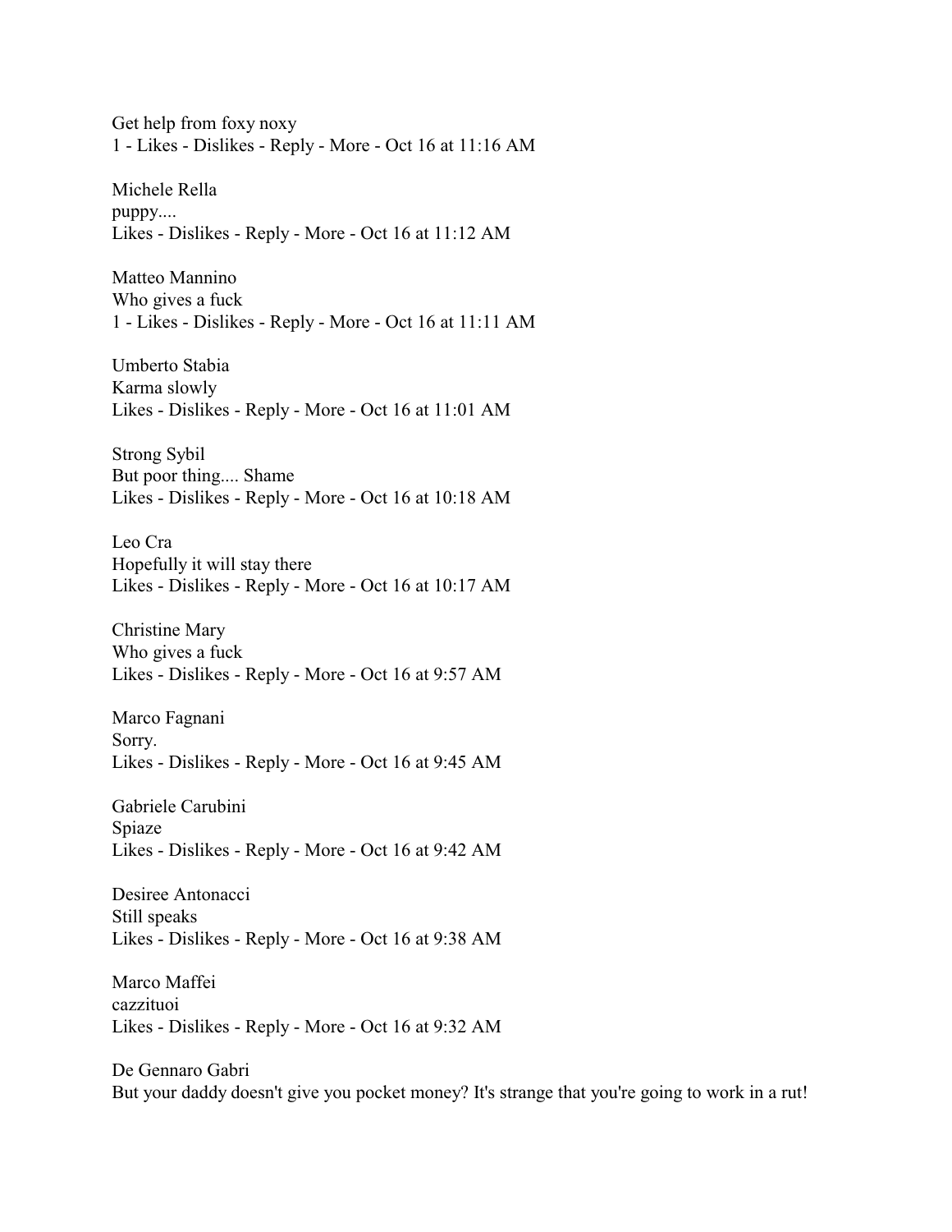Get help from foxy noxy
1 - Likes - Dislikes - Reply - More - Oct 16 at 11:16 AM

Michele Rella
puppy....
Likes - Dislikes - Reply - More - Oct 16 at 11:12 AM

Matteo Mannino
Who gives a fuck
1 - Likes - Dislikes - Reply - More - Oct 16 at 11:11 AM

Umberto Stabia
Karma slowly
Likes - Dislikes - Reply - More - Oct 16 at 11:01 AM

Strong Sybil
But poor thing.... Shame
Likes - Dislikes - Reply - More - Oct 16 at 10:18 AM

Leo Cra
Hopefully it will stay there
Likes - Dislikes - Reply - More - Oct 16 at 10:17 AM

Christine Mary
Who gives a fuck
Likes - Dislikes - Reply - More - Oct 16 at 9:57 AM

Marco Fagnani
Sorry.
Likes - Dislikes - Reply - More - Oct 16 at 9:45 AM

Gabriele Carubini
Spiaze
Likes - Dislikes - Reply - More - Oct 16 at 9:42 AM

Desiree Antonacci
Still speaks
Likes - Dislikes - Reply - More - Oct 16 at 9:38 AM

Marco Maffei
cazzituoi
Likes - Dislikes - Reply - More - Oct 16 at 9:32 AM

De Gennaro Gabri
But your daddy doesn't give you pocket money? It's strange that you're going to work in a rut!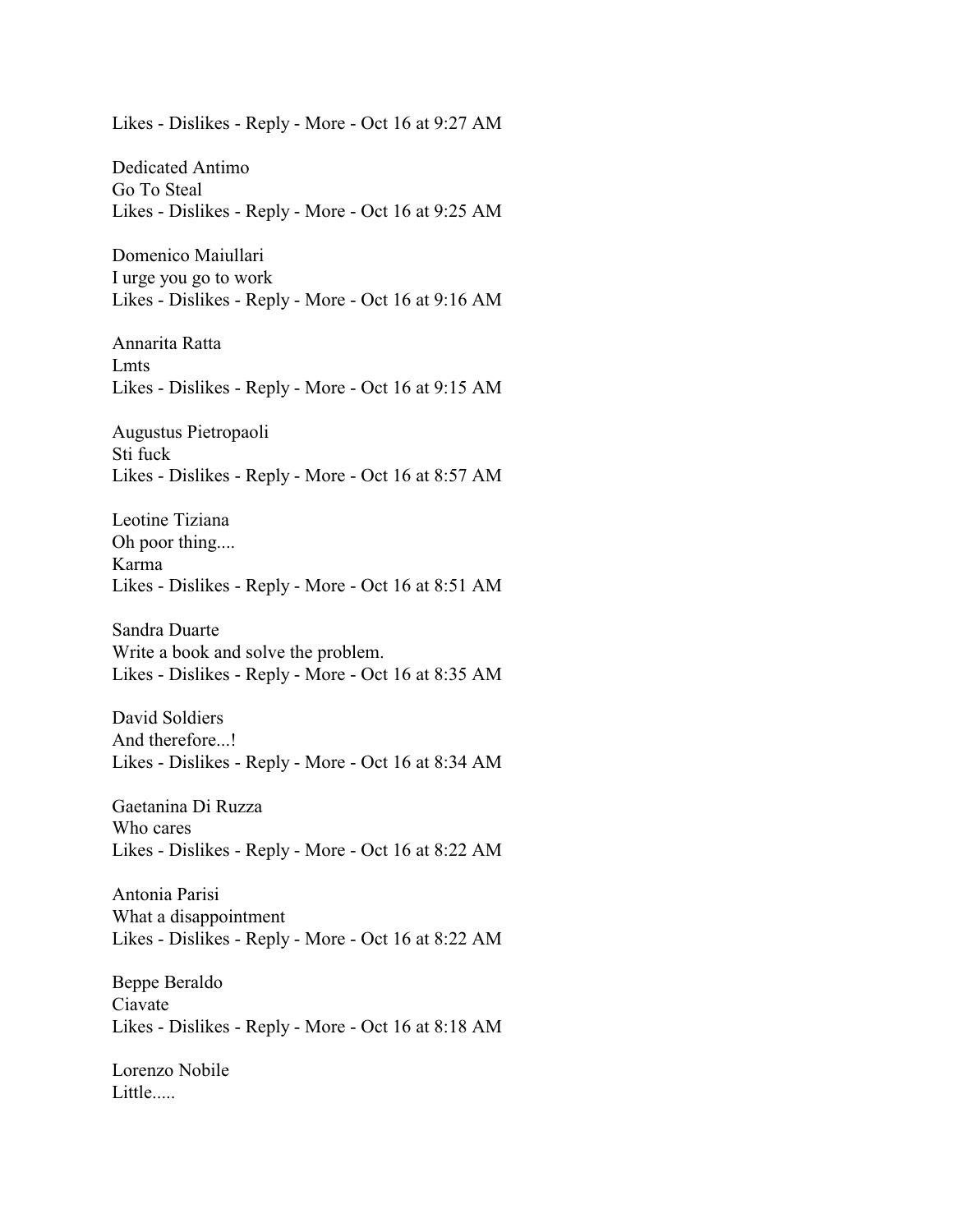Likes - Dislikes - Reply - More - Oct 16 at 9:27 AM

Dedicated Antimo
Go To Steal
Likes - Dislikes - Reply - More - Oct 16 at 9:25 AM

Domenico Maiullari
I urge you go to work
Likes - Dislikes - Reply - More - Oct 16 at 9:16 AM

Annarita Ratta
Lmts
Likes - Dislikes - Reply - More - Oct 16 at 9:15 AM

Augustus Pietropaoli
Sti fuck
Likes - Dislikes - Reply - More - Oct 16 at 8:57 AM

Leotine Tiziana
Oh poor thing....
Karma
Likes - Dislikes - Reply - More - Oct 16 at 8:51 AM

Sandra Duarte
Write a book and solve the problem.
Likes - Dislikes - Reply - More - Oct 16 at 8:35 AM

David Soldiers
And therefore...!
Likes - Dislikes - Reply - More - Oct 16 at 8:34 AM

Gaetanina Di Ruzza
Who cares
Likes - Dislikes - Reply - More - Oct 16 at 8:22 AM

Antonia Parisi
What a disappointment
Likes - Dislikes - Reply - More - Oct 16 at 8:22 AM

Beppe Beraldo
Ciavate
Likes - Dislikes - Reply - More - Oct 16 at 8:18 AM

Lorenzo Nobile
Little.....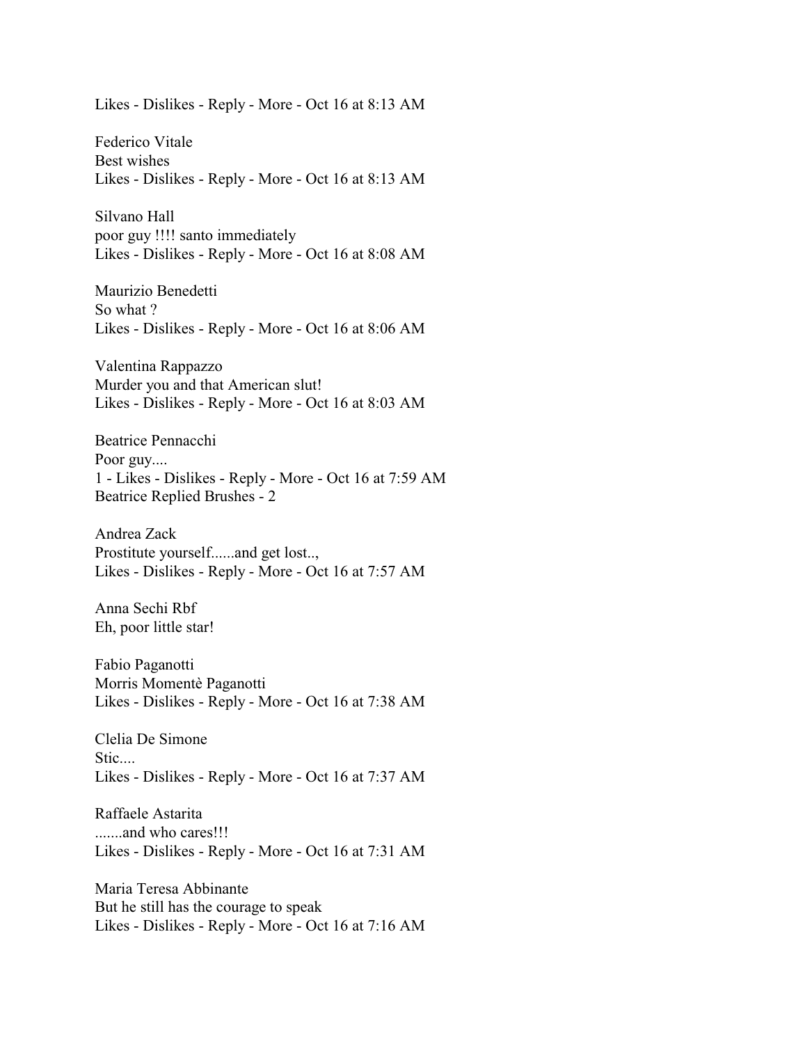Likes - Dislikes - Reply - More - Oct 16 at 8:13 AM

Federico Vitale
Best wishes
Likes - Dislikes - Reply - More - Oct 16 at 8:13 AM

Silvano Hall
poor guy !!!! santo immediately
Likes - Dislikes - Reply - More - Oct 16 at 8:08 AM

Maurizio Benedetti
So what ?
Likes - Dislikes - Reply - More - Oct 16 at 8:06 AM

Valentina Rappazzo
Murder you and that American slut!
Likes - Dislikes - Reply - More - Oct 16 at 8:03 AM

Beatrice Pennacchi
Poor guy....
1 - Likes - Dislikes - Reply - More - Oct 16 at 7:59 AM
Beatrice Replied Brushes - 2

Andrea Zack
Prostitute yourself......and get lost..,
Likes - Dislikes - Reply - More - Oct 16 at 7:57 AM

Anna Sechi Rbf
Eh, poor little star!

Fabio Paganotti
Morris Momentè Paganotti
Likes - Dislikes - Reply - More - Oct 16 at 7:38 AM

Clelia De Simone
Stic....
Likes - Dislikes - Reply - More - Oct 16 at 7:37 AM

Raffaele Astarita
.......and who cares!!!
Likes - Dislikes - Reply - More - Oct 16 at 7:31 AM

Maria Teresa Abbinante
But he still has the courage to speak
Likes - Dislikes - Reply - More - Oct 16 at 7:16 AM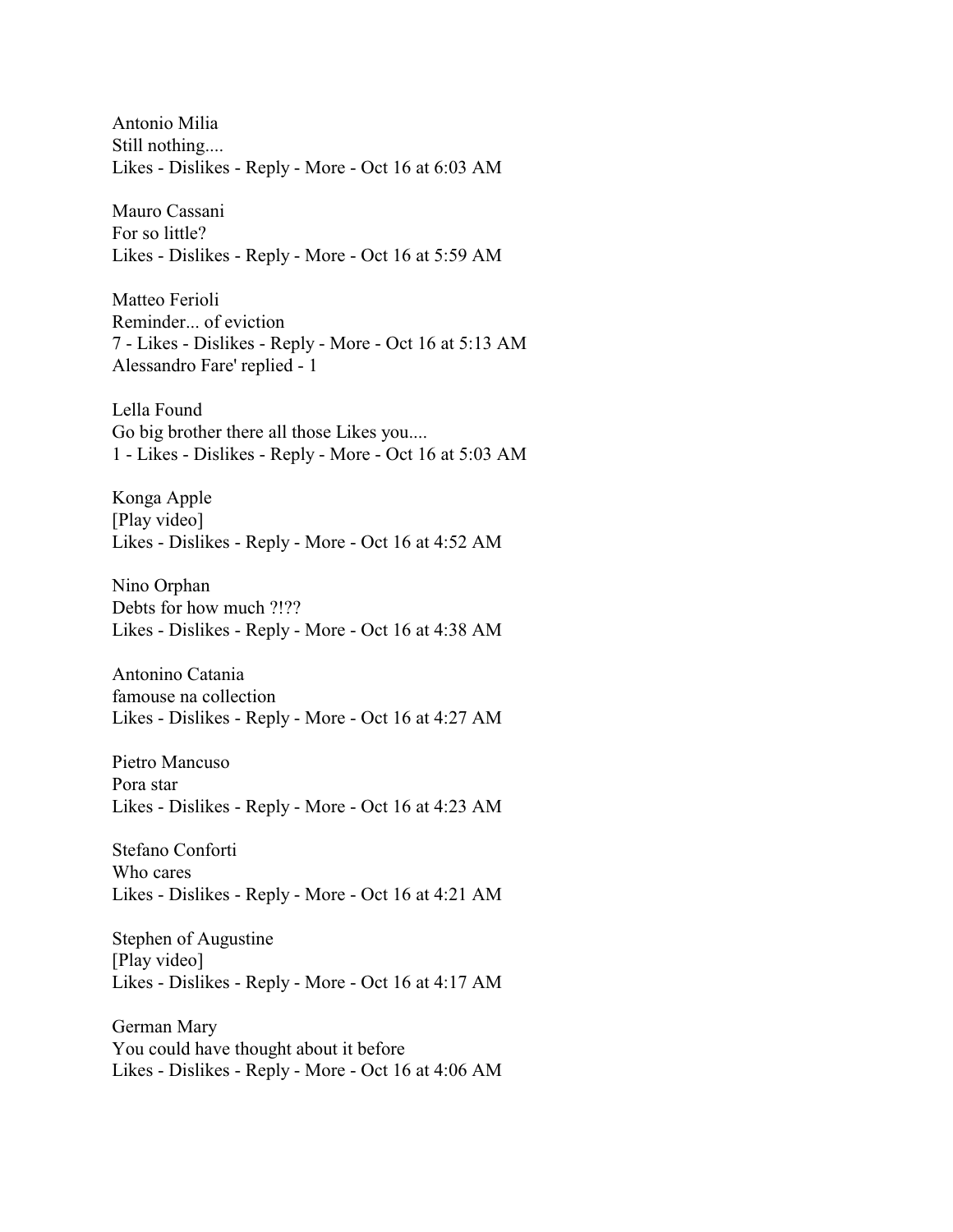Antonio Milia
Still nothing....
Likes - Dislikes - Reply - More - Oct 16 at 6:03 AM

Mauro Cassani
For so little?
Likes - Dislikes - Reply - More - Oct 16 at 5:59 AM

Matteo Ferioli
Reminder... of eviction
7 - Likes - Dislikes - Reply - More - Oct 16 at 5:13 AM
Alessandro Fare' replied - 1

Lella Found
Go big brother there all those Likes you....
1 - Likes - Dislikes - Reply - More - Oct 16 at 5:03 AM

Konga Apple
[Play video]
Likes - Dislikes - Reply - More - Oct 16 at 4:52 AM

Nino Orphan
Debts for how much ?!??
Likes - Dislikes - Reply - More - Oct 16 at 4:38 AM

Antonino Catania
famouse na collection
Likes - Dislikes - Reply - More - Oct 16 at 4:27 AM

Pietro Mancuso
Pora star
Likes - Dislikes - Reply - More - Oct 16 at 4:23 AM

Stefano Conforti
Who cares
Likes - Dislikes - Reply - More - Oct 16 at 4:21 AM

Stephen of Augustine
[Play video]
Likes - Dislikes - Reply - More - Oct 16 at 4:17 AM

German Mary
You could have thought about it before
Likes - Dislikes - Reply - More - Oct 16 at 4:06 AM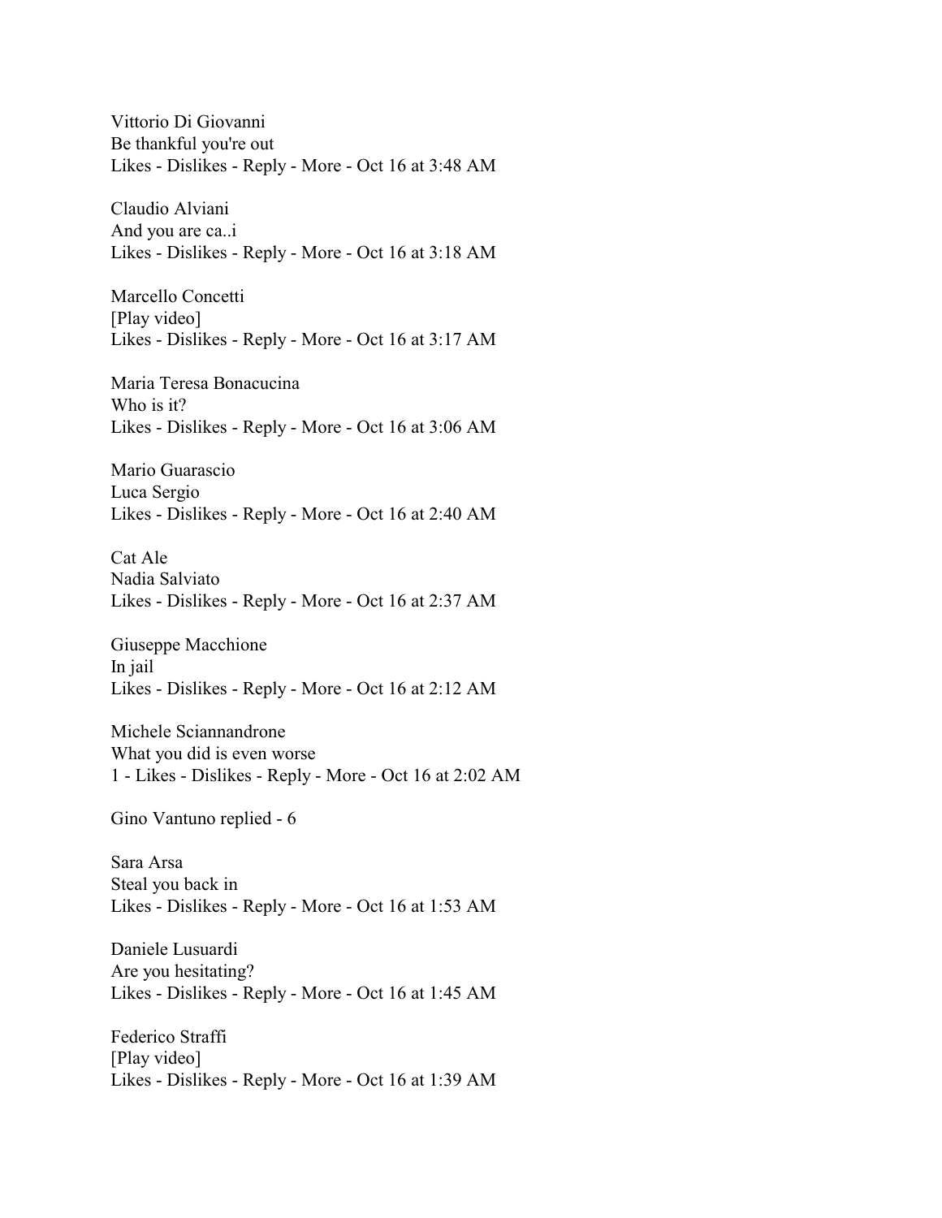Vittorio Di Giovanni
Be thankful you're out
Likes - Dislikes - Reply - More - Oct 16 at 3:48 AM

Claudio Alviani
And you are ca..i
Likes - Dislikes - Reply - More - Oct 16 at 3:18 AM

Marcello Concetti
[Play video]
Likes - Dislikes - Reply - More - Oct 16 at 3:17 AM

Maria Teresa Bonacucina
Who is it?
Likes - Dislikes - Reply - More - Oct 16 at 3:06 AM

Mario Guarascio
Luca Sergio
Likes - Dislikes - Reply - More - Oct 16 at 2:40 AM

Cat Ale
Nadia Salviato
Likes - Dislikes - Reply - More - Oct 16 at 2:37 AM

Giuseppe Macchione
In jail
Likes - Dislikes - Reply - More - Oct 16 at 2:12 AM

Michele Sciannandrone
What you did is even worse
1 - Likes - Dislikes - Reply - More - Oct 16 at 2:02 AM

Gino Vantuno replied - 6

Sara Arsa
Steal you back in
Likes - Dislikes - Reply - More - Oct 16 at 1:53 AM

Daniele Lusuardi
Are you hesitating?
Likes - Dislikes - Reply - More - Oct 16 at 1:45 AM

Federico Straffi
[Play video]
Likes - Dislikes - Reply - More - Oct 16 at 1:39 AM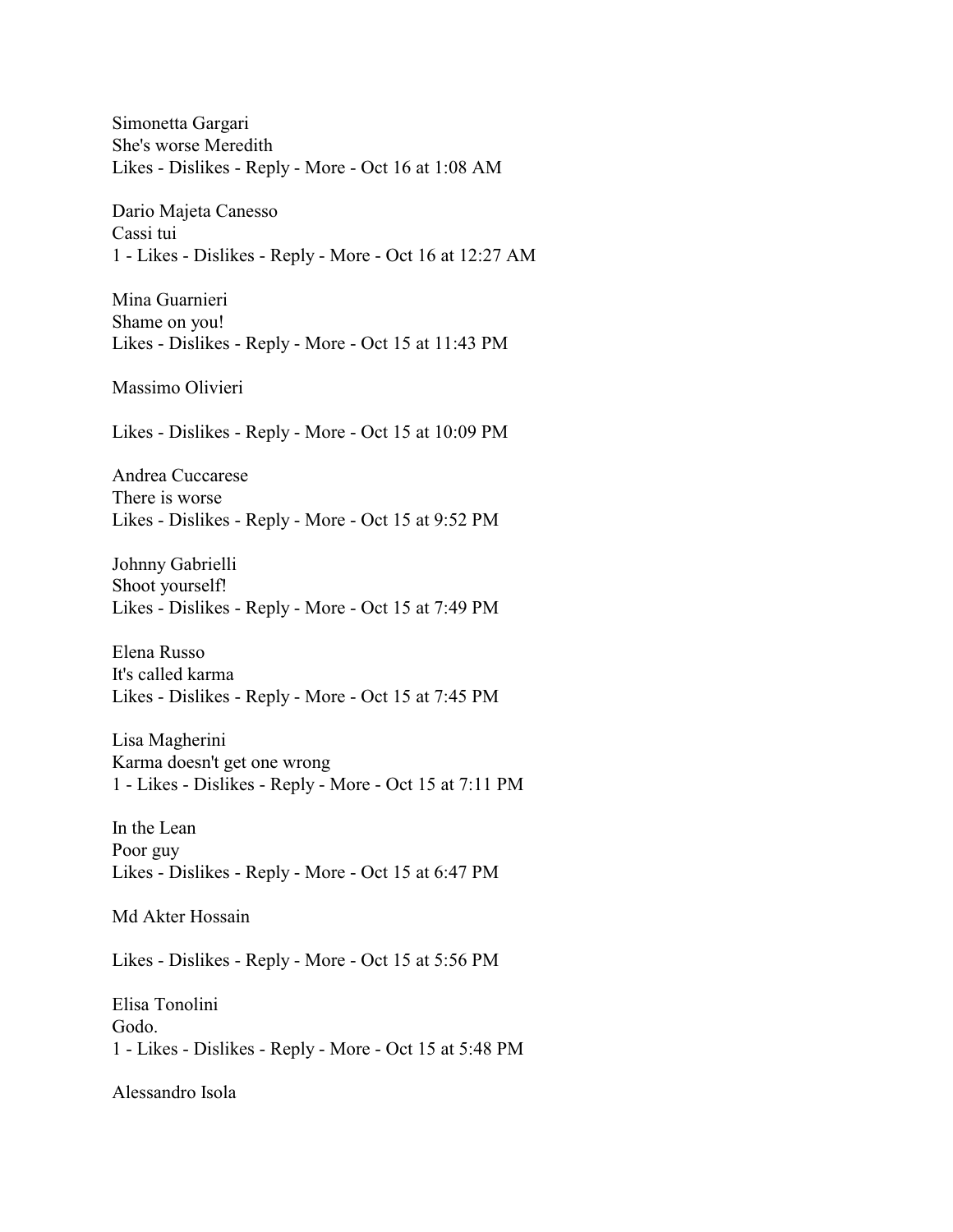Simonetta Gargari
She's worse Meredith
Likes - Dislikes - Reply - More - Oct 16 at 1:08 AM

Dario Majeta Canesso
Cassi tui
1 - Likes - Dislikes - Reply - More - Oct 16 at 12:27 AM

Mina Guarnieri
Shame on you!
Likes - Dislikes - Reply - More - Oct 15 at 11:43 PM

Massimo Olivieri

Likes - Dislikes - Reply - More - Oct 15 at 10:09 PM

Andrea Cuccarese
There is worse
Likes - Dislikes - Reply - More - Oct 15 at 9:52 PM

Johnny Gabrielli
Shoot yourself!
Likes - Dislikes - Reply - More - Oct 15 at 7:49 PM

Elena Russo
It's called karma
Likes - Dislikes - Reply - More - Oct 15 at 7:45 PM

Lisa Magherini
Karma doesn't get one wrong
1 - Likes - Dislikes - Reply - More - Oct 15 at 7:11 PM

In the Lean
Poor guy
Likes - Dislikes - Reply - More - Oct 15 at 6:47 PM

Md Akter Hossain

Likes - Dislikes - Reply - More - Oct 15 at 5:56 PM

Elisa Tonolini
Godo.
1 - Likes - Dislikes - Reply - More - Oct 15 at 5:48 PM

Alessandro Isola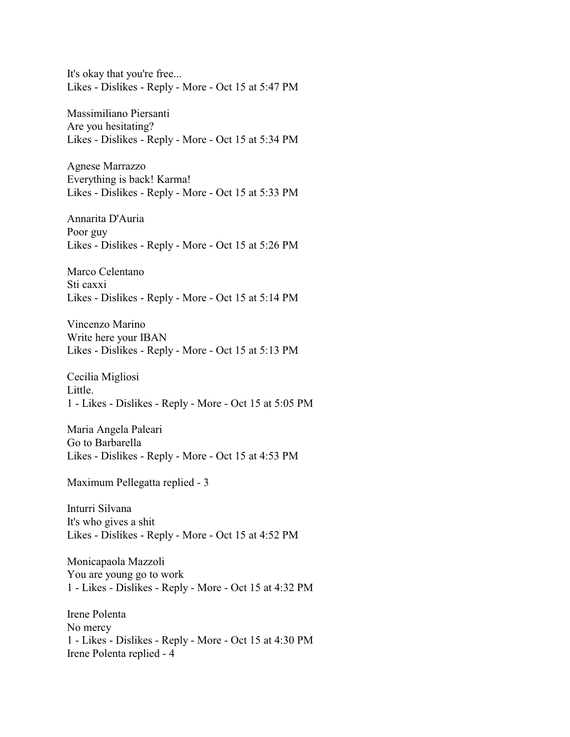It's okay that you're free...
Likes - Dislikes - Reply - More - Oct 15 at 5:47 PM

Massimiliano Piersanti
Are you hesitating?
Likes - Dislikes - Reply - More - Oct 15 at 5:34 PM

Agnese Marrazzo
Everything is back! Karma!
Likes - Dislikes - Reply - More - Oct 15 at 5:33 PM

Annarita D'Auria
Poor guy
Likes - Dislikes - Reply - More - Oct 15 at 5:26 PM

Marco Celentano
Sti caxxi
Likes - Dislikes - Reply - More - Oct 15 at 5:14 PM

Vincenzo Marino
Write here your IBAN
Likes - Dislikes - Reply - More - Oct 15 at 5:13 PM

Cecilia Migliosi
Little.
1 - Likes - Dislikes - Reply - More - Oct 15 at 5:05 PM

Maria Angela Paleari
Go to Barbarella
Likes - Dislikes - Reply - More - Oct 15 at 4:53 PM

Maximum Pellegatta replied - 3

Inturri Silvana
It's who gives a shit
Likes - Dislikes - Reply - More - Oct 15 at 4:52 PM

Monicapaola Mazzoli
You are young go to work
1 - Likes - Dislikes - Reply - More - Oct 15 at 4:32 PM

Irene Polenta
No mercy
1 - Likes - Dislikes - Reply - More - Oct 15 at 4:30 PM
Irene Polenta replied - 4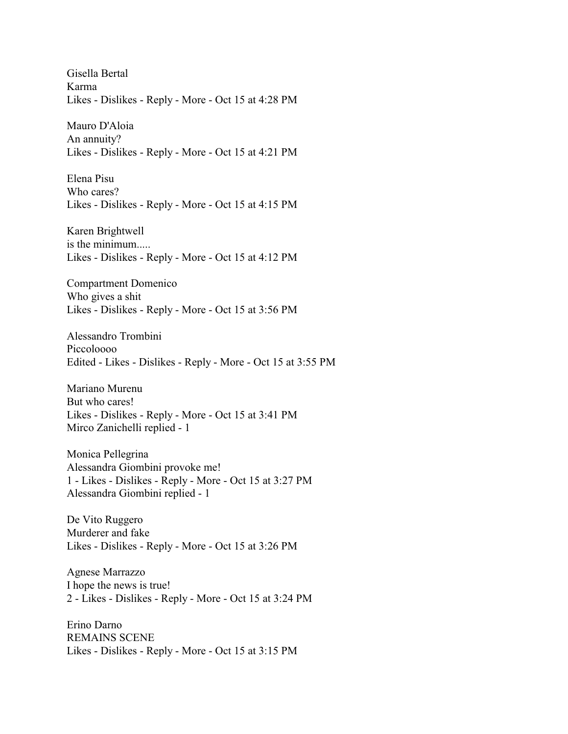Gisella Bertal
Karma
Likes - Dislikes - Reply - More - Oct 15 at 4:28 PM

Mauro D'Aloia
An annuity?
Likes - Dislikes - Reply - More - Oct 15 at 4:21 PM

Elena Pisu
Who cares?
Likes - Dislikes - Reply - More - Oct 15 at 4:15 PM

Karen Brightwell
is the minimum.....
Likes - Dislikes - Reply - More - Oct 15 at 4:12 PM

Compartment Domenico
Who gives a shit
Likes - Dislikes - Reply - More - Oct 15 at 3:56 PM

Alessandro Trombini
Piccoloooo
Edited - Likes - Dislikes - Reply - More - Oct 15 at 3:55 PM

Mariano Murenu
But who cares!
Likes - Dislikes - Reply - More - Oct 15 at 3:41 PM
Mirco Zanichelli replied - 1

Monica Pellegrina
Alessandra Giombini provoke me!
1 - Likes - Dislikes - Reply - More - Oct 15 at 3:27 PM
Alessandra Giombini replied - 1

De Vito Ruggero
Murderer and fake
Likes - Dislikes - Reply - More - Oct 15 at 3:26 PM

Agnese Marrazzo
I hope the news is true!
2 - Likes - Dislikes - Reply - More - Oct 15 at 3:24 PM

Erino Darno
REMAINS SCENE
Likes - Dislikes - Reply - More - Oct 15 at 3:15 PM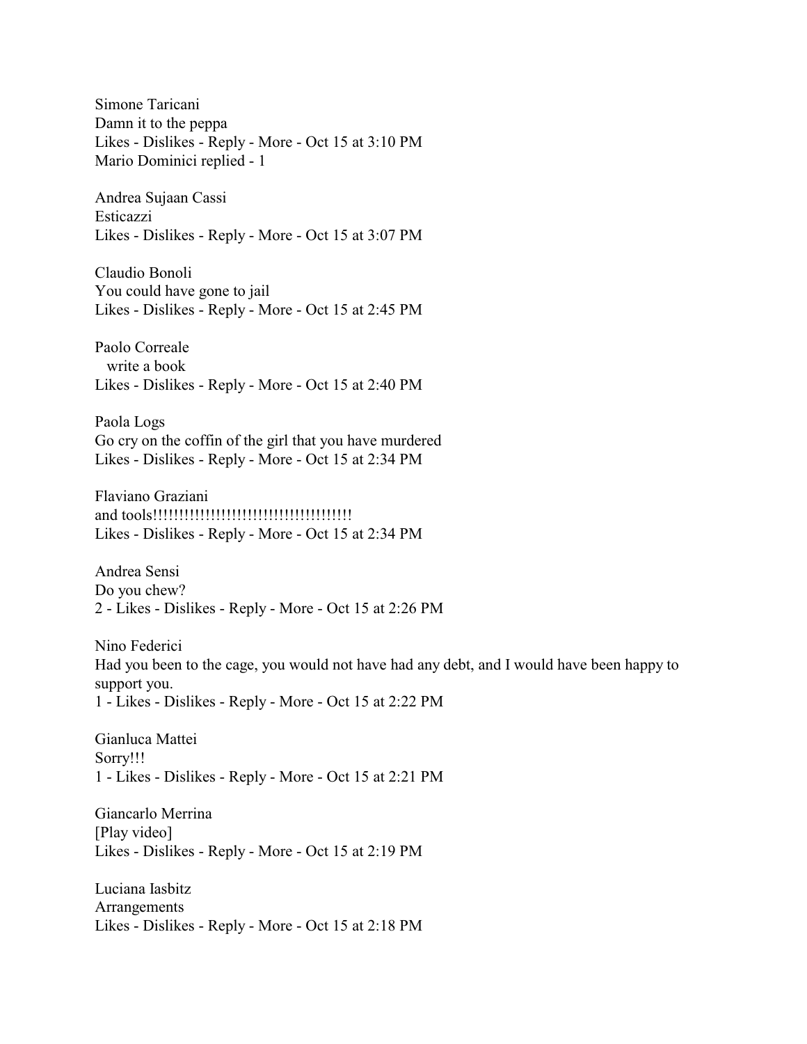Simone Taricani
Damn it to the peppa
Likes - Dislikes - Reply - More - Oct 15 at 3:10 PM
Mario Dominici replied - 1

Andrea Sujaan Cassi
Esticazzi
Likes - Dislikes - Reply - More - Oct 15 at 3:07 PM

Claudio Bonoli
You could have gone to jail
Likes - Dislikes - Reply - More - Oct 15 at 2:45 PM

Paolo Correale
write a book
Likes - Dislikes - Reply - More - Oct 15 at 2:40 PM

Paola Logs
Go cry on the coffin of the girl that you have murdered
Likes - Dislikes - Reply - More - Oct 15 at 2:34 PM

Flaviano Graziani
and tools!!!!!!!!!!!!!!!!!!!!!!!!!!!!!!!!!!!!!!!
Likes - Dislikes - Reply - More - Oct 15 at 2:34 PM

Andrea Sensi
Do you chew?
2 - Likes - Dislikes - Reply - More - Oct 15 at 2:26 PM

Nino Federici
Had you been to the cage, you would not have had any debt, and I would have been happy to support you.
1 - Likes - Dislikes - Reply - More - Oct 15 at 2:22 PM

Gianluca Mattei
Sorry!!!
1 - Likes - Dislikes - Reply - More - Oct 15 at 2:21 PM

Giancarlo Merrina
[Play video]
Likes - Dislikes - Reply - More - Oct 15 at 2:19 PM

Luciana Iasbitz
Arrangements
Likes - Dislikes - Reply - More - Oct 15 at 2:18 PM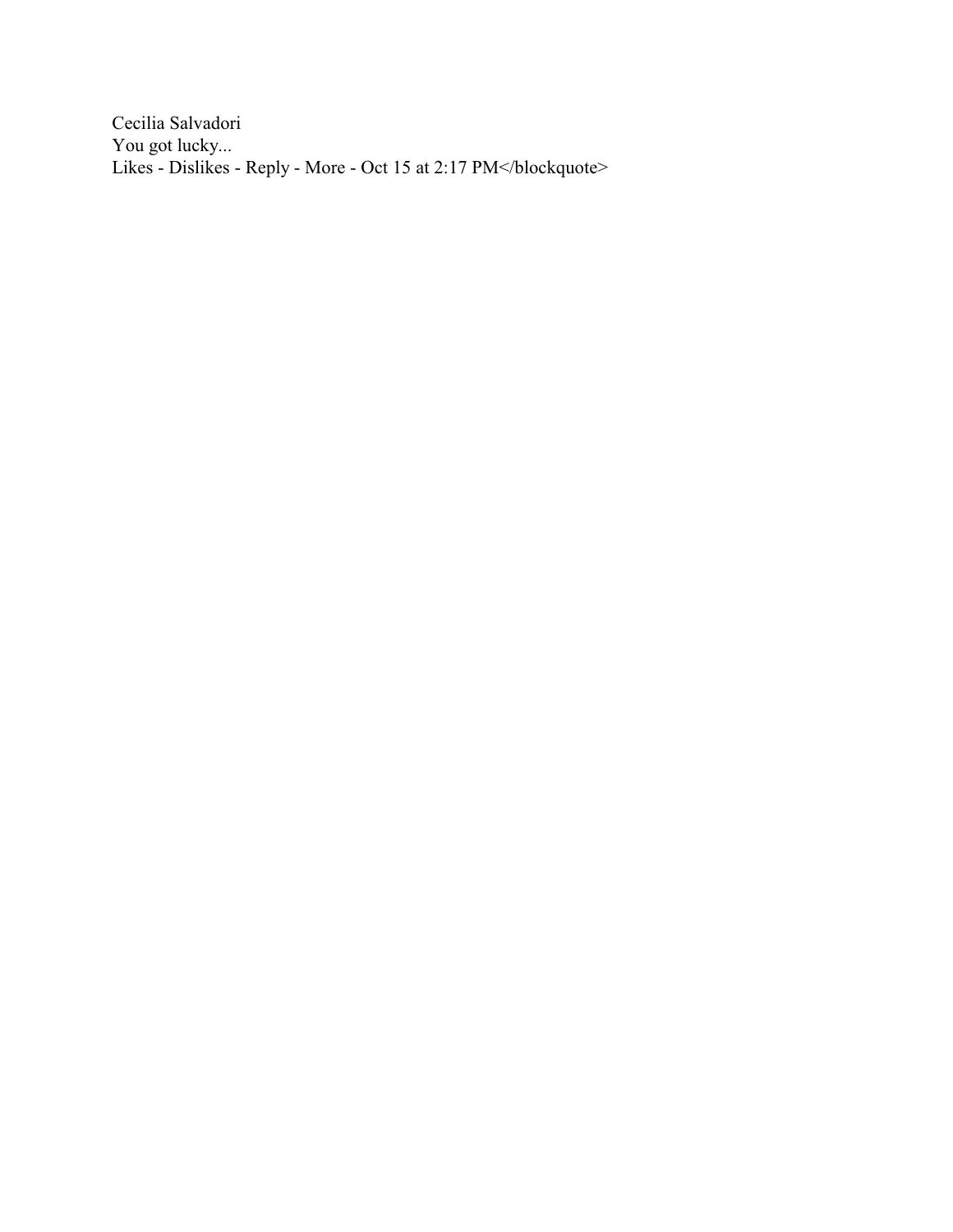Cecilia Salvadori
You got lucky...
Likes - Dislikes - Reply - More - Oct 15 at 2:17 PM</blockquote>